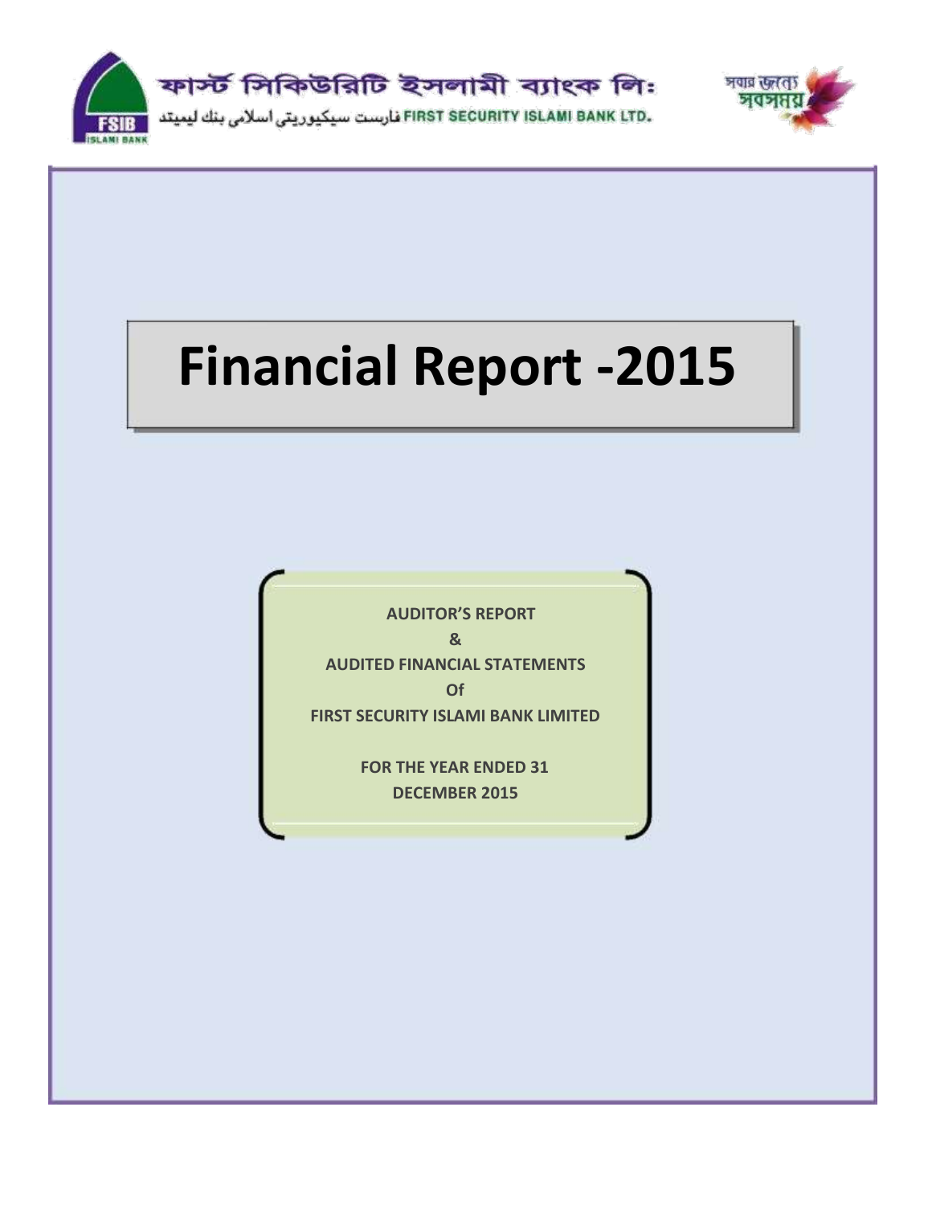ফার্স্ট সিকিউরিটি ইসলামী ব্যাংক লিঃ

فارست سيكيوريتي اسلامي بنك ليميتد FIRST SECURITY ISLAMI BANK LTD.

সবার জন্যে সবসময়

# Financial Report -2015

**AUDITOR'S REPORT**

**&**

**AUDITED FINANCIAL STATEMENTS**

**Of**

**FIRST SECURITY ISLAMI BANK LIMITED**

**FOR THE YEAR ENDED 31 DECEMBER 2015**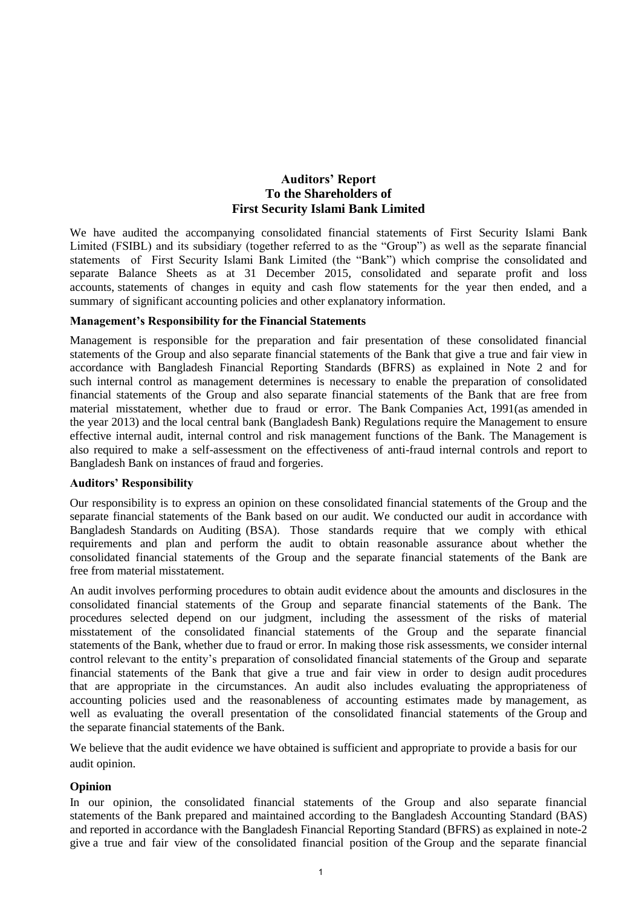## Auditors' Report
## To the Shareholders of
## First Security Islami Bank Limited

We have audited the accompanying consolidated financial statements of First Security Islami Bank Limited (FSIBL) and its subsidiary (together referred to as the "Group") as well as the separate financial statements of First Security Islami Bank Limited (the "Bank") which comprise the consolidated and separate Balance Sheets as at 31 December 2015, consolidated and separate profit and loss accounts, statements of changes in equity and cash flow statements for the year then ended, and a summary of significant accounting policies and other explanatory information.

**Management's Responsibility for the Financial Statements**

Management is responsible for the preparation and fair presentation of these consolidated financial statements of the Group and also separate financial statements of the Bank that give a true and fair view in accordance with Bangladesh Financial Reporting Standards (BFRS) as explained in Note 2 and for such internal control as management determines is necessary to enable the preparation of consolidated financial statements of the Group and also separate financial statements of the Bank that are free from material misstatement, whether due to fraud or error. The Bank Companies Act, 1991(as amended in the year 2013) and the local central bank (Bangladesh Bank) Regulations require the Management to ensure effective internal audit, internal control and risk management functions of the Bank. The Management is also required to make a self-assessment on the effectiveness of anti-fraud internal controls and report to Bangladesh Bank on instances of fraud and forgeries.

**Auditors' Responsibility**

Our responsibility is to express an opinion on these consolidated financial statements of the Group and the separate financial statements of the Bank based on our audit. We conducted our audit in accordance with Bangladesh Standards on Auditing (BSA). Those standards require that we comply with ethical requirements and plan and perform the audit to obtain reasonable assurance about whether the consolidated financial statements of the Group and the separate financial statements of the Bank are free from material misstatement.

An audit involves performing procedures to obtain audit evidence about the amounts and disclosures in the consolidated financial statements of the Group and separate financial statements of the Bank. The procedures selected depend on our judgment, including the assessment of the risks of material misstatement of the consolidated financial statements of the Group and the separate financial statements of the Bank, whether due to fraud or error. In making those risk assessments, we consider internal control relevant to the entity's preparation of consolidated financial statements of the Group and separate financial statements of the Bank that give a true and fair view in order to design audit procedures that are appropriate in the circumstances. An audit also includes evaluating the appropriateness of accounting policies used and the reasonableness of accounting estimates made by management, as well as evaluating the overall presentation of the consolidated financial statements of the Group and the separate financial statements of the Bank.

We believe that the audit evidence we have obtained is sufficient and appropriate to provide a basis for our audit opinion.

**Opinion**

In our opinion, the consolidated financial statements of the Group and also separate financial statements of the Bank prepared and maintained according to the Bangladesh Accounting Standard (BAS) and reported in accordance with the Bangladesh Financial Reporting Standard (BFRS) as explained in note-2 give a true and fair view of the consolidated financial position of the Group and the separate financial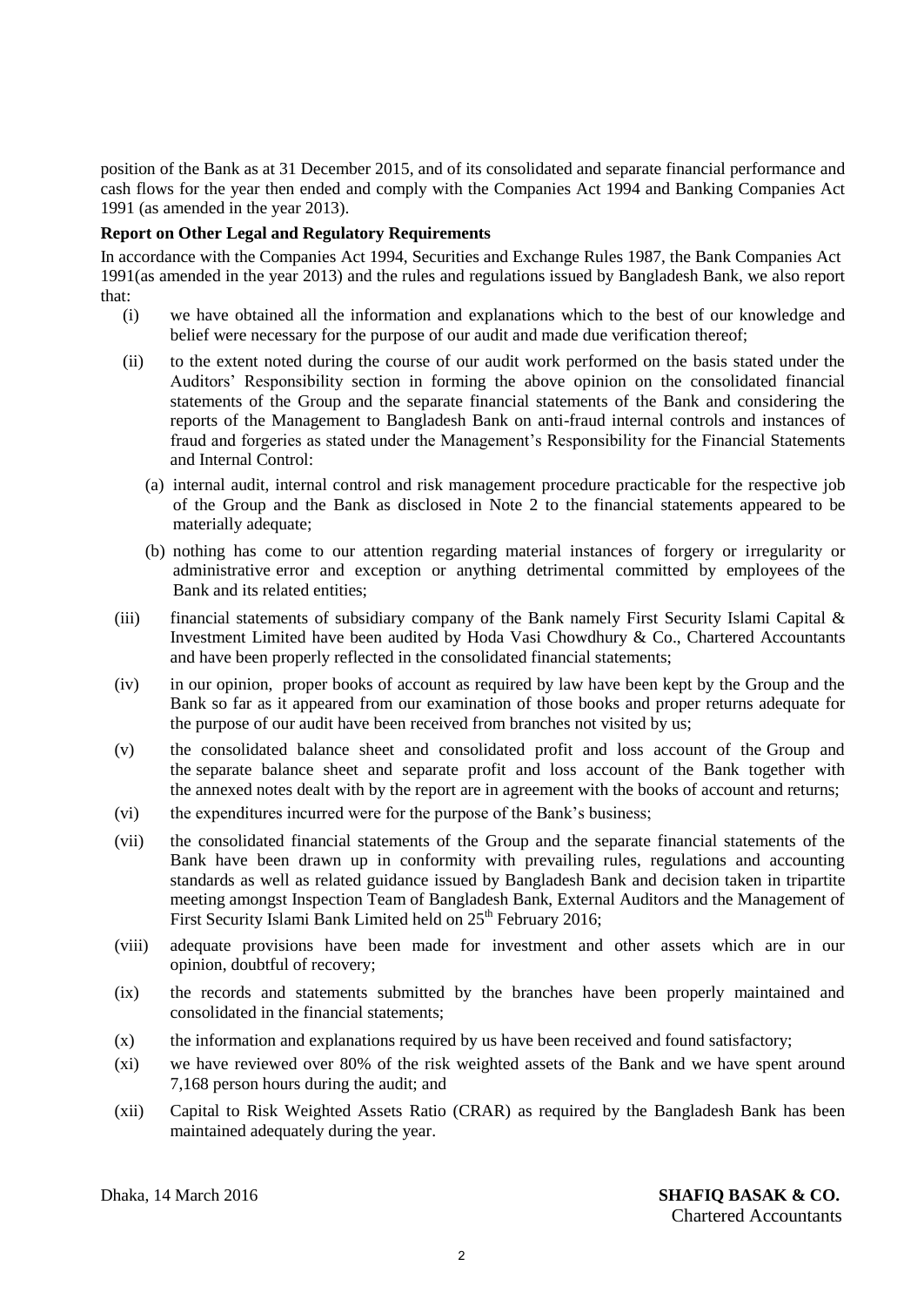position of the Bank as at 31 December 2015, and of its consolidated and separate financial performance and cash flows for the year then ended and comply with the Companies Act 1994 and Banking Companies Act 1991 (as amended in the year 2013).

**Report on Other Legal and Regulatory Requirements**

In accordance with the Companies Act 1994, Securities and Exchange Rules 1987, the Bank Companies Act 1991(as amended in the year 2013) and the rules and regulations issued by Bangladesh Bank, we also report that:

(i) we have obtained all the information and explanations which to the best of our knowledge and belief were necessary for the purpose of our audit and made due verification thereof;

(ii) to the extent noted during the course of our audit work performed on the basis stated under the Auditors' Responsibility section in forming the above opinion on the consolidated financial statements of the Group and the separate financial statements of the Bank and considering the reports of the Management to Bangladesh Bank on anti-fraud internal controls and instances of fraud and forgeries as stated under the Management's Responsibility for the Financial Statements and Internal Control:

   (a) internal audit, internal control and risk management procedure practicable for the respective job of the Group and the Bank as disclosed in Note 2 to the financial statements appeared to be materially adequate;

   (b) nothing has come to our attention regarding material instances of forgery or irregularity or administrative error and exception or anything detrimental committed by employees of the Bank and its related entities;

(iii) financial statements of subsidiary company of the Bank namely First Security Islami Capital & Investment Limited have been audited by Hoda Vasi Chowdhury & Co., Chartered Accountants and have been properly reflected in the consolidated financial statements;

(iv) in our opinion, proper books of account as required by law have been kept by the Group and the Bank so far as it appeared from our examination of those books and proper returns adequate for the purpose of our audit have been received from branches not visited by us;

(v) the consolidated balance sheet and consolidated profit and loss account of the Group and the separate balance sheet and separate profit and loss account of the Bank together with the annexed notes dealt with by the report are in agreement with the books of account and returns;

(vi) the expenditures incurred were for the purpose of the Bank's business;

(vii) the consolidated financial statements of the Group and the separate financial statements of the Bank have been drawn up in conformity with prevailing rules, regulations and accounting standards as well as related guidance issued by Bangladesh Bank and decision taken in tripartite meeting amongst Inspection Team of Bangladesh Bank, External Auditors and the Management of First Security Islami Bank Limited held on 25th February 2016;

(viii) adequate provisions have been made for investment and other assets which are in our opinion, doubtful of recovery;

(ix) the records and statements submitted by the branches have been properly maintained and consolidated in the financial statements;

(x) the information and explanations required by us have been received and found satisfactory;

(xi) we have reviewed over 80% of the risk weighted assets of the Bank and we have spent around 7,168 person hours during the audit; and

(xii) Capital to Risk Weighted Assets Ratio (CRAR) as required by the Bangladesh Bank has been maintained adequately during the year.

Dhaka, 14 March 2016

**SHAFIQ BASAK & CO.**
Chartered Accountants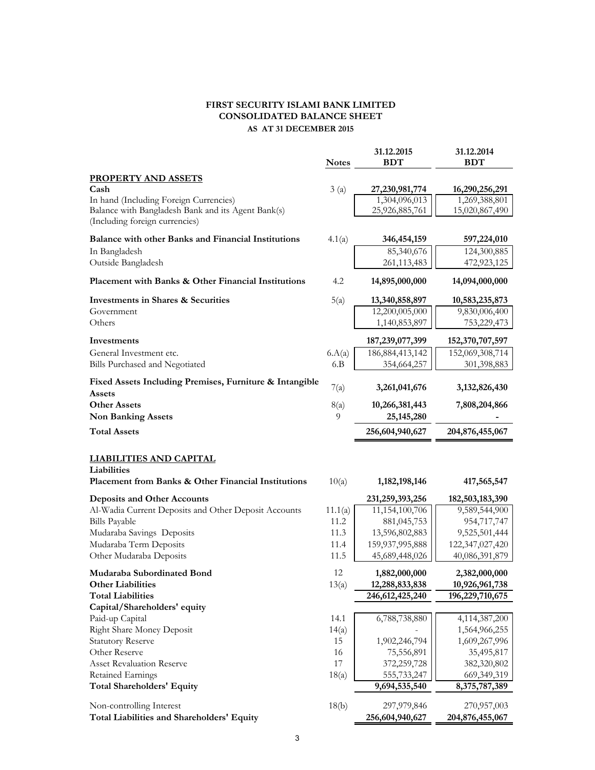# FIRST SECURITY ISLAMI BANK LIMITED
## CONSOLIDATED BALANCE SHEET
### AS AT 31 DECEMBER 2015

| | Notes | 31.12.2015 BDT | 31.12.2014 BDT |
|---|---|---|---|
| **PROPERTY AND ASSETS** | | | |
| **Cash** | 3 (a) | **27,230,981,774** | **16,290,256,291** |
| In hand (Including Foreign Currencies) | | 1,304,096,013 | 1,269,388,801 |
| Balance with Bangladesh Bank and its Agent Bank(s) (Including foreign currencies) | | 25,926,885,761 | 15,020,867,490 |
| **Balance with other Banks and Financial Institutions** | 4.1(a) | **346,454,159** | **597,224,010** |
| In Bangladesh | | 85,340,676 | 124,300,885 |
| Outside Bangladesh | | 261,113,483 | 472,923,125 |
| **Placement with Banks & Other Financial Institutions** | 4.2 | **14,895,000,000** | **14,094,000,000** |
| **Investments in Shares & Securities** | 5(a) | **13,340,858,897** | **10,583,235,873** |
| Government | | 12,200,005,000 | 9,830,006,400 |
| Others | | 1,140,853,897 | 753,229,473 |
| **Investments** | | **187,239,077,399** | **152,370,707,597** |
| General Investment etc. | 6.A(a) | 186,884,413,142 | 152,069,308,714 |
| Bills Purchased and Negotiated | 6.B | 354,664,257 | 301,398,883 |
| **Fixed Assets Including Premises, Furniture & Intangible Assets** | 7(a) | **3,261,041,676** | **3,132,826,430** |
| **Other Assets** | 8(a) | **10,266,381,443** | **7,808,204,866** |
| **Non Banking Assets** | 9 | **25,145,280** | **-** |
| **Total Assets** | | **256,604,940,627** | **204,876,455,067** |
| | | | |
| **LIABILITIES AND CAPITAL** | | | |
| **Liabilities** | | | |
| **Placement from Banks & Other Financial Institutions** | 10(a) | **1,182,198,146** | **417,565,547** |
| **Deposits and Other Accounts** | | **231,259,393,256** | **182,503,183,390** |
| Al-Wadia Current Deposits and Other Deposit Accounts | 11.1(a) | 11,154,100,706 | 9,589,544,900 |
| Bills Payable | 11.2 | 881,045,753 | 954,717,747 |
| Mudaraba Savings Deposits | 11.3 | 13,596,802,883 | 9,525,501,444 |
| Mudaraba Term Deposits | 11.4 | 159,937,995,888 | 122,347,027,420 |
| Other Mudaraba Deposits | 11.5 | 45,689,448,026 | 40,086,391,879 |
| **Mudaraba Subordinated Bond** | 12 | **1,882,000,000** | **2,382,000,000** |
| **Other Liabilities** | 13(a) | **12,288,833,838** | **10,926,961,738** |
| **Total Liabilities** | | **246,612,425,240** | **196,229,710,675** |
| **Capital/Shareholders' equity** | | | |
| Paid-up Capital | 14.1 | 6,788,738,880 | 4,114,387,200 |
| Right Share Money Deposit | 14(a) | - | 1,564,966,255 |
| Statutory Reserve | 15 | 1,902,246,794 | 1,609,267,996 |
| Other Reserve | 16 | 75,556,891 | 35,495,817 |
| Asset Revaluation Reserve | 17 | 372,259,728 | 382,320,802 |
| Retained Earnings | 18(a) | 555,733,247 | 669,349,319 |
| **Total Shareholders' Equity** | | **9,694,535,540** | **8,375,787,389** |
| Non-controlling Interest | 18(b) | 297,979,846 | 270,957,003 |
| **Total Liabilities and Shareholders' Equity** | | **256,604,940,627** | **204,876,455,067** |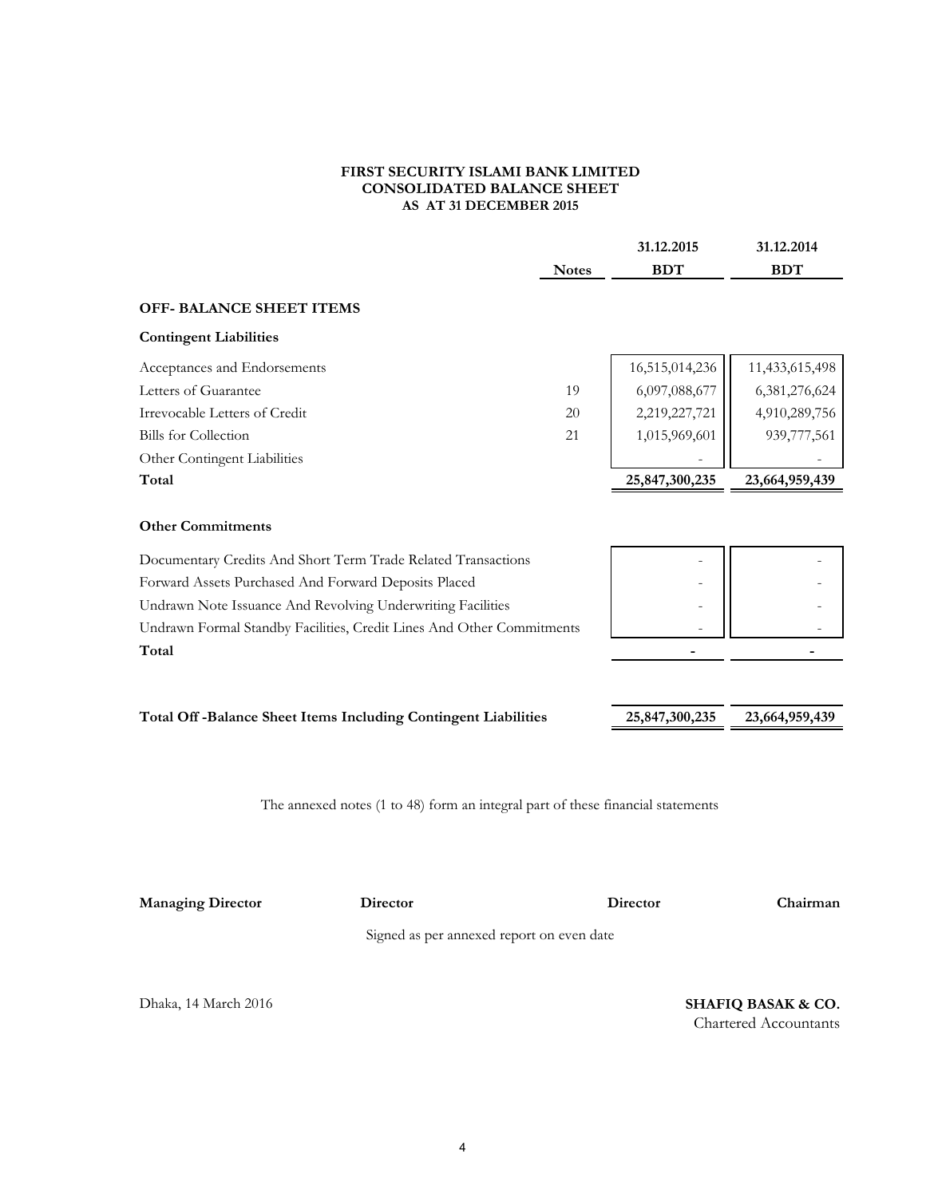**FIRST SECURITY ISLAMI BANK LIMITED**
**CONSOLIDATED BALANCE SHEET**
**AS AT 31 DECEMBER 2015**

| | Notes | 31.12.2015 BDT | 31.12.2014 BDT |
|---|---|---|---|
| **OFF- BALANCE SHEET ITEMS** | | | |
| **Contingent Liabilities** | | | |
| Acceptances and Endorsements | | 16,515,014,236 | 11,433,615,498 |
| Letters of Guarantee | 19 | 6,097,088,677 | 6,381,276,624 |
| Irrevocable Letters of Credit | 20 | 2,219,227,721 | 4,910,289,756 |
| Bills for Collection | 21 | 1,015,969,601 | 939,777,561 |
| Other Contingent Liabilities | | - | - |
| **Total** | | **25,847,300,235** | **23,664,959,439** |
| **Other Commitments** | | | |
| Documentary Credits And Short Term Trade Related Transactions | | - | - |
| Forward Assets Purchased And Forward Deposits Placed | | - | - |
| Undrawn Note Issuance And Revolving Underwriting Facilities | | - | - |
| Undrawn Formal Standby Facilities, Credit Lines And Other Commitments | | - | - |
| **Total** | | **-** | **-** |
| **Total Off -Balance Sheet Items Including Contingent Liabilities** | | **25,847,300,235** | **23,664,959,439** |

The annexed notes (1 to 48) form an integral part of these financial statements

**Managing Director** **Director** **Director** **Chairman**

Signed as per annexed report on even date

Dhaka, 14 March 2016

**SHAFIQ BASAK & CO.**
Chartered Accountants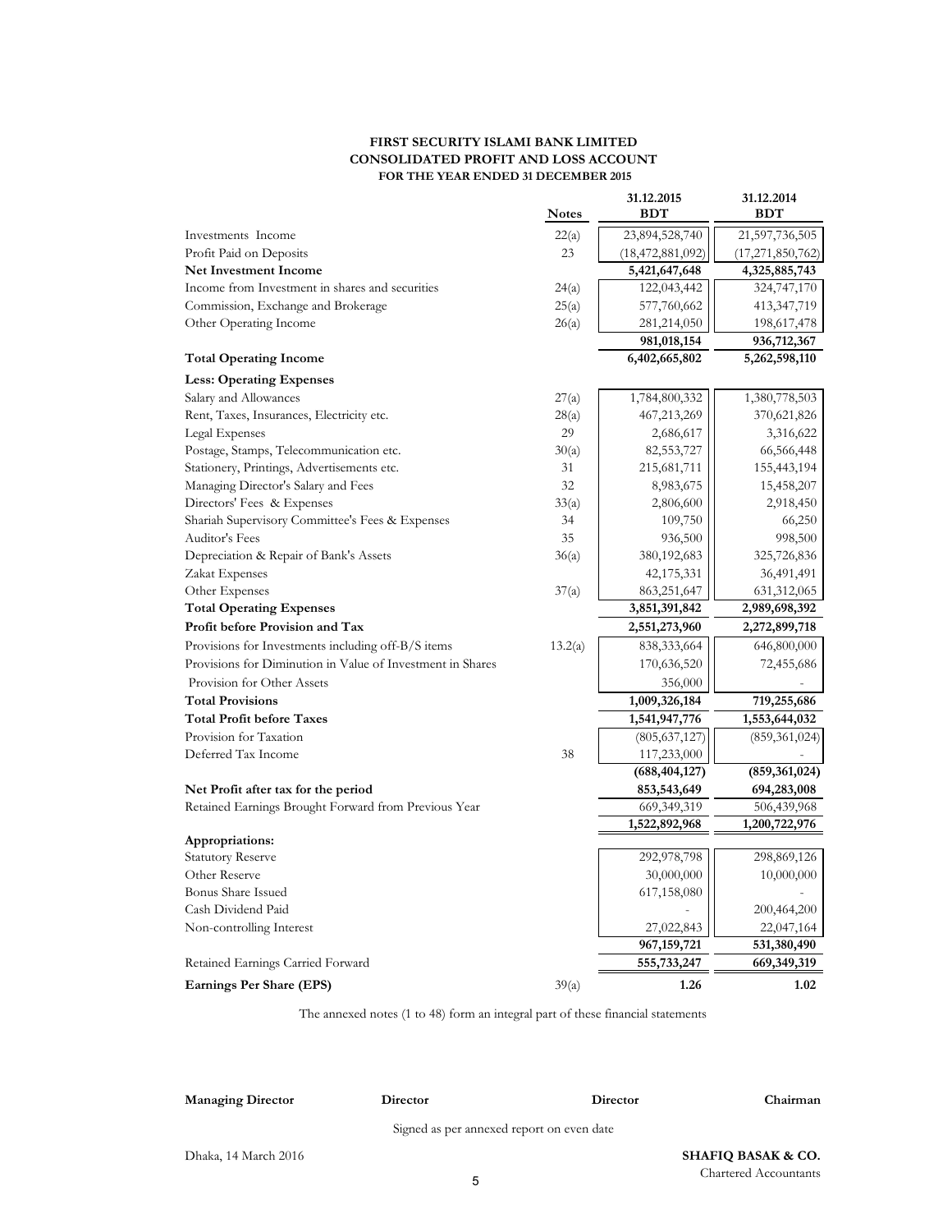# FIRST SECURITY ISLAMI BANK LIMITED
## CONSOLIDATED PROFIT AND LOSS ACCOUNT
### FOR THE YEAR ENDED 31 DECEMBER 2015

| | Notes | 31.12.2015 BDT | 31.12.2014 BDT |
|---|---|---|---|
| Investments Income | 22(a) | 23,894,528,740 | 21,597,736,505 |
| Profit Paid on Deposits | 23 | (18,472,881,092) | (17,271,850,762) |
| **Net Investment Income** | | **5,421,647,648** | **4,325,885,743** |
| Income from Investment in shares and securities | 24(a) | 122,043,442 | 324,747,170 |
| Commission, Exchange and Brokerage | 25(a) | 577,760,662 | 413,347,719 |
| Other Operating Income | 26(a) | 281,214,050 | 198,617,478 |
| | | **981,018,154** | **936,712,367** |
| **Total Operating Income** | | **6,402,665,802** | **5,262,598,110** |
| **Less: Operating Expenses** | | | |
| Salary and Allowances | 27(a) | 1,784,800,332 | 1,380,778,503 |
| Rent, Taxes, Insurances, Electricity etc. | 28(a) | 467,213,269 | 370,621,826 |
| Legal Expenses | 29 | 2,686,617 | 3,316,622 |
| Postage, Stamps, Telecommunication etc. | 30(a) | 82,553,727 | 66,566,448 |
| Stationery, Printings, Advertisements etc. | 31 | 215,681,711 | 155,443,194 |
| Managing Director's Salary and Fees | 32 | 8,983,675 | 15,458,207 |
| Directors' Fees & Expenses | 33(a) | 2,806,600 | 2,918,450 |
| Shariah Supervisory Committee's Fees & Expenses | 34 | 109,750 | 66,250 |
| Auditor's Fees | 35 | 936,500 | 998,500 |
| Depreciation & Repair of Bank's Assets | 36(a) | 380,192,683 | 325,726,836 |
| Zakat Expenses | | 42,175,331 | 36,491,491 |
| Other Expenses | 37(a) | 863,251,647 | 631,312,065 |
| **Total Operating Expenses** | | **3,851,391,842** | **2,989,698,392** |
| **Profit before Provision and Tax** | | **2,551,273,960** | **2,272,899,718** |
| Provisions for Investments including off-B/S items | 13.2(a) | 838,333,664 | 646,800,000 |
| Provisions for Diminution in Value of Investment in Shares | | 170,636,520 | 72,455,686 |
| Provision for Other Assets | | 356,000 | - |
| **Total Provisions** | | **1,009,326,184** | **719,255,686** |
| **Total Profit before Taxes** | | **1,541,947,776** | **1,553,644,032** |
| Provision for Taxation | | (805,637,127) | (859,361,024) |
| Deferred Tax Income | 38 | 117,233,000 | - |
| | | **(688,404,127)** | **(859,361,024)** |
| **Net Profit after tax for the period** | | **853,543,649** | **694,283,008** |
| Retained Earnings Brought Forward from Previous Year | | 669,349,319 | 506,439,968 |
| | | **1,522,892,968** | **1,200,722,976** |
| **Appropriations:** | | | |
| Statutory Reserve | | 292,978,798 | 298,869,126 |
| Other Reserve | | 30,000,000 | 10,000,000 |
| Bonus Share Issued | | 617,158,080 | - |
| Cash Dividend Paid | | - | 200,464,200 |
| Non-controlling Interest | | 27,022,843 | 22,047,164 |
| | | **967,159,721** | **531,380,490** |
| Retained Earnings Carried Forward | | **555,733,247** | **669,349,319** |
| **Earnings Per Share (EPS)** | 39(a) | **1.26** | **1.02** |

The annexed notes (1 to 48) form an integral part of these financial statements

**Managing Director** **Director** **Director** **Chairman**

Signed as per annexed report on even date

Dhaka, 14 March 2016

**SHAFIQ BASAK & CO.**
Chartered Accountants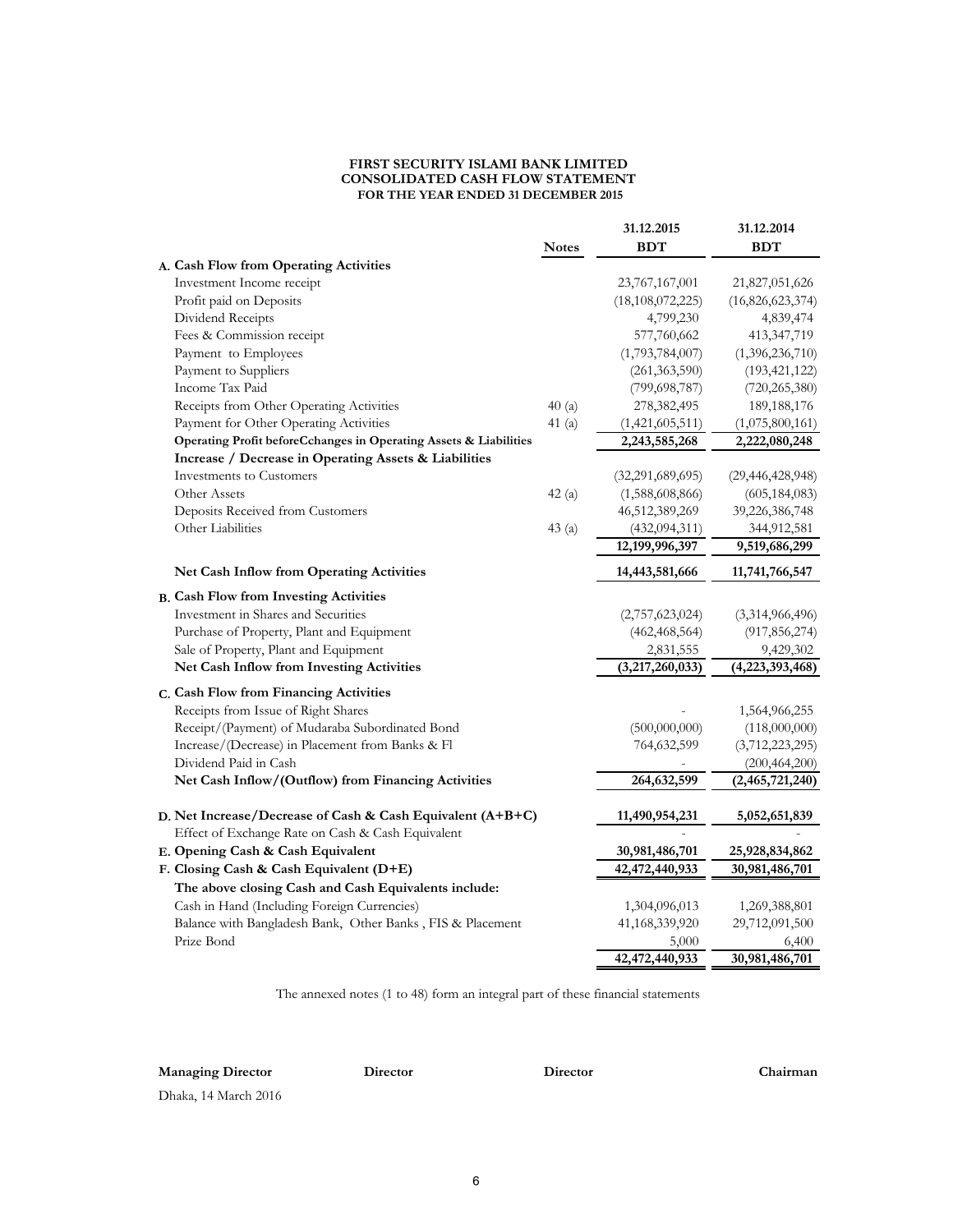**FIRST SECURITY ISLAMI BANK LIMITED**
**CONSOLIDATED CASH FLOW STATEMENT**
**FOR THE YEAR ENDED 31 DECEMBER 2015**

| | Notes | 31.12.2015 BDT | 31.12.2014 BDT |
|---|---|---|---|
| **A. Cash Flow from Operating Activities** | | | |
| Investment Income receipt | | 23,767,167,001 | 21,827,051,626 |
| Profit paid on Deposits | | (18,108,072,225) | (16,826,623,374) |
| Dividend Receipts | | 4,799,230 | 4,839,474 |
| Fees & Commission receipt | | 577,760,662 | 413,347,719 |
| Payment to Employees | | (1,793,784,007) | (1,396,236,710) |
| Payment to Suppliers | | (261,363,590) | (193,421,122) |
| Income Tax Paid | | (799,698,787) | (720,265,380) |
| Receipts from Other Operating Activities | 40 (a) | 278,382,495 | 189,188,176 |
| Payment for Other Operating Activities | 41 (a) | (1,421,605,511) | (1,075,800,161) |
| **Operating Profit beforeCchanges in Operating Assets & Liabilities** | | **2,243,585,268** | **2,222,080,248** |
| **Increase / Decrease in Operating Assets & Liabilities** | | | |
| Investments to Customers | | (32,291,689,695) | (29,446,428,948) |
| Other Assets | 42 (a) | (1,588,608,866) | (605,184,083) |
| Deposits Received from Customers | | 46,512,389,269 | 39,226,386,748 |
| Other Liabilities | 43 (a) | (432,094,311) | 344,912,581 |
| | | **12,199,996,397** | **9,519,686,299** |
| **Net Cash Inflow from Operating Activities** | | **14,443,581,666** | **11,741,766,547** |
| **B. Cash Flow from Investing Activities** | | | |
| Investment in Shares and Securities | | (2,757,623,024) | (3,314,966,496) |
| Purchase of Property, Plant and Equipment | | (462,468,564) | (917,856,274) |
| Sale of Property, Plant and Equipment | | 2,831,555 | 9,429,302 |
| **Net Cash Inflow from Investing Activities** | | **(3,217,260,033)** | **(4,223,393,468)** |
| **C. Cash Flow from Financing Activities** | | | |
| Receipts from Issue of Right Shares | | - | 1,564,966,255 |
| Receipt/(Payment) of Mudaraba Subordinated Bond | | (500,000,000) | (118,000,000) |
| Increase/(Decrease) in Placement from Banks & FI | | 764,632,599 | (3,712,223,295) |
| Dividend Paid in Cash | | - | (200,464,200) |
| **Net Cash Inflow/(Outflow) from Financing Activities** | | **264,632,599** | **(2,465,721,240)** |
| **D. Net Increase/Decrease of Cash & Cash Equivalent (A+B+C)** | | **11,490,954,231** | **5,052,651,839** |
| Effect of Exchange Rate on Cash & Cash Equivalent | | - | - |
| **E. Opening Cash & Cash Equivalent** | | **30,981,486,701** | **25,928,834,862** |
| **F. Closing Cash & Cash Equivalent (D+E)** | | **42,472,440,933** | **30,981,486,701** |
| **The above closing Cash and Cash Equivalents include:** | | | |
| Cash in Hand (Including Foreign Currencies) | | 1,304,096,013 | 1,269,388,801 |
| Balance with Bangladesh Bank, Other Banks , FIS & Placement | | 41,168,339,920 | 29,712,091,500 |
| Prize Bond | | 5,000 | 6,400 |
| | | **42,472,440,933** | **30,981,486,701** |

The annexed notes (1 to 48) form an integral part of these financial statements

**Managing Director** **Director** **Director** **Chairman**

Dhaka, 14 March 2016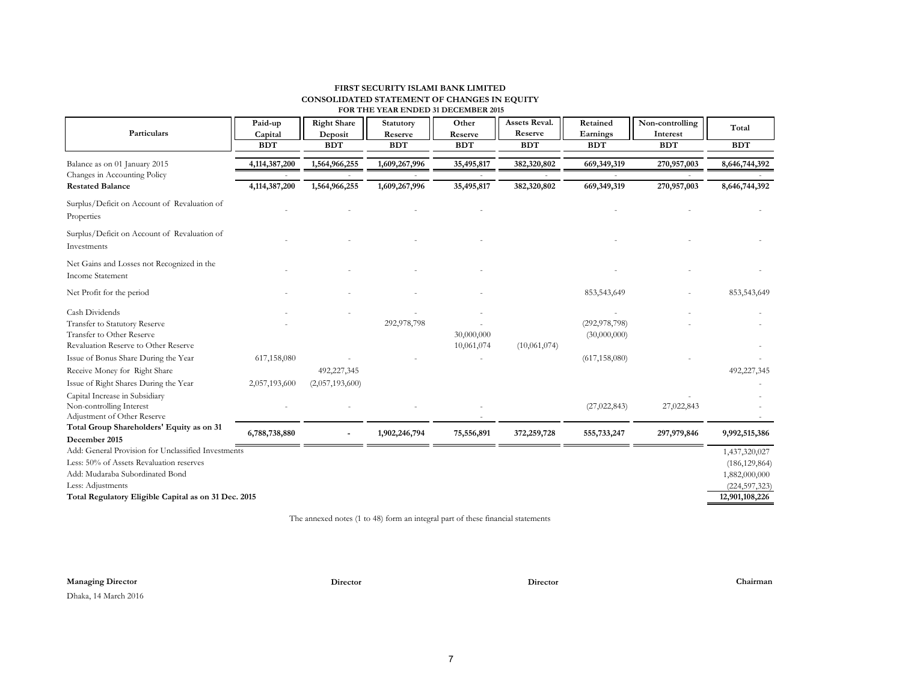# FIRST SECURITY ISLAMI BANK LIMITED
## CONSOLIDATED STATEMENT OF CHANGES IN EQUITY
### FOR THE YEAR ENDED 31 DECEMBER 2015

| Particulars | Paid-up Capital | Right Share Deposit | Statutory Reserve | Other Reserve | Assets Reval. Reserve | Retained Earnings | Non-controlling Interest | Total |
|---|---|---|---|---|---|---|---|---|
| | BDT | BDT | BDT | BDT | BDT | BDT | BDT | BDT |
| Balance as on 01 January 2015 | 4,114,387,200 | 1,564,966,255 | 1,609,267,996 | 35,495,817 | 382,320,802 | 669,349,319 | 270,957,003 | 8,646,744,392 |
| Changes in Accounting Policy | - | - | - | - | - | - | - | - |
| **Restated Balance** | **4,114,387,200** | **1,564,966,255** | **1,609,267,996** | **35,495,817** | **382,320,802** | **669,349,319** | **270,957,003** | **8,646,744,392** |
| Surplus/Deficit on Account of Revaluation of Properties | - | - | - | - | | - | - | - |
| Surplus/Deficit on Account of Revaluation of Investments | - | - | - | - | | - | - | - |
| Net Gains and Losses not Recognized in the Income Statement | - | - | - | - | | - | - | - |
| Net Profit for the period | - | - | - | - | | 853,543,649 | - | 853,543,649 |
| Cash Dividends | - | - | - | - | | - | - | - |
| Transfer to Statutory Reserve | - | | 292,978,798 | - | | (292,978,798) | - | - |
| Transfer to Other Reserve | | | | 30,000,000 | | (30,000,000) | | |
| Revaluation Reserve to Other Reserve | | | | 10,061,074 | (10,061,074) | | | - |
| Issue of Bonus Share During the Year | 617,158,080 | - | - | - | | (617,158,080) | - | - |
| Receive Money for Right Share | | 492,227,345 | | | | | | 492,227,345 |
| Issue of Right Shares During the Year | 2,057,193,600 | (2,057,193,600) | | | | | | - |
| Capital Increase in Subsidiary | | | | | | | - | - |
| Non-controlling Interest | - | - | - | - | | (27,022,843) | 27,022,843 | - |
| Adjustment of Other Reserve | | | | - | | | | - |
| **Total Group Shareholders' Equity as on 31 December 2015** | **6,788,738,880** | **-** | **1,902,246,794** | **75,556,891** | **372,259,728** | **555,733,247** | **297,979,846** | **9,992,515,386** |
| Add: General Provision for Unclassified Investments | | | | | | | | 1,437,320,027 |
| Less: 50% of Assets Revaluation reserves | | | | | | | | (186,129,864) |
| Add: Mudaraba Subordinated Bond | | | | | | | | 1,882,000,000 |
| Less: Adjustments | | | | | | | | (224,597,323) |
| **Total Regulatory Eligible Capital as on 31 Dec. 2015** | | | | | | | | **12,901,108,226** |

The annexed notes (1 to 48) form an integral part of these financial statements

**Managing Director** | **Director** | **Director** | **Chairman**

Dhaka, 14 March 2016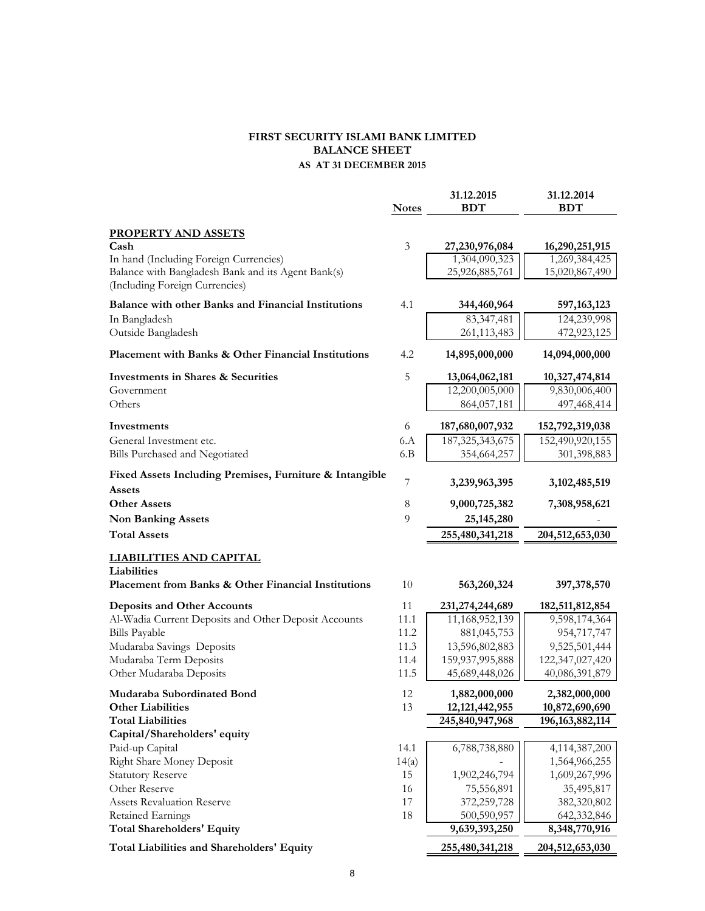# FIRST SECURITY ISLAMI BANK LIMITED
## BALANCE SHEET
### AS AT 31 DECEMBER 2015

| | Notes | 31.12.2015 BDT | 31.12.2014 BDT |
|---|---|---|---|
| **PROPERTY AND ASSETS** | | | |
| **Cash** | 3 | **27,230,976,084** | **16,290,251,915** |
| In hand (Including Foreign Currencies) | | 1,304,090,323 | 1,269,384,425 |
| Balance with Bangladesh Bank and its Agent Bank(s) (Including Foreign Currencies) | | 25,926,885,761 | 15,020,867,490 |
| **Balance with other Banks and Financial Institutions** | 4.1 | **344,460,964** | **597,163,123** |
| In Bangladesh | | 83,347,481 | 124,239,998 |
| Outside Bangladesh | | 261,113,483 | 472,923,125 |
| **Placement with Banks & Other Financial Institutions** | 4.2 | **14,895,000,000** | **14,094,000,000** |
| **Investments in Shares & Securities** | 5 | **13,064,062,181** | **10,327,474,814** |
| Government | | 12,200,005,000 | 9,830,006,400 |
| Others | | 864,057,181 | 497,468,414 |
| **Investments** | 6 | **187,680,007,932** | **152,792,319,038** |
| General Investment etc. | 6.A | 187,325,343,675 | 152,490,920,155 |
| Bills Purchased and Negotiated | 6.B | 354,664,257 | 301,398,883 |
| **Fixed Assets Including Premises, Furniture & Intangible Assets** | 7 | **3,239,963,395** | **3,102,485,519** |
| **Other Assets** | 8 | **9,000,725,382** | **7,308,958,621** |
| **Non Banking Assets** | 9 | **25,145,280** | - |
| **Total Assets** | | **255,480,341,218** | **204,512,653,030** |
| **LIABILITIES AND CAPITAL** | | | |
| **Liabilities** | | | |
| **Placement from Banks & Other Financial Institutions** | 10 | **563,260,324** | **397,378,570** |
| **Deposits and Other Accounts** | 11 | **231,274,244,689** | **182,511,812,854** |
| Al-Wadia Current Deposits and Other Deposit Accounts | 11.1 | 11,168,952,139 | 9,598,174,364 |
| Bills Payable | 11.2 | 881,045,753 | 954,717,747 |
| Mudaraba Savings Deposits | 11.3 | 13,596,802,883 | 9,525,501,444 |
| Mudaraba Term Deposits | 11.4 | 159,937,995,888 | 122,347,027,420 |
| Other Mudaraba Deposits | 11.5 | 45,689,448,026 | 40,086,391,879 |
| **Mudaraba Subordinated Bond** | 12 | **1,882,000,000** | **2,382,000,000** |
| **Other Liabilities** | 13 | **12,121,442,955** | **10,872,690,690** |
| **Total Liabilities** | | **245,840,947,968** | **196,163,882,114** |
| **Capital/Shareholders' equity** | | | |
| Paid-up Capital | 14.1 | 6,788,738,880 | 4,114,387,200 |
| Right Share Money Deposit | 14(a) | - | 1,564,966,255 |
| Statutory Reserve | 15 | 1,902,246,794 | 1,609,267,996 |
| Other Reserve | 16 | 75,556,891 | 35,495,817 |
| Assets Revaluation Reserve | 17 | 372,259,728 | 382,320,802 |
| Retained Earnings | 18 | 500,590,957 | 642,332,846 |
| **Total Shareholders' Equity** | | **9,639,393,250** | **8,348,770,916** |
| **Total Liabilities and Shareholders' Equity** | | **255,480,341,218** | **204,512,653,030** |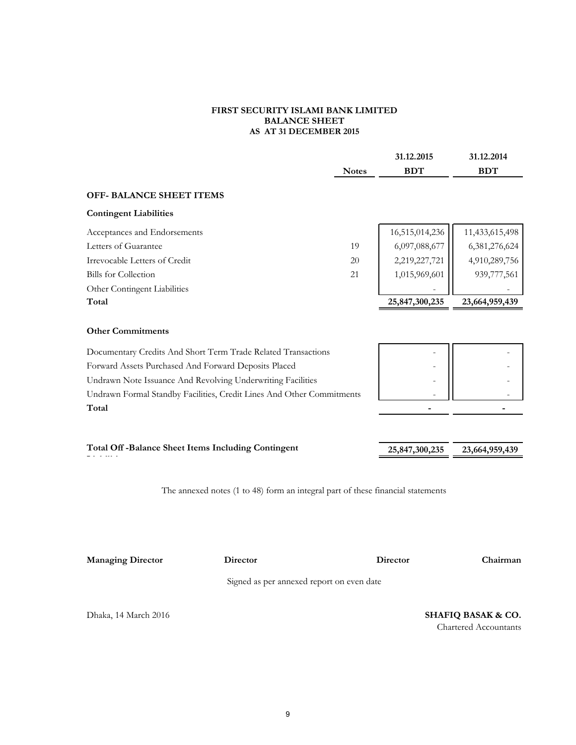**FIRST SECURITY ISLAMI BANK LIMITED**
**BALANCE SHEET**
**AS AT 31 DECEMBER 2015**

| | Notes | 31.12.2015 BDT | 31.12.2014 BDT |
|---|---|---|---|
| **OFF- BALANCE SHEET ITEMS** | | | |
| **Contingent Liabilities** | | | |
| Acceptances and Endorsements | | 16,515,014,236 | 11,433,615,498 |
| Letters of Guarantee | 19 | 6,097,088,677 | 6,381,276,624 |
| Irrevocable Letters of Credit | 20 | 2,219,227,721 | 4,910,289,756 |
| Bills for Collection | 21 | 1,015,969,601 | 939,777,561 |
| Other Contingent Liabilities | | - | - |
| **Total** | | **25,847,300,235** | **23,664,959,439** |
| **Other Commitments** | | | |
| Documentary Credits And Short Term Trade Related Transactions | | - | - |
| Forward Assets Purchased And Forward Deposits Placed | | - | - |
| Undrawn Note Issuance And Revolving Underwriting Facilities | | - | - |
| Undrawn Formal Standby Facilities, Credit Lines And Other Commitments | | - | - |
| **Total** | | **-** | **-** |
| **Total Off -Balance Sheet Items Including Contingent Liabilities** | | **25,847,300,235** | **23,664,959,439** |

The annexed notes (1 to 48) form an integral part of these financial statements

**Managing Director** **Director** **Director** **Chairman**

Signed as per annexed report on even date

Dhaka, 14 March 2016

**SHAFIQ BASAK & CO.**
Chartered Accountants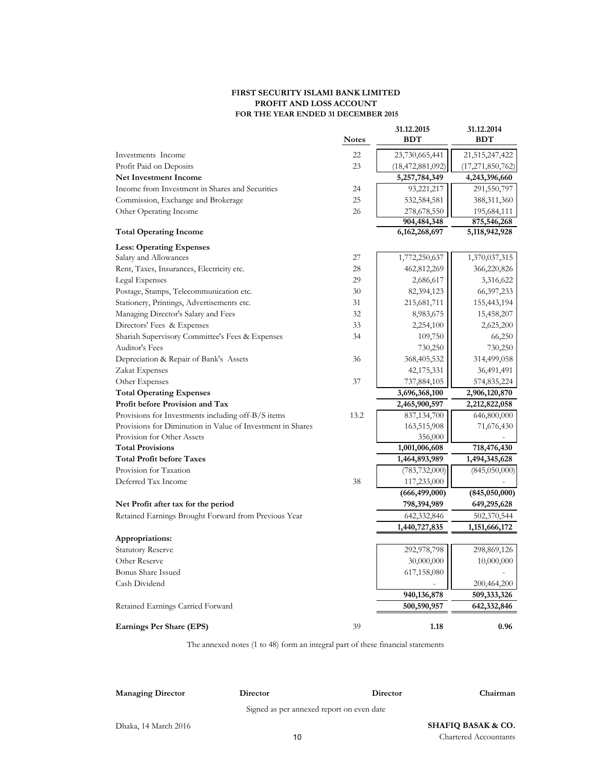**FIRST SECURITY ISLAMI BANK LIMITED**
**PROFIT AND LOSS ACCOUNT**
**FOR THE YEAR ENDED 31 DECEMBER 2015**

| | Notes | 31.12.2015 BDT | 31.12.2014 BDT |
|---|---|---|---|
| Investments Income | 22 | 23,730,665,441 | 21,515,247,422 |
| Profit Paid on Deposits | 23 | (18,472,881,092) | (17,271,850,762) |
| **Net Investment Income** | | **5,257,784,349** | **4,243,396,660** |
| Income from Investment in Shares and Securities | 24 | 93,221,217 | 291,550,797 |
| Commission, Exchange and Brokerage | 25 | 532,584,581 | 388,311,360 |
| Other Operating Income | 26 | 278,678,550 | 195,684,111 |
| | | **904,484,348** | **875,546,268** |
| **Total Operating Income** | | **6,162,268,697** | **5,118,942,928** |
| **Less: Operating Expenses** | | | |
| Salary and Allowances | 27 | 1,772,250,637 | 1,370,037,315 |
| Rent, Taxes, Insurances, Electricity etc. | 28 | 462,812,269 | 366,220,826 |
| Legal Expenses | 29 | 2,686,617 | 3,316,622 |
| Postage, Stamps, Telecommunication etc. | 30 | 82,394,123 | 66,397,233 |
| Stationery, Printings, Advertisements etc. | 31 | 215,681,711 | 155,443,194 |
| Managing Director's Salary and Fees | 32 | 8,983,675 | 15,458,207 |
| Directors' Fees & Expenses | 33 | 2,254,100 | 2,625,200 |
| Shariah Supervisory Committee's Fees & Expenses | 34 | 109,750 | 66,250 |
| Auditor's Fees | | 730,250 | 730,250 |
| Depreciation & Repair of Bank's Assets | 36 | 368,405,532 | 314,499,058 |
| Zakat Expenses | | 42,175,331 | 36,491,491 |
| Other Expenses | 37 | 737,884,105 | 574,835,224 |
| **Total Operating Expenses** | | **3,696,368,100** | **2,906,120,870** |
| **Profit before Provision and Tax** | | **2,465,900,597** | **2,212,822,058** |
| Provisions for Investments including off-B/S items | 13.2 | 837,134,700 | 646,800,000 |
| Provisions for Diminution in Value of Investment in Shares | | 163,515,908 | 71,676,430 |
| Provision for Other Assets | | 356,000 | - |
| **Total Provisions** | | **1,001,006,608** | **718,476,430** |
| **Total Profit before Taxes** | | **1,464,893,989** | **1,494,345,628** |
| Provision for Taxation | | (783,732,000) | (845,050,000) |
| Deferred Tax Income | 38 | 117,233,000 | - |
| | | **(666,499,000)** | **(845,050,000)** |
| **Net Profit after tax for the period** | | **798,394,989** | **649,295,628** |
| Retained Earnings Brought Forward from Previous Year | | 642,332,846 | 502,370,544 |
| | | **1,440,727,835** | **1,151,666,172** |
| **Appropriations:** | | | |
| Statutory Reserve | | 292,978,798 | 298,869,126 |
| Other Reserve | | 30,000,000 | 10,000,000 |
| Bonus Share Issued | | 617,158,080 | - |
| Cash Dividend | | - | 200,464,200 |
| | | **940,136,878** | **509,333,326** |
| Retained Earnings Carried Forward | | **500,590,957** | **642,332,846** |
| **Earnings Per Share (EPS)** | 39 | **1.18** | **0.96** |

The annexed notes (1 to 48) form an integral part of these financial statements

| **Managing Director** | **Director** | **Director** | **Chairman** |
|---|---|---|---|

Signed as per annexed report on even date

Dhaka, 14 March 2016

**SHAFIQ BASAK & CO.**
Chartered Accountants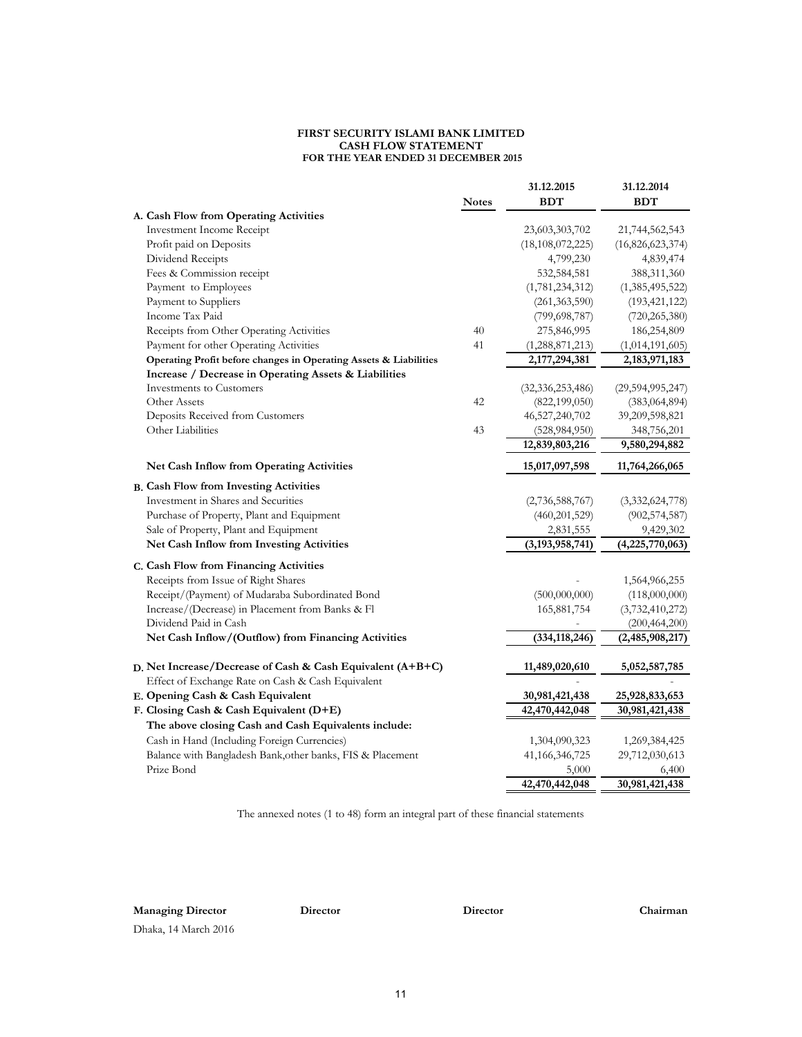**FIRST SECURITY ISLAMI BANK LIMITED**
**CASH FLOW STATEMENT**
**FOR THE YEAR ENDED 31 DECEMBER 2015**

| | Notes | 31.12.2015 BDT | 31.12.2014 BDT |
|---|---|---|---|
| **A. Cash Flow from Operating Activities** | | | |
| Investment Income Receipt | | 23,603,303,702 | 21,744,562,543 |
| Profit paid on Deposits | | (18,108,072,225) | (16,826,623,374) |
| Dividend Receipts | | 4,799,230 | 4,839,474 |
| Fees & Commission receipt | | 532,584,581 | 388,311,360 |
| Payment to Employees | | (1,781,234,312) | (1,385,495,522) |
| Payment to Suppliers | | (261,363,590) | (193,421,122) |
| Income Tax Paid | | (799,698,787) | (720,265,380) |
| Receipts from Other Operating Activities | 40 | 275,846,995 | 186,254,809 |
| Payment for other Operating Activities | 41 | (1,288,871,213) | (1,014,191,605) |
| **Operating Profit before changes in Operating Assets & Liabilities** | | **2,177,294,381** | **2,183,971,183** |
| **Increase / Decrease in Operating Assets & Liabilities** | | | |
| Investments to Customers | | (32,336,253,486) | (29,594,995,247) |
| Other Assets | 42 | (822,199,050) | (383,064,894) |
| Deposits Received from Customers | | 46,527,240,702 | 39,209,598,821 |
| Other Liabilities | 43 | (528,984,950) | 348,756,201 |
| | | **12,839,803,216** | **9,580,294,882** |
| **Net Cash Inflow from Operating Activities** | | **15,017,097,598** | **11,764,266,065** |
| **B. Cash Flow from Investing Activities** | | | |
| Investment in Shares and Securities | | (2,736,588,767) | (3,332,624,778) |
| Purchase of Property, Plant and Equipment | | (460,201,529) | (902,574,587) |
| Sale of Property, Plant and Equipment | | 2,831,555 | 9,429,302 |
| **Net Cash Inflow from Investing Activities** | | **(3,193,958,741)** | **(4,225,770,063)** |
| **C. Cash Flow from Financing Activities** | | | |
| Receipts from Issue of Right Shares | | - | 1,564,966,255 |
| Receipt/(Payment) of Mudaraba Subordinated Bond | | (500,000,000) | (118,000,000) |
| Increase/(Decrease) in Placement from Banks & FI | | 165,881,754 | (3,732,410,272) |
| Dividend Paid in Cash | | - | (200,464,200) |
| **Net Cash Inflow/(Outflow) from Financing Activities** | | **(334,118,246)** | **(2,485,908,217)** |
| **D. Net Increase/Decrease of Cash & Cash Equivalent (A+B+C)** | | **11,489,020,610** | **5,052,587,785** |
| Effect of Exchange Rate on Cash & Cash Equivalent | | - | - |
| **E. Opening Cash & Cash Equivalent** | | **30,981,421,438** | **25,928,833,653** |
| **F. Closing Cash & Cash Equivalent (D+E)** | | **42,470,442,048** | **30,981,421,438** |
| **The above closing Cash and Cash Equivalents include:** | | | |
| Cash in Hand (Including Foreign Currencies) | | 1,304,090,323 | 1,269,384,425 |
| Balance with Bangladesh Bank,other banks, FIS & Placement | | 41,166,346,725 | 29,712,030,613 |
| Prize Bond | | 5,000 | 6,400 |
| | | **42,470,442,048** | **30,981,421,438** |

The annexed notes (1 to 48) form an integral part of these financial statements

**Managing Director** **Director** **Director** **Chairman**

Dhaka, 14 March 2016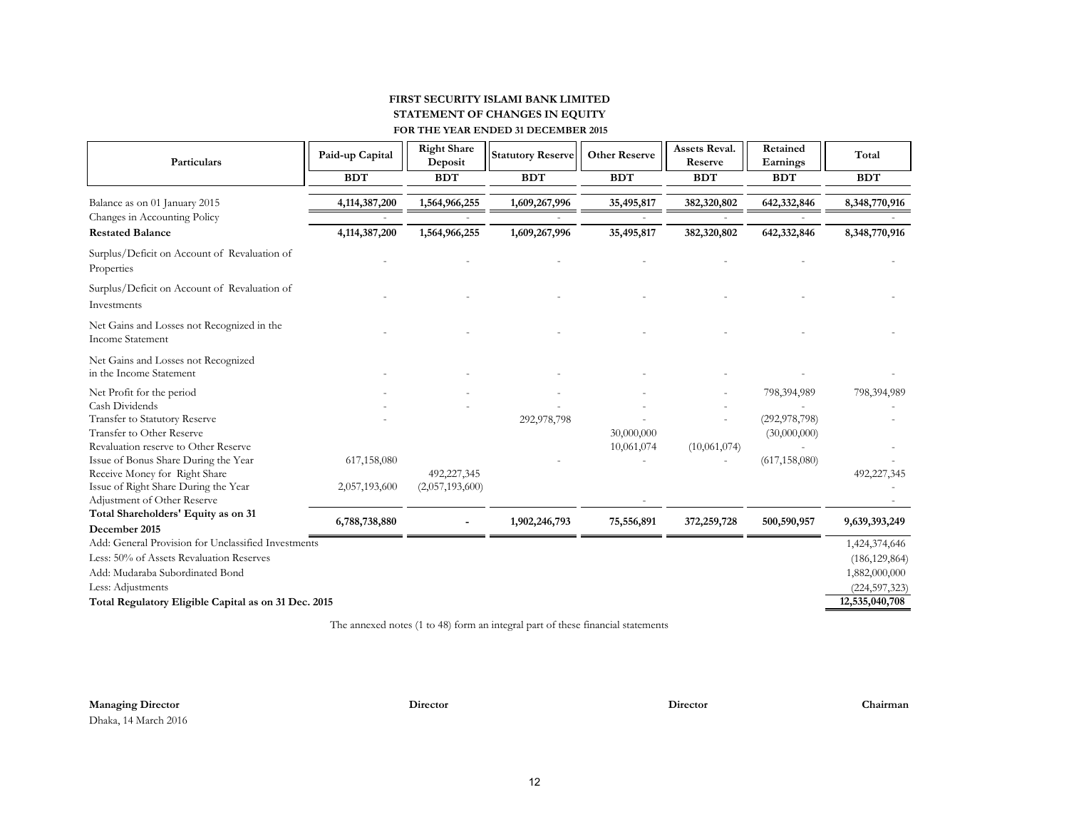# FIRST SECURITY ISLAMI BANK LIMITED

## STATEMENT OF CHANGES IN EQUITY

### FOR THE YEAR ENDED 31 DECEMBER 2015

| Particulars | Paid-up Capital | Right Share Deposit | Statutory Reserve | Other Reserve | Assets Reval. Reserve | Retained Earnings | Total |
|---|---|---|---|---|---|---|---|
| | BDT | BDT | BDT | BDT | BDT | BDT | BDT |
| Balance as on 01 January 2015 | 4,114,387,200 | 1,564,966,255 | 1,609,267,996 | 35,495,817 | 382,320,802 | 642,332,846 | 8,348,770,916 |
| Changes in Accounting Policy | - | - | - | - | - | - | - |
| **Restated Balance** | **4,114,387,200** | **1,564,966,255** | **1,609,267,996** | **35,495,817** | **382,320,802** | **642,332,846** | **8,348,770,916** |
| Surplus/Deficit on Account of Revaluation of Properties | - | - | - | - | - | - | - |
| Surplus/Deficit on Account of Revaluation of Investments | - | - | - | - | - | - | - |
| Net Gains and Losses not Recognized in the Income Statement | - | - | - | - | - | - | - |
| Net Gains and Losses not Recognized in the Income Statement | - | - | - | - | - | - | - |
| Net Profit for the period | - | - | - | - | - | 798,394,989 | 798,394,989 |
| Cash Dividends | - | - | - | - | - | - | - |
| Transfer to Statutory Reserve | - | | 292,978,798 | - | - | (292,978,798) | - |
| Transfer to Other Reserve | | | | 30,000,000 | | (30,000,000) | |
| Revaluation reserve to Other Reserve | | | | 10,061,074 | (10,061,074) | - | - |
| Issue of Bonus Share During the Year | 617,158,080 | | - | - | - | (617,158,080) | - |
| Receive Money for Right Share | | 492,227,345 | | | | | 492,227,345 |
| Issue of Right Share During the Year | 2,057,193,600 | (2,057,193,600) | | | | | - |
| Adjustment of Other Reserve | | | | - | | | - |
| **Total Shareholders' Equity as on 31 December 2015** | **6,788,738,880** | **-** | **1,902,246,793** | **75,556,891** | **372,259,728** | **500,590,957** | **9,639,393,249** |
| Add: General Provision for Unclassified Investments | | | | | | | 1,424,374,646 |
| Less: 50% of Assets Revaluation Reserves | | | | | | | (186,129,864) |
| Add: Mudaraba Subordinated Bond | | | | | | | 1,882,000,000 |
| Less: Adjustments | | | | | | | (224,597,323) |
| **Total Regulatory Eligible Capital as on 31 Dec. 2015** | | | | | | | **12,535,040,708** |

The annexed notes (1 to 48) form an integral part of these financial statements

**Managing Director** **Director** **Director** **Chairman**

Dhaka, 14 March 2016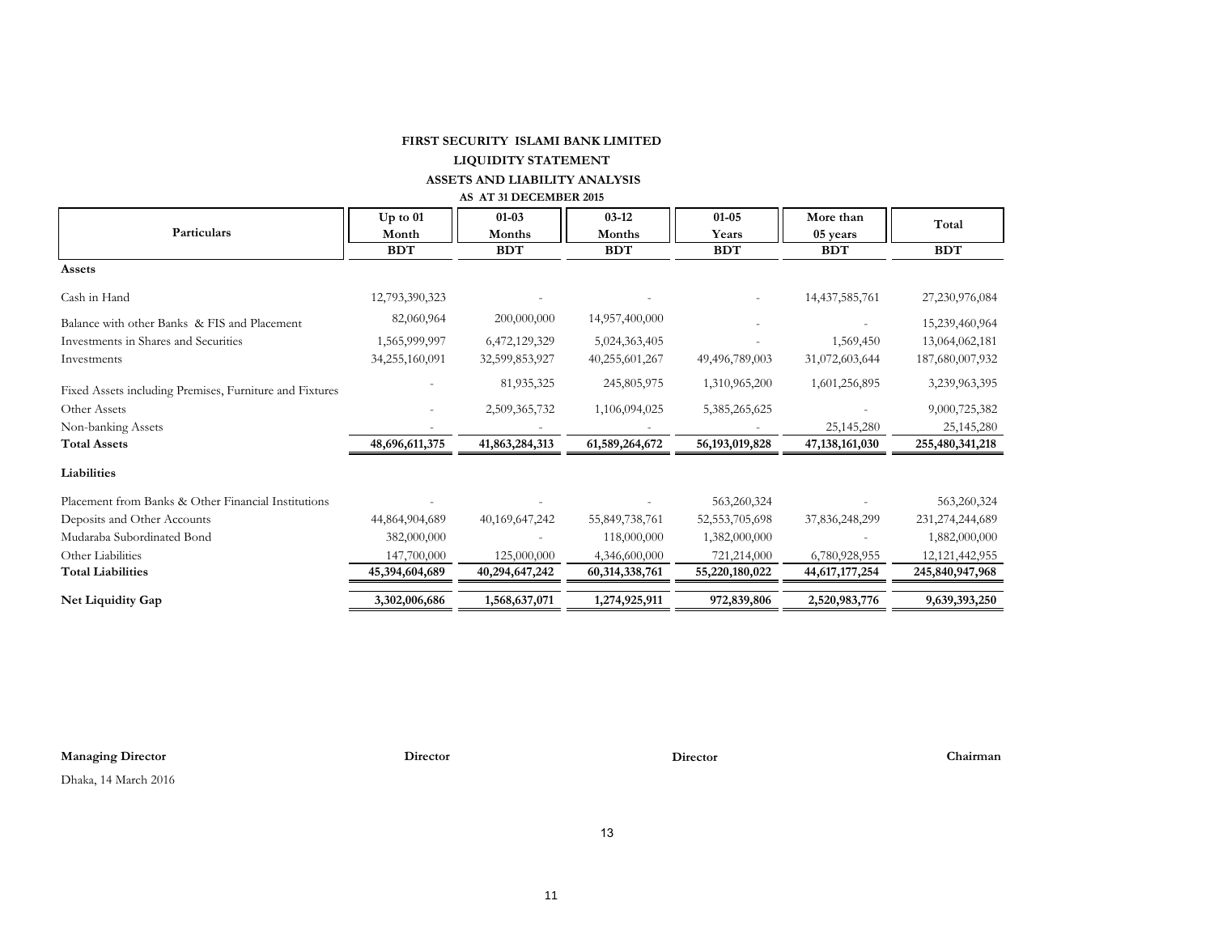# FIRST SECURITY ISLAMI BANK LIMITED

## LIQUIDITY STATEMENT

### ASSETS AND LIABILITY ANALYSIS

**AS AT 31 DECEMBER 2015**

| Particulars | Up to 01 Month | 01-03 Months | 03-12 Months | 01-05 Years | More than 05 years | Total |
|---|---|---|---|---|---|---|
| | BDT | BDT | BDT | BDT | BDT | BDT |
| **Assets** | | | | | | |
| Cash in Hand | 12,793,390,323 | - | - | - | 14,437,585,761 | 27,230,976,084 |
| Balance with other Banks & FIS and Placement | 82,060,964 | 200,000,000 | 14,957,400,000 | - | - | 15,239,460,964 |
| Investments in Shares and Securities | 1,565,999,997 | 6,472,129,329 | 5,024,363,405 | - | 1,569,450 | 13,064,062,181 |
| Investments | 34,255,160,091 | 32,599,853,927 | 40,255,601,267 | 49,496,789,003 | 31,072,603,644 | 187,680,007,932 |
| Fixed Assets including Premises, Furniture and Fixtures | - | 81,935,325 | 245,805,975 | 1,310,965,200 | 1,601,256,895 | 3,239,963,395 |
| Other Assets | - | 2,509,365,732 | 1,106,094,025 | 5,385,265,625 | - | 9,000,725,382 |
| Non-banking Assets | - | - | - | - | 25,145,280 | 25,145,280 |
| **Total Assets** | **48,696,611,375** | **41,863,284,313** | **61,589,264,672** | **56,193,019,828** | **47,138,161,030** | **255,480,341,218** |
| **Liabilities** | | | | | | |
| Placement from Banks & Other Financial Institutions | - | - | - | 563,260,324 | - | 563,260,324 |
| Deposits and Other Accounts | 44,864,904,689 | 40,169,647,242 | 55,849,738,761 | 52,553,705,698 | 37,836,248,299 | 231,274,244,689 |
| Mudaraba Subordinated Bond | 382,000,000 | - | 118,000,000 | 1,382,000,000 | - | 1,882,000,000 |
| Other Liabilities | 147,700,000 | 125,000,000 | 4,346,600,000 | 721,214,000 | 6,780,928,955 | 12,121,442,955 |
| **Total Liabilities** | **45,394,604,689** | **40,294,647,242** | **60,314,338,761** | **55,220,180,022** | **44,617,177,254** | **245,840,947,968** |
| **Net Liquidity Gap** | **3,302,006,686** | **1,568,637,071** | **1,274,925,911** | **972,839,806** | **2,520,983,776** | **9,639,393,250** |

**Managing Director** **Director** **Director** **Chairman**

Dhaka, 14 March 2016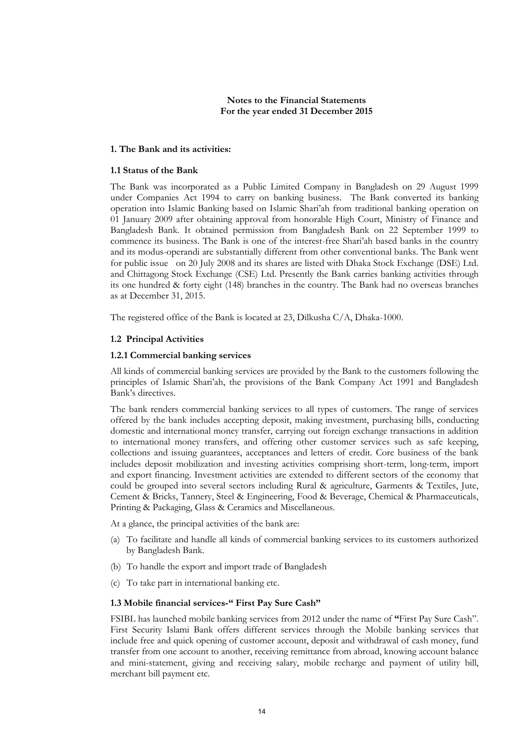**Notes to the Financial Statements**
**For the year ended 31 December 2015**

### 1. The Bank and its activities:

#### 1.1 Status of the Bank

The Bank was incorporated as a Public Limited Company in Bangladesh on 29 August 1999 under Companies Act 1994 to carry on banking business. The Bank converted its banking operation into Islamic Banking based on Islamic Shari'ah from traditional banking operation on 01 January 2009 after obtaining approval from honorable High Court, Ministry of Finance and Bangladesh Bank. It obtained permission from Bangladesh Bank on 22 September 1999 to commence its business. The Bank is one of the interest-free Shari'ah based banks in the country and its modus-operandi are substantially different from other conventional banks. The Bank went for public issue on 20 July 2008 and its shares are listed with Dhaka Stock Exchange (DSE) Ltd. and Chittagong Stock Exchange (CSE) Ltd. Presently the Bank carries banking activities through its one hundred & forty eight (148) branches in the country. The Bank had no overseas branches as at December 31, 2015.

The registered office of the Bank is located at 23, Dilkusha C/A, Dhaka-1000.

#### 1.2 Principal Activities

#### 1.2.1 Commercial banking services

All kinds of commercial banking services are provided by the Bank to the customers following the principles of Islamic Shari'ah, the provisions of the Bank Company Act 1991 and Bangladesh Bank's directives.

The bank renders commercial banking services to all types of customers. The range of services offered by the bank includes accepting deposit, making investment, purchasing bills, conducting domestic and international money transfer, carrying out foreign exchange transactions in addition to international money transfers, and offering other customer services such as safe keeping, collections and issuing guarantees, acceptances and letters of credit. Core business of the bank includes deposit mobilization and investing activities comprising short-term, long-term, import and export financing. Investment activities are extended to different sectors of the economy that could be grouped into several sectors including Rural & agriculture, Garments & Textiles, Jute, Cement & Bricks, Tannery, Steel & Engineering, Food & Beverage, Chemical & Pharmaceuticals, Printing & Packaging, Glass & Ceramics and Miscellaneous.

At a glance, the principal activities of the bank are:

(a) To facilitate and handle all kinds of commercial banking services to its customers authorized by Bangladesh Bank.

(b) To handle the export and import trade of Bangladesh

(c) To take part in international banking etc.

#### 1.3 Mobile financial services-" First Pay Sure Cash"

FSIBL has launched mobile banking services from 2012 under the name of **"**First Pay Sure Cash". First Security Islami Bank offers different services through the Mobile banking services that include free and quick opening of customer account, deposit and withdrawal of cash money, fund transfer from one account to another, receiving remittance from abroad, knowing account balance and mini-statement, giving and receiving salary, mobile recharge and payment of utility bill, merchant bill payment etc.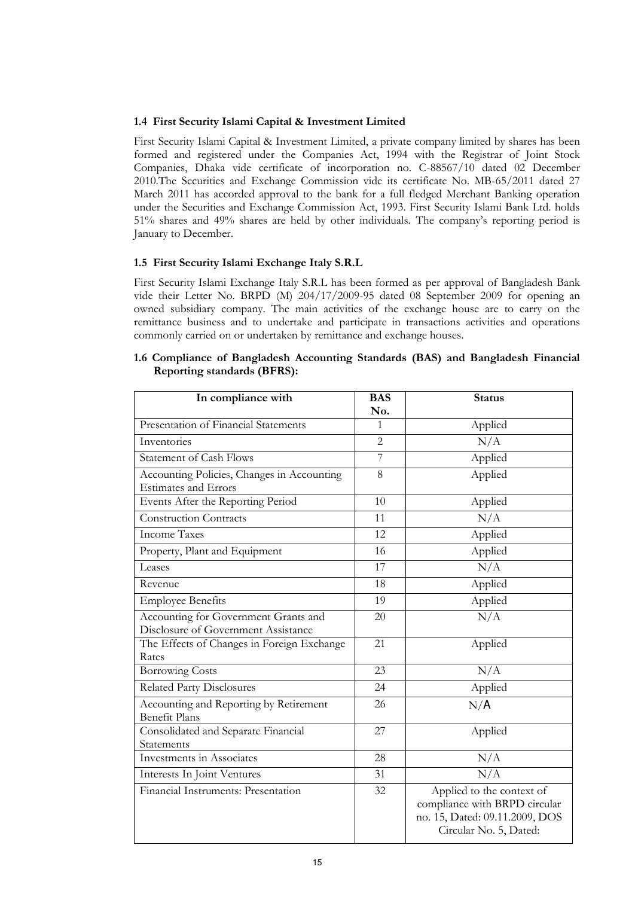### 1.4 First Security Islami Capital & Investment Limited

First Security Islami Capital & Investment Limited, a private company limited by shares has been formed and registered under the Companies Act, 1994 with the Registrar of Joint Stock Companies, Dhaka vide certificate of incorporation no. C-88567/10 dated 02 December 2010.The Securities and Exchange Commission vide its certificate No. MB-65/2011 dated 27 March 2011 has accorded approval to the bank for a full fledged Merchant Banking operation under the Securities and Exchange Commission Act, 1993. First Security Islami Bank Ltd. holds 51% shares and 49% shares are held by other individuals. The company's reporting period is January to December.

### 1.5 First Security Islami Exchange Italy S.R.L

First Security Islami Exchange Italy S.R.L has been formed as per approval of Bangladesh Bank vide their Letter No. BRPD (M) 204/17/2009-95 dated 08 September 2009 for opening an owned subsidiary company. The main activities of the exchange house are to carry on the remittance business and to undertake and participate in transactions activities and operations commonly carried on or undertaken by remittance and exchange houses.

### 1.6 Compliance of Bangladesh Accounting Standards (BAS) and Bangladesh Financial Reporting standards (BFRS):

| In compliance with | BAS No. | Status |
|---|---|---|
| Presentation of Financial Statements | 1 | Applied |
| Inventories | 2 | N/A |
| Statement of Cash Flows | 7 | Applied |
| Accounting Policies, Changes in Accounting Estimates and Errors | 8 | Applied |
| Events After the Reporting Period | 10 | Applied |
| Construction Contracts | 11 | N/A |
| Income Taxes | 12 | Applied |
| Property, Plant and Equipment | 16 | Applied |
| Leases | 17 | N/A |
| Revenue | 18 | Applied |
| Employee Benefits | 19 | Applied |
| Accounting for Government Grants and Disclosure of Government Assistance | 20 | N/A |
| The Effects of Changes in Foreign Exchange Rates | 21 | Applied |
| Borrowing Costs | 23 | N/A |
| Related Party Disclosures | 24 | Applied |
| Accounting and Reporting by Retirement Benefit Plans | 26 | N/A |
| Consolidated and Separate Financial Statements | 27 | Applied |
| Investments in Associates | 28 | N/A |
| Interests In Joint Ventures | 31 | N/A |
| Financial Instruments: Presentation | 32 | Applied to the context of compliance with BRPD circular no. 15, Dated: 09.11.2009, DOS Circular No. 5, Dated: |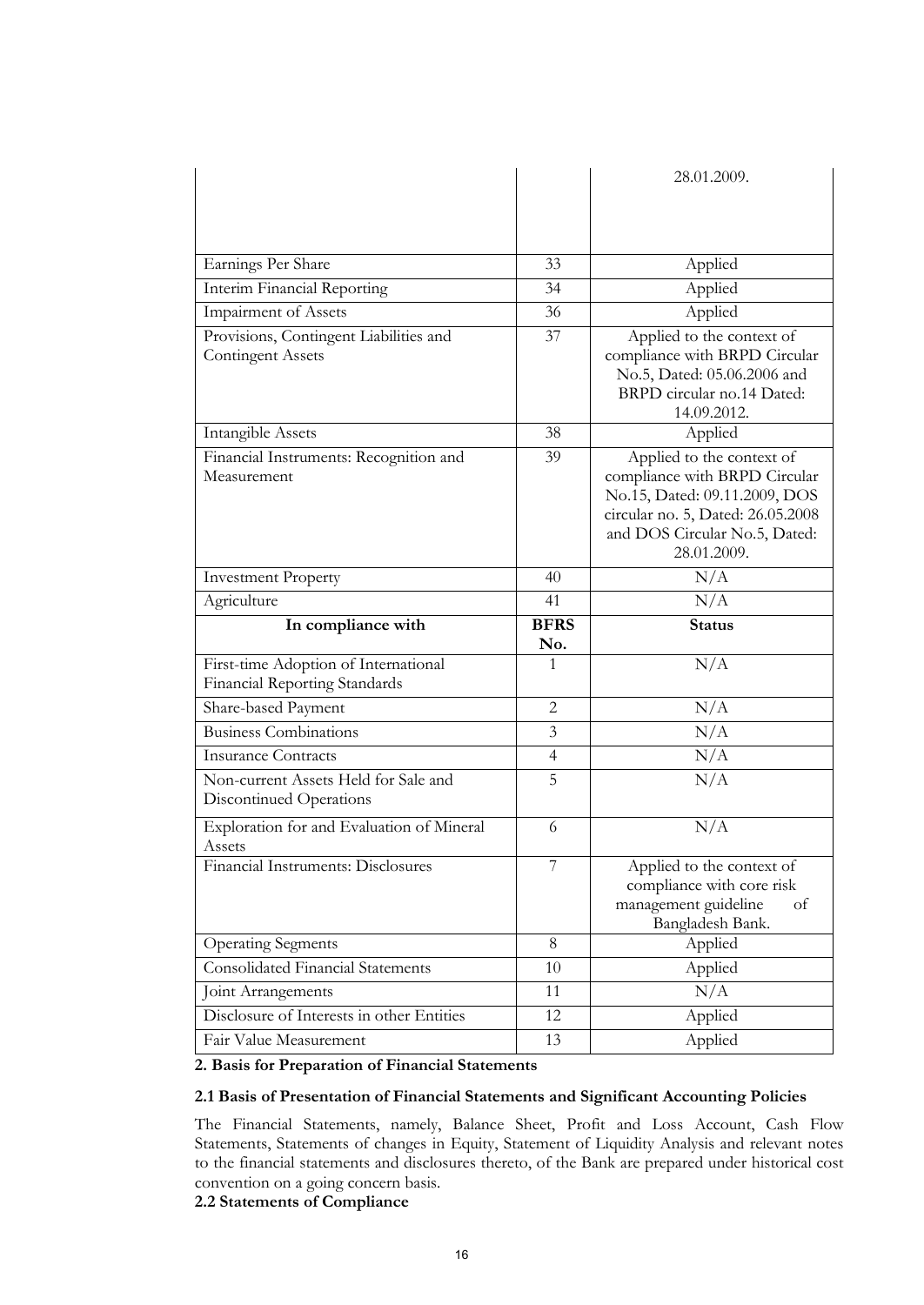|  |  | 28.01.2009. |
|---|---|---|
| Earnings Per Share | 33 | Applied |
| Interim Financial Reporting | 34 | Applied |
| Impairment of Assets | 36 | Applied |
| Provisions, Contingent Liabilities and Contingent Assets | 37 | Applied to the context of compliance with BRPD Circular No.5, Dated: 05.06.2006 and BRPD circular no.14 Dated: 14.09.2012. |
| Intangible Assets | 38 | Applied |
| Financial Instruments: Recognition and Measurement | 39 | Applied to the context of compliance with BRPD Circular No.15, Dated: 09.11.2009, DOS circular no. 5, Dated: 26.05.2008 and DOS Circular No.5, Dated: 28.01.2009. |
| Investment Property | 40 | N/A |
| Agriculture | 41 | N/A |
| **In compliance with** | **BFRS No.** | **Status** |
| First-time Adoption of International Financial Reporting Standards | 1 | N/A |
| Share-based Payment | 2 | N/A |
| Business Combinations | 3 | N/A |
| Insurance Contracts | 4 | N/A |
| Non-current Assets Held for Sale and Discontinued Operations | 5 | N/A |
| Exploration for and Evaluation of Mineral Assets | 6 | N/A |
| Financial Instruments: Disclosures | 7 | Applied to the context of compliance with core risk management guideline of Bangladesh Bank. |
| Operating Segments | 8 | Applied |
| Consolidated Financial Statements | 10 | Applied |
| Joint Arrangements | 11 | N/A |
| Disclosure of Interests in other Entities | 12 | Applied |
| Fair Value Measurement | 13 | Applied |

**2. Basis for Preparation of Financial Statements**

**2.1 Basis of Presentation of Financial Statements and Significant Accounting Policies**

The Financial Statements, namely, Balance Sheet, Profit and Loss Account, Cash Flow Statements, Statements of changes in Equity, Statement of Liquidity Analysis and relevant notes to the financial statements and disclosures thereto, of the Bank are prepared under historical cost convention on a going concern basis.

**2.2 Statements of Compliance**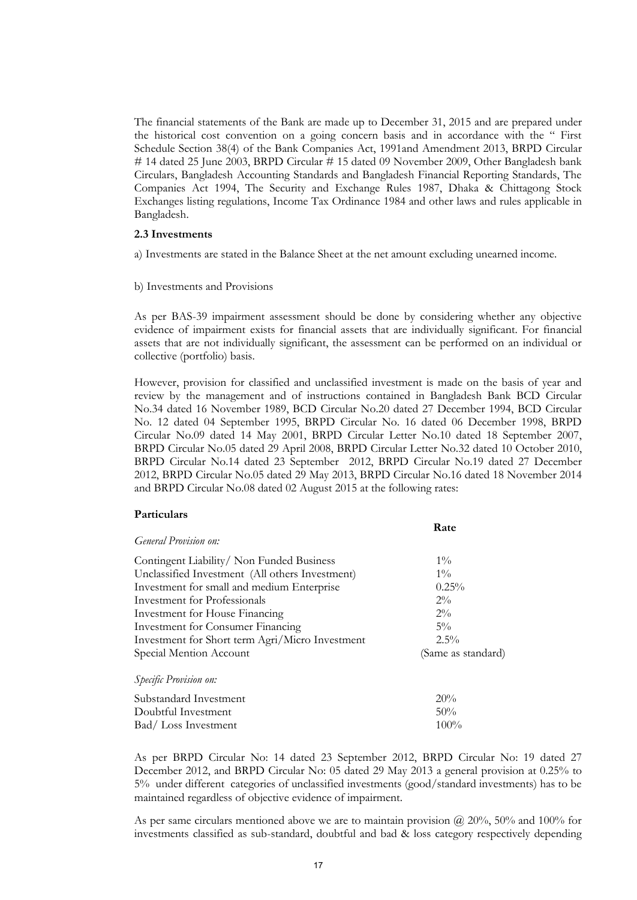The financial statements of the Bank are made up to December 31, 2015 and are prepared under the historical cost convention on a going concern basis and in accordance with the " First Schedule Section 38(4) of the Bank Companies Act, 1991and Amendment 2013, BRPD Circular # 14 dated 25 June 2003, BRPD Circular # 15 dated 09 November 2009, Other Bangladesh bank Circulars, Bangladesh Accounting Standards and Bangladesh Financial Reporting Standards, The Companies Act 1994, The Security and Exchange Rules 1987, Dhaka & Chittagong Stock Exchanges listing regulations, Income Tax Ordinance 1984 and other laws and rules applicable in Bangladesh.

### 2.3 Investments

a) Investments are stated in the Balance Sheet at the net amount excluding unearned income.

b) Investments and Provisions

As per BAS-39 impairment assessment should be done by considering whether any objective evidence of impairment exists for financial assets that are individually significant. For financial assets that are not individually significant, the assessment can be performed on an individual or collective (portfolio) basis.

However, provision for classified and unclassified investment is made on the basis of year and review by the management and of instructions contained in Bangladesh Bank BCD Circular No.34 dated 16 November 1989, BCD Circular No.20 dated 27 December 1994, BCD Circular No. 12 dated 04 September 1995, BRPD Circular No. 16 dated 06 December 1998, BRPD Circular No.09 dated 14 May 2001, BRPD Circular Letter No.10 dated 18 September 2007, BRPD Circular No.05 dated 29 April 2008, BRPD Circular Letter No.32 dated 10 October 2010, BRPD Circular No.14 dated 23 September 2012, BRPD Circular No.19 dated 27 December 2012, BRPD Circular No.05 dated 29 May 2013, BRPD Circular No.16 dated 18 November 2014 and BRPD Circular No.08 dated 02 August 2015 at the following rates:

| **Particulars** | **Rate** |
|---|---|
| *General Provision on:* | |
| Contingent Liability/ Non Funded Business | 1% |
| Unclassified Investment (All others Investment) | 1% |
| Investment for small and medium Enterprise | 0.25% |
| Investment for Professionals | 2% |
| Investment for House Financing | 2% |
| Investment for Consumer Financing | 5% |
| Investment for Short term Agri/Micro Investment | 2.5% |
| Special Mention Account | (Same as standard) |
| *Specific Provision on:* | |
| Substandard Investment | 20% |
| Doubtful Investment | 50% |
| Bad/ Loss Investment | 100% |

As per BRPD Circular No: 14 dated 23 September 2012, BRPD Circular No: 19 dated 27 December 2012, and BRPD Circular No: 05 dated 29 May 2013 a general provision at 0.25% to 5% under different categories of unclassified investments (good/standard investments) has to be maintained regardless of objective evidence of impairment.

As per same circulars mentioned above we are to maintain provision @ 20%, 50% and 100% for investments classified as sub-standard, doubtful and bad & loss category respectively depending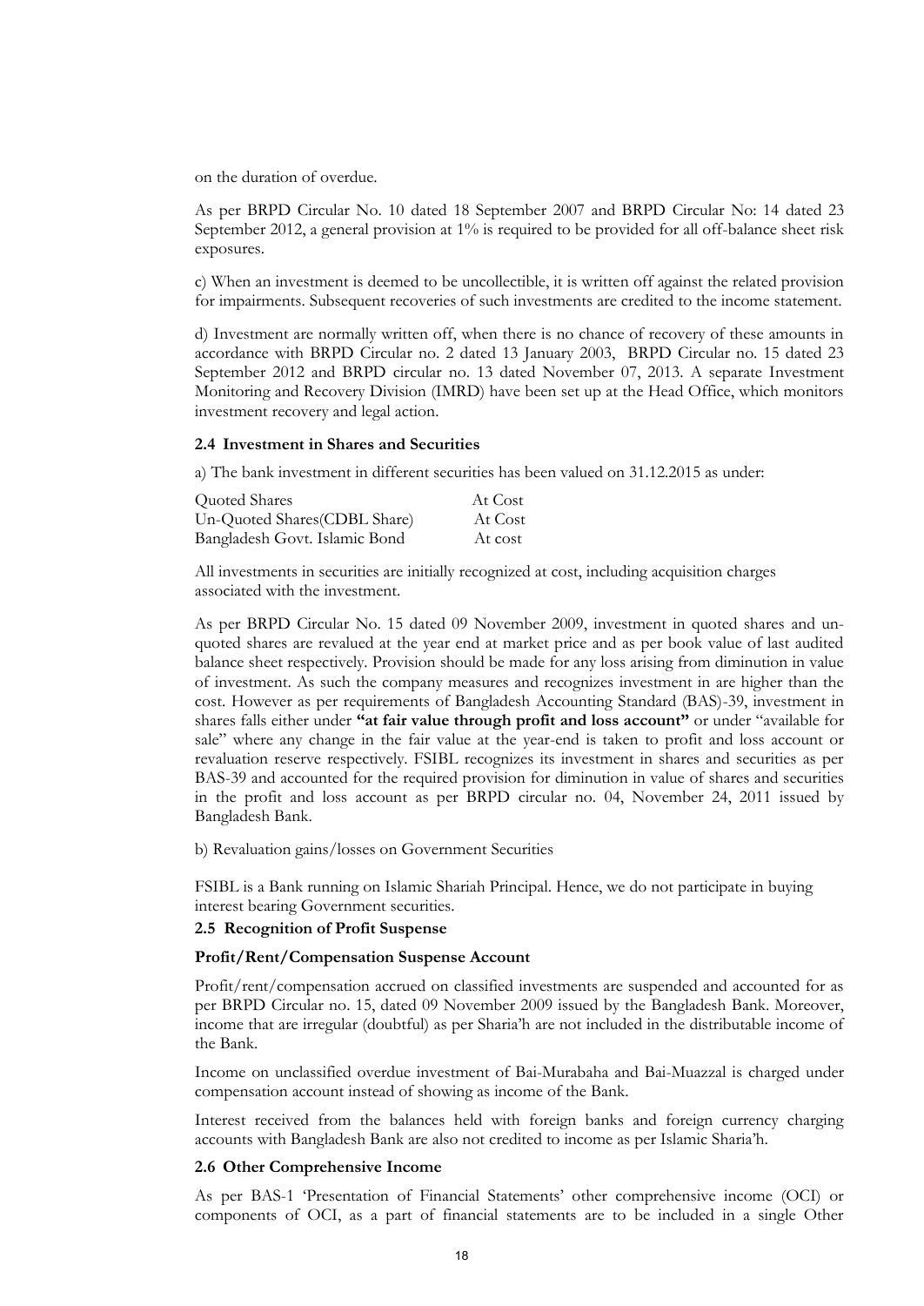on the duration of overdue.

As per BRPD Circular No. 10 dated 18 September 2007 and BRPD Circular No: 14 dated 23 September 2012, a general provision at 1% is required to be provided for all off-balance sheet risk exposures.

c) When an investment is deemed to be uncollectible, it is written off against the related provision for impairments. Subsequent recoveries of such investments are credited to the income statement.

d) Investment are normally written off, when there is no chance of recovery of these amounts in accordance with BRPD Circular no. 2 dated 13 January 2003, BRPD Circular no. 15 dated 23 September 2012 and BRPD circular no. 13 dated November 07, 2013. A separate Investment Monitoring and Recovery Division (IMRD) have been set up at the Head Office, which monitors investment recovery and legal action.

### 2.4 Investment in Shares and Securities

a) The bank investment in different securities has been valued on 31.12.2015 as under:

| | |
|---|---|
| Quoted Shares | At Cost |
| Un-Quoted Shares(CDBL Share) | At Cost |
| Bangladesh Govt. Islamic Bond | At cost |

All investments in securities are initially recognized at cost, including acquisition charges associated with the investment.

As per BRPD Circular No. 15 dated 09 November 2009, investment in quoted shares and un-quoted shares are revalued at the year end at market price and as per book value of last audited balance sheet respectively. Provision should be made for any loss arising from diminution in value of investment. As such the company measures and recognizes investment in are higher than the cost. However as per requirements of Bangladesh Accounting Standard (BAS)-39, investment in shares falls either under **"at fair value through profit and loss account"** or under "available for sale" where any change in the fair value at the year-end is taken to profit and loss account or revaluation reserve respectively. FSIBL recognizes its investment in shares and securities as per BAS-39 and accounted for the required provision for diminution in value of shares and securities in the profit and loss account as per BRPD circular no. 04, November 24, 2011 issued by Bangladesh Bank.

b) Revaluation gains/losses on Government Securities

FSIBL is a Bank running on Islamic Shariah Principal. Hence, we do not participate in buying interest bearing Government securities.

### 2.5 Recognition of Profit Suspense

#### Profit/Rent/Compensation Suspense Account

Profit/rent/compensation accrued on classified investments are suspended and accounted for as per BRPD Circular no. 15, dated 09 November 2009 issued by the Bangladesh Bank. Moreover, income that are irregular (doubtful) as per Sharia'h are not included in the distributable income of the Bank.

Income on unclassified overdue investment of Bai-Murabaha and Bai-Muazzal is charged under compensation account instead of showing as income of the Bank.

Interest received from the balances held with foreign banks and foreign currency charging accounts with Bangladesh Bank are also not credited to income as per Islamic Sharia'h.

### 2.6 Other Comprehensive Income

As per BAS-1 'Presentation of Financial Statements' other comprehensive income (OCI) or components of OCI, as a part of financial statements are to be included in a single Other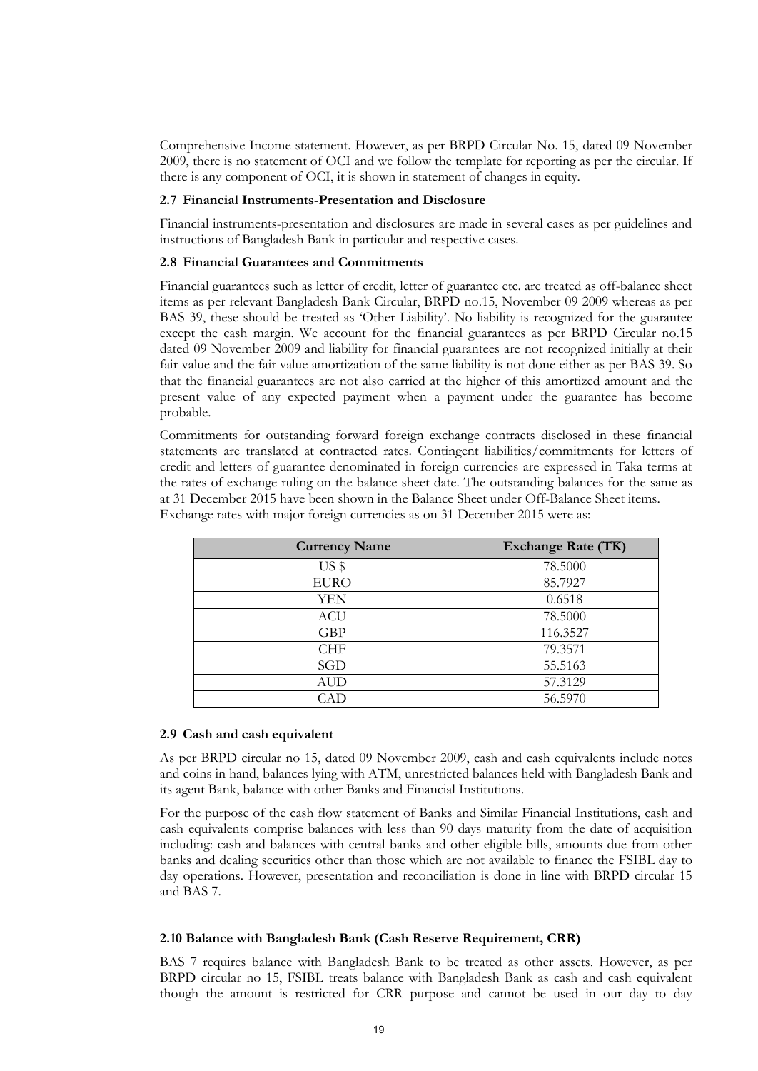Comprehensive Income statement. However, as per BRPD Circular No. 15, dated 09 November 2009, there is no statement of OCI and we follow the template for reporting as per the circular. If there is any component of OCI, it is shown in statement of changes in equity.

**2.7 Financial Instruments-Presentation and Disclosure**

Financial instruments-presentation and disclosures are made in several cases as per guidelines and instructions of Bangladesh Bank in particular and respective cases.

**2.8 Financial Guarantees and Commitments**

Financial guarantees such as letter of credit, letter of guarantee etc. are treated as off-balance sheet items as per relevant Bangladesh Bank Circular, BRPD no.15, November 09 2009 whereas as per BAS 39, these should be treated as 'Other Liability'. No liability is recognized for the guarantee except the cash margin. We account for the financial guarantees as per BRPD Circular no.15 dated 09 November 2009 and liability for financial guarantees are not recognized initially at their fair value and the fair value amortization of the same liability is not done either as per BAS 39. So that the financial guarantees are not also carried at the higher of this amortized amount and the present value of any expected payment when a payment under the guarantee has become probable.

Commitments for outstanding forward foreign exchange contracts disclosed in these financial statements are translated at contracted rates. Contingent liabilities/commitments for letters of credit and letters of guarantee denominated in foreign currencies are expressed in Taka terms at the rates of exchange ruling on the balance sheet date. The outstanding balances for the same as at 31 December 2015 have been shown in the Balance Sheet under Off-Balance Sheet items. Exchange rates with major foreign currencies as on 31 December 2015 were as:

| Currency Name | Exchange Rate (TK) |
|---|---|
| US $ | 78.5000 |
| EURO | 85.7927 |
| YEN | 0.6518 |
| ACU | 78.5000 |
| GBP | 116.3527 |
| CHF | 79.3571 |
| SGD | 55.5163 |
| AUD | 57.3129 |
| CAD | 56.5970 |

**2.9 Cash and cash equivalent**

As per BRPD circular no 15, dated 09 November 2009, cash and cash equivalents include notes and coins in hand, balances lying with ATM, unrestricted balances held with Bangladesh Bank and its agent Bank, balance with other Banks and Financial Institutions.

For the purpose of the cash flow statement of Banks and Similar Financial Institutions, cash and cash equivalents comprise balances with less than 90 days maturity from the date of acquisition including: cash and balances with central banks and other eligible bills, amounts due from other banks and dealing securities other than those which are not available to finance the FSIBL day to day operations. However, presentation and reconciliation is done in line with BRPD circular 15 and BAS 7.

**2.10 Balance with Bangladesh Bank (Cash Reserve Requirement, CRR)**

BAS 7 requires balance with Bangladesh Bank to be treated as other assets. However, as per BRPD circular no 15, FSIBL treats balance with Bangladesh Bank as cash and cash equivalent though the amount is restricted for CRR purpose and cannot be used in our day to day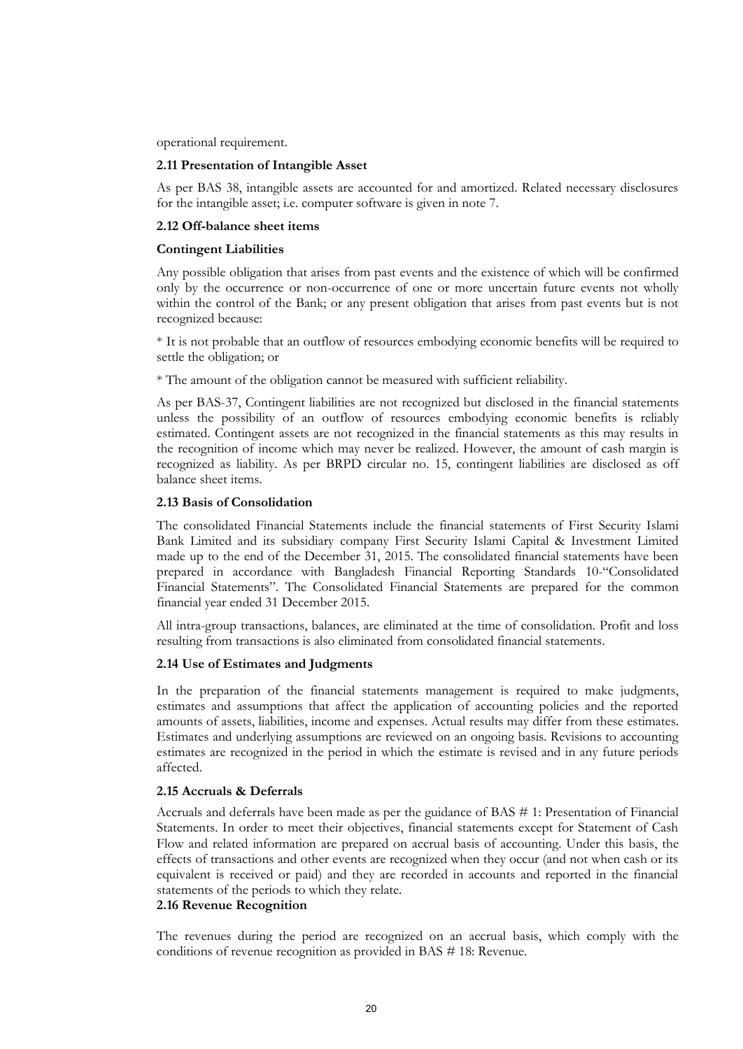operational requirement.

### 2.11 Presentation of Intangible Asset

As per BAS 38, intangible assets are accounted for and amortized. Related necessary disclosures for the intangible asset; i.e. computer software is given in note 7.

### 2.12 Off-balance sheet items

**Contingent Liabilities**

Any possible obligation that arises from past events and the existence of which will be confirmed only by the occurrence or non-occurrence of one or more uncertain future events not wholly within the control of the Bank; or any present obligation that arises from past events but is not recognized because:

* It is not probable that an outflow of resources embodying economic benefits will be required to settle the obligation; or

* The amount of the obligation cannot be measured with sufficient reliability.

As per BAS-37, Contingent liabilities are not recognized but disclosed in the financial statements unless the possibility of an outflow of resources embodying economic benefits is reliably estimated. Contingent assets are not recognized in the financial statements as this may results in the recognition of income which may never be realized. However, the amount of cash margin is recognized as liability. As per BRPD circular no. 15, contingent liabilities are disclosed as off balance sheet items.

### 2.13 Basis of Consolidation

The consolidated Financial Statements include the financial statements of First Security Islami Bank Limited and its subsidiary company First Security Islami Capital & Investment Limited made up to the end of the December 31, 2015. The consolidated financial statements have been prepared in accordance with Bangladesh Financial Reporting Standards 10-"Consolidated Financial Statements". The Consolidated Financial Statements are prepared for the common financial year ended 31 December 2015.

All intra-group transactions, balances, are eliminated at the time of consolidation. Profit and loss resulting from transactions is also eliminated from consolidated financial statements.

### 2.14 Use of Estimates and Judgments

In the preparation of the financial statements management is required to make judgments, estimates and assumptions that affect the application of accounting policies and the reported amounts of assets, liabilities, income and expenses. Actual results may differ from these estimates. Estimates and underlying assumptions are reviewed on an ongoing basis. Revisions to accounting estimates are recognized in the period in which the estimate is revised and in any future periods affected.

### 2.15 Accruals & Deferrals

Accruals and deferrals have been made as per the guidance of BAS # 1: Presentation of Financial Statements. In order to meet their objectives, financial statements except for Statement of Cash Flow and related information are prepared on accrual basis of accounting. Under this basis, the effects of transactions and other events are recognized when they occur (and not when cash or its equivalent is received or paid) and they are recorded in accounts and reported in the financial statements of the periods to which they relate.

### 2.16 Revenue Recognition

The revenues during the period are recognized on an accrual basis, which comply with the conditions of revenue recognition as provided in BAS # 18: Revenue.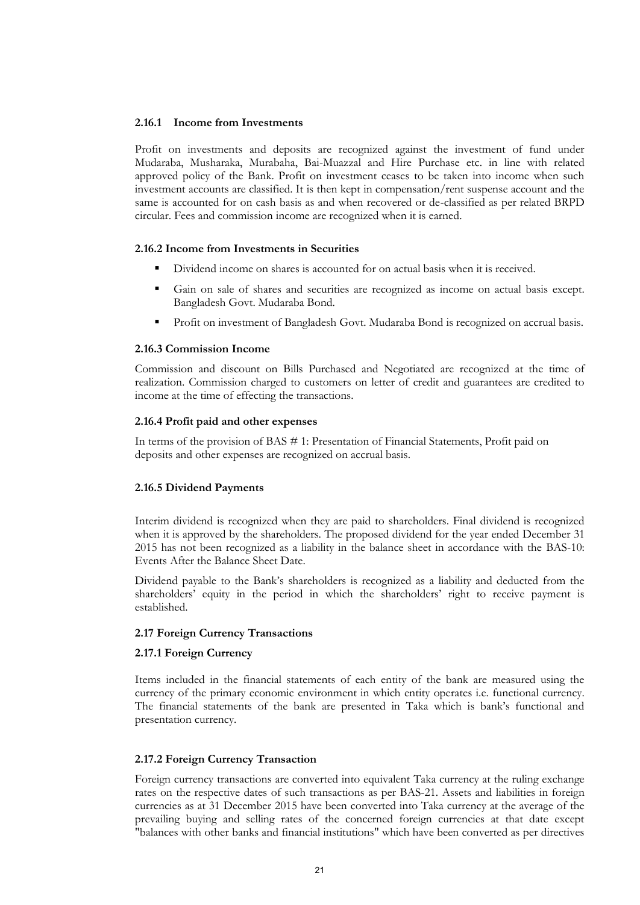#### 2.16.1 Income from Investments

Profit on investments and deposits are recognized against the investment of fund under Mudaraba, Musharaka, Murabaha, Bai-Muazzal and Hire Purchase etc. in line with related approved policy of the Bank. Profit on investment ceases to be taken into income when such investment accounts are classified. It is then kept in compensation/rent suspense account and the same is accounted for on cash basis as and when recovered or de-classified as per related BRPD circular. Fees and commission income are recognized when it is earned.

#### 2.16.2 Income from Investments in Securities

- Dividend income on shares is accounted for on actual basis when it is received.
- Gain on sale of shares and securities are recognized as income on actual basis except. Bangladesh Govt. Mudaraba Bond.
- Profit on investment of Bangladesh Govt. Mudaraba Bond is recognized on accrual basis.

#### 2.16.3 Commission Income

Commission and discount on Bills Purchased and Negotiated are recognized at the time of realization. Commission charged to customers on letter of credit and guarantees are credited to income at the time of effecting the transactions.

#### 2.16.4 Profit paid and other expenses

In terms of the provision of BAS # 1: Presentation of Financial Statements, Profit paid on deposits and other expenses are recognized on accrual basis.

#### 2.16.5 Dividend Payments

Interim dividend is recognized when they are paid to shareholders. Final dividend is recognized when it is approved by the shareholders. The proposed dividend for the year ended December 31 2015 has not been recognized as a liability in the balance sheet in accordance with the BAS-10: Events After the Balance Sheet Date.

Dividend payable to the Bank's shareholders is recognized as a liability and deducted from the shareholders' equity in the period in which the shareholders' right to receive payment is established.

### 2.17 Foreign Currency Transactions

#### 2.17.1 Foreign Currency

Items included in the financial statements of each entity of the bank are measured using the currency of the primary economic environment in which entity operates i.e. functional currency. The financial statements of the bank are presented in Taka which is bank's functional and presentation currency.

#### 2.17.2 Foreign Currency Transaction

Foreign currency transactions are converted into equivalent Taka currency at the ruling exchange rates on the respective dates of such transactions as per BAS-21. Assets and liabilities in foreign currencies as at 31 December 2015 have been converted into Taka currency at the average of the prevailing buying and selling rates of the concerned foreign currencies at that date except "balances with other banks and financial institutions" which have been converted as per directives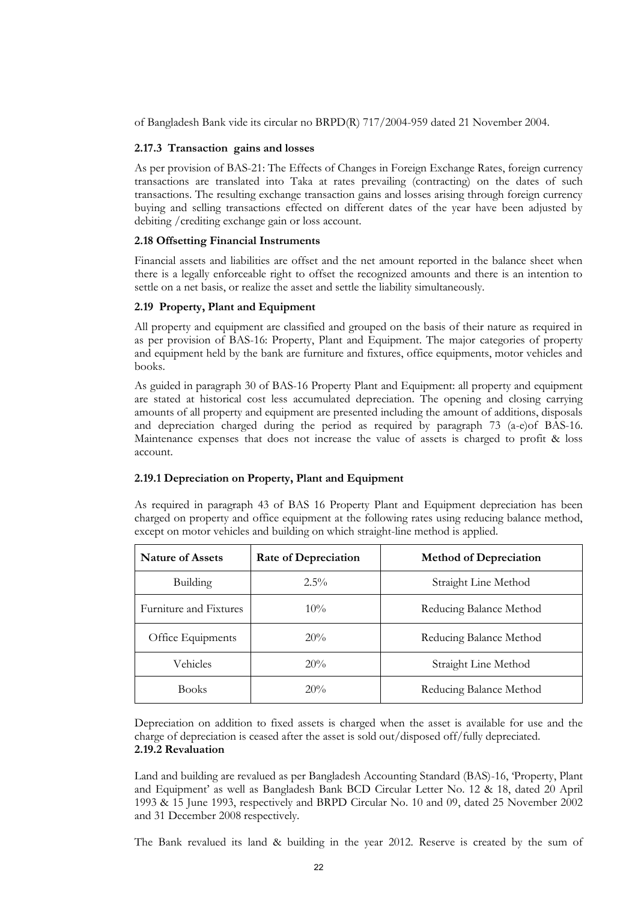of Bangladesh Bank vide its circular no BRPD(R) 717/2004-959 dated 21 November 2004.

### 2.17.3 Transaction gains and losses

As per provision of BAS-21: The Effects of Changes in Foreign Exchange Rates, foreign currency transactions are translated into Taka at rates prevailing (contracting) on the dates of such transactions. The resulting exchange transaction gains and losses arising through foreign currency buying and selling transactions effected on different dates of the year have been adjusted by debiting /crediting exchange gain or loss account.

### 2.18 Offsetting Financial Instruments

Financial assets and liabilities are offset and the net amount reported in the balance sheet when there is a legally enforceable right to offset the recognized amounts and there is an intention to settle on a net basis, or realize the asset and settle the liability simultaneously.

### 2.19 Property, Plant and Equipment

All property and equipment are classified and grouped on the basis of their nature as required in as per provision of BAS-16: Property, Plant and Equipment. The major categories of property and equipment held by the bank are furniture and fixtures, office equipments, motor vehicles and books.

As guided in paragraph 30 of BAS-16 Property Plant and Equipment: all property and equipment are stated at historical cost less accumulated depreciation. The opening and closing carrying amounts of all property and equipment are presented including the amount of additions, disposals and depreciation charged during the period as required by paragraph 73 (a-e)of BAS-16. Maintenance expenses that does not increase the value of assets is charged to profit & loss account.

### 2.19.1 Depreciation on Property, Plant and Equipment

As required in paragraph 43 of BAS 16 Property Plant and Equipment depreciation has been charged on property and office equipment at the following rates using reducing balance method, except on motor vehicles and building on which straight-line method is applied.

| Nature of Assets | Rate of Depreciation | Method of Depreciation |
|---|---|---|
| Building | 2.5% | Straight Line Method |
| Furniture and Fixtures | 10% | Reducing Balance Method |
| Office Equipments | 20% | Reducing Balance Method |
| Vehicles | 20% | Straight Line Method |
| Books | 20% | Reducing Balance Method |

Depreciation on addition to fixed assets is charged when the asset is available for use and the charge of depreciation is ceased after the asset is sold out/disposed off/fully depreciated.

### 2.19.2 Revaluation

Land and building are revalued as per Bangladesh Accounting Standard (BAS)-16, 'Property, Plant and Equipment' as well as Bangladesh Bank BCD Circular Letter No. 12 & 18, dated 20 April 1993 & 15 June 1993, respectively and BRPD Circular No. 10 and 09, dated 25 November 2002 and 31 December 2008 respectively.

The Bank revalued its land & building in the year 2012. Reserve is created by the sum of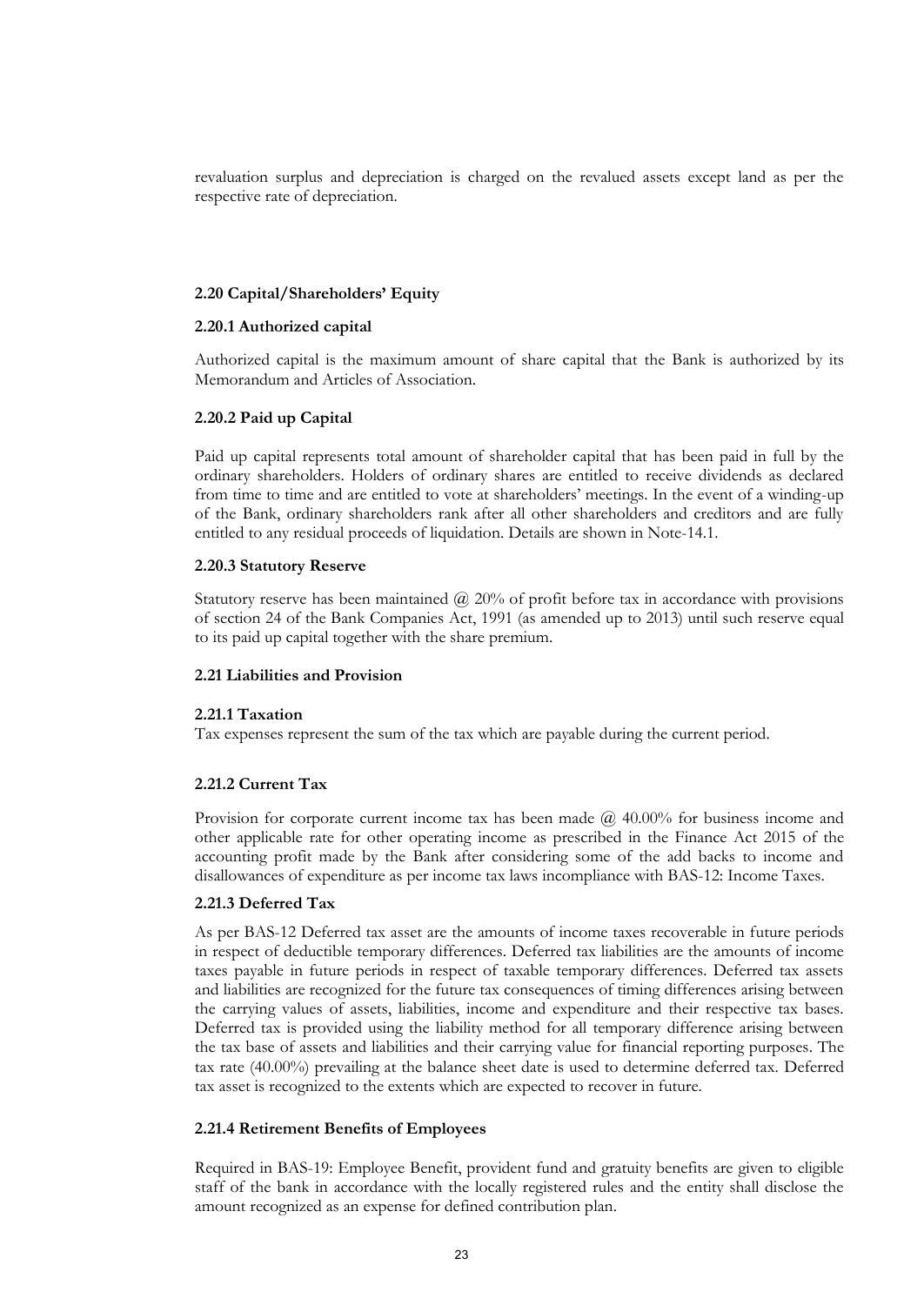revaluation surplus and depreciation is charged on the revalued assets except land as per the respective rate of depreciation.

### 2.20 Capital/Shareholders' Equity

#### 2.20.1 Authorized capital

Authorized capital is the maximum amount of share capital that the Bank is authorized by its Memorandum and Articles of Association.

#### 2.20.2 Paid up Capital

Paid up capital represents total amount of shareholder capital that has been paid in full by the ordinary shareholders. Holders of ordinary shares are entitled to receive dividends as declared from time to time and are entitled to vote at shareholders' meetings. In the event of a winding-up of the Bank, ordinary shareholders rank after all other shareholders and creditors and are fully entitled to any residual proceeds of liquidation. Details are shown in Note-14.1.

#### 2.20.3 Statutory Reserve

Statutory reserve has been maintained @ 20% of profit before tax in accordance with provisions of section 24 of the Bank Companies Act, 1991 (as amended up to 2013) until such reserve equal to its paid up capital together with the share premium.

### 2.21 Liabilities and Provision

#### 2.21.1 Taxation

Tax expenses represent the sum of the tax which are payable during the current period.

#### 2.21.2 Current Tax

Provision for corporate current income tax has been made @ 40.00% for business income and other applicable rate for other operating income as prescribed in the Finance Act 2015 of the accounting profit made by the Bank after considering some of the add backs to income and disallowances of expenditure as per income tax laws incompliance with BAS-12: Income Taxes.

#### 2.21.3 Deferred Tax

As per BAS-12 Deferred tax asset are the amounts of income taxes recoverable in future periods in respect of deductible temporary differences. Deferred tax liabilities are the amounts of income taxes payable in future periods in respect of taxable temporary differences. Deferred tax assets and liabilities are recognized for the future tax consequences of timing differences arising between the carrying values of assets, liabilities, income and expenditure and their respective tax bases. Deferred tax is provided using the liability method for all temporary difference arising between the tax base of assets and liabilities and their carrying value for financial reporting purposes. The tax rate (40.00%) prevailing at the balance sheet date is used to determine deferred tax. Deferred tax asset is recognized to the extents which are expected to recover in future.

#### 2.21.4 Retirement Benefits of Employees

Required in BAS-19: Employee Benefit, provident fund and gratuity benefits are given to eligible staff of the bank in accordance with the locally registered rules and the entity shall disclose the amount recognized as an expense for defined contribution plan.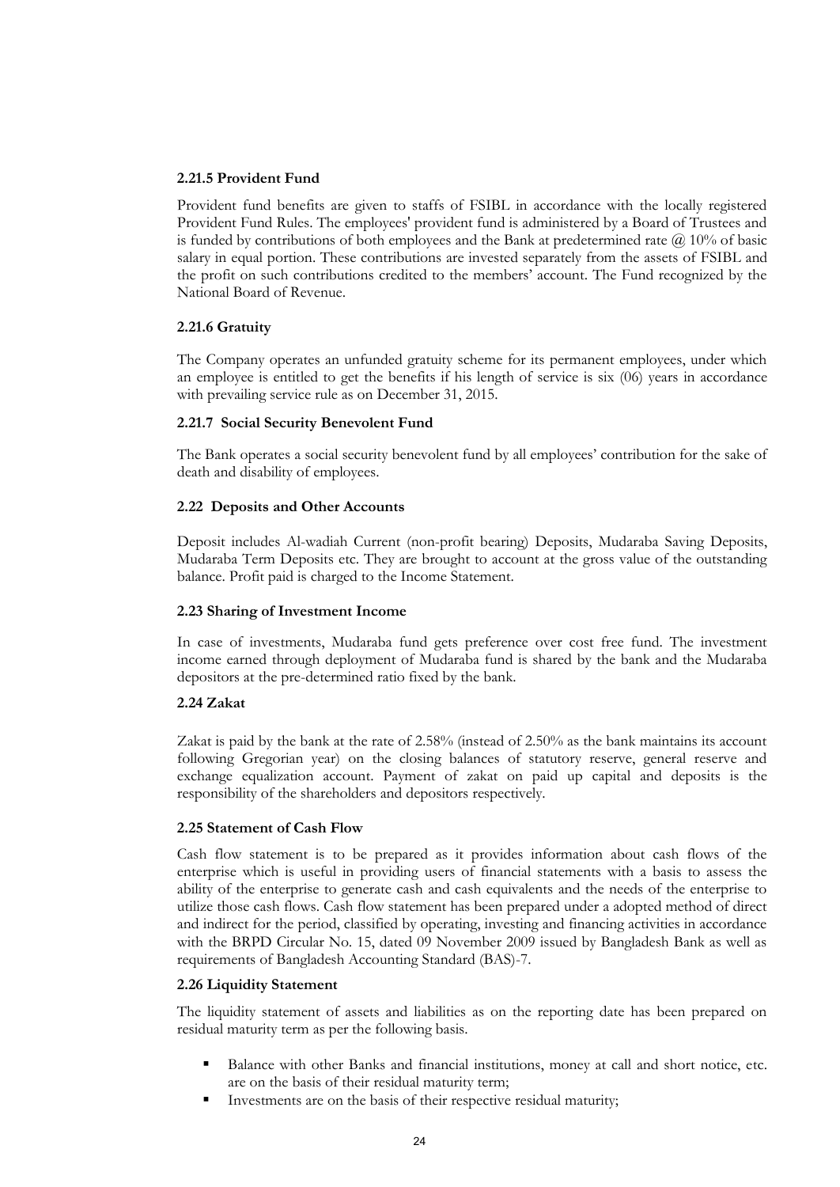**2.21.5 Provident Fund**

Provident fund benefits are given to staffs of FSIBL in accordance with the locally registered Provident Fund Rules. The employees' provident fund is administered by a Board of Trustees and is funded by contributions of both employees and the Bank at predetermined rate @ 10% of basic salary in equal portion. These contributions are invested separately from the assets of FSIBL and the profit on such contributions credited to the members' account. The Fund recognized by the National Board of Revenue.

**2.21.6 Gratuity**

The Company operates an unfunded gratuity scheme for its permanent employees, under which an employee is entitled to get the benefits if his length of service is six (06) years in accordance with prevailing service rule as on December 31, 2015.

**2.21.7 Social Security Benevolent Fund**

The Bank operates a social security benevolent fund by all employees' contribution for the sake of death and disability of employees.

**2.22 Deposits and Other Accounts**

Deposit includes Al-wadiah Current (non-profit bearing) Deposits, Mudaraba Saving Deposits, Mudaraba Term Deposits etc. They are brought to account at the gross value of the outstanding balance. Profit paid is charged to the Income Statement.

**2.23 Sharing of Investment Income**

In case of investments, Mudaraba fund gets preference over cost free fund. The investment income earned through deployment of Mudaraba fund is shared by the bank and the Mudaraba depositors at the pre-determined ratio fixed by the bank.

**2.24 Zakat**

Zakat is paid by the bank at the rate of 2.58% (instead of 2.50% as the bank maintains its account following Gregorian year) on the closing balances of statutory reserve, general reserve and exchange equalization account. Payment of zakat on paid up capital and deposits is the responsibility of the shareholders and depositors respectively.

**2.25 Statement of Cash Flow**

Cash flow statement is to be prepared as it provides information about cash flows of the enterprise which is useful in providing users of financial statements with a basis to assess the ability of the enterprise to generate cash and cash equivalents and the needs of the enterprise to utilize those cash flows. Cash flow statement has been prepared under a adopted method of direct and indirect for the period, classified by operating, investing and financing activities in accordance with the BRPD Circular No. 15, dated 09 November 2009 issued by Bangladesh Bank as well as requirements of Bangladesh Accounting Standard (BAS)-7.

**2.26 Liquidity Statement**

The liquidity statement of assets and liabilities as on the reporting date has been prepared on residual maturity term as per the following basis.

- Balance with other Banks and financial institutions, money at call and short notice, etc. are on the basis of their residual maturity term;
- Investments are on the basis of their respective residual maturity;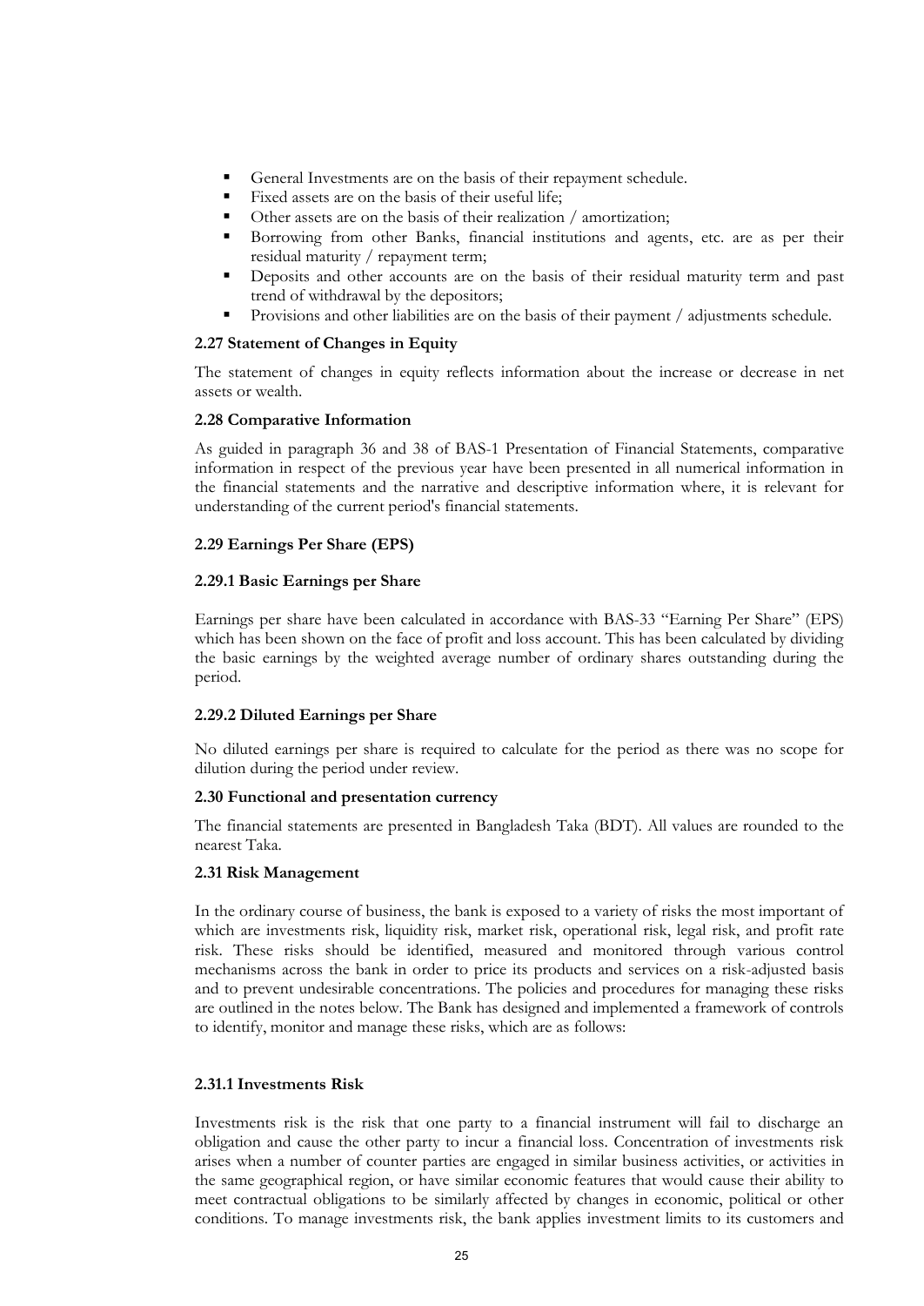- General Investments are on the basis of their repayment schedule.
- Fixed assets are on the basis of their useful life;
- Other assets are on the basis of their realization / amortization;
- Borrowing from other Banks, financial institutions and agents, etc. are as per their residual maturity / repayment term;
- Deposits and other accounts are on the basis of their residual maturity term and past trend of withdrawal by the depositors;
- Provisions and other liabilities are on the basis of their payment / adjustments schedule.

**2.27 Statement of Changes in Equity**

The statement of changes in equity reflects information about the increase or decrease in net assets or wealth.

**2.28 Comparative Information**

As guided in paragraph 36 and 38 of BAS-1 Presentation of Financial Statements, comparative information in respect of the previous year have been presented in all numerical information in the financial statements and the narrative and descriptive information where, it is relevant for understanding of the current period's financial statements.

**2.29 Earnings Per Share (EPS)**

**2.29.1 Basic Earnings per Share**

Earnings per share have been calculated in accordance with BAS-33 "Earning Per Share" (EPS) which has been shown on the face of profit and loss account. This has been calculated by dividing the basic earnings by the weighted average number of ordinary shares outstanding during the period.

**2.29.2 Diluted Earnings per Share**

No diluted earnings per share is required to calculate for the period as there was no scope for dilution during the period under review.

**2.30 Functional and presentation currency**

The financial statements are presented in Bangladesh Taka (BDT). All values are rounded to the nearest Taka.

**2.31 Risk Management**

In the ordinary course of business, the bank is exposed to a variety of risks the most important of which are investments risk, liquidity risk, market risk, operational risk, legal risk, and profit rate risk. These risks should be identified, measured and monitored through various control mechanisms across the bank in order to price its products and services on a risk-adjusted basis and to prevent undesirable concentrations. The policies and procedures for managing these risks are outlined in the notes below. The Bank has designed and implemented a framework of controls to identify, monitor and manage these risks, which are as follows:

**2.31.1 Investments Risk**

Investments risk is the risk that one party to a financial instrument will fail to discharge an obligation and cause the other party to incur a financial loss. Concentration of investments risk arises when a number of counter parties are engaged in similar business activities, or activities in the same geographical region, or have similar economic features that would cause their ability to meet contractual obligations to be similarly affected by changes in economic, political or other conditions. To manage investments risk, the bank applies investment limits to its customers and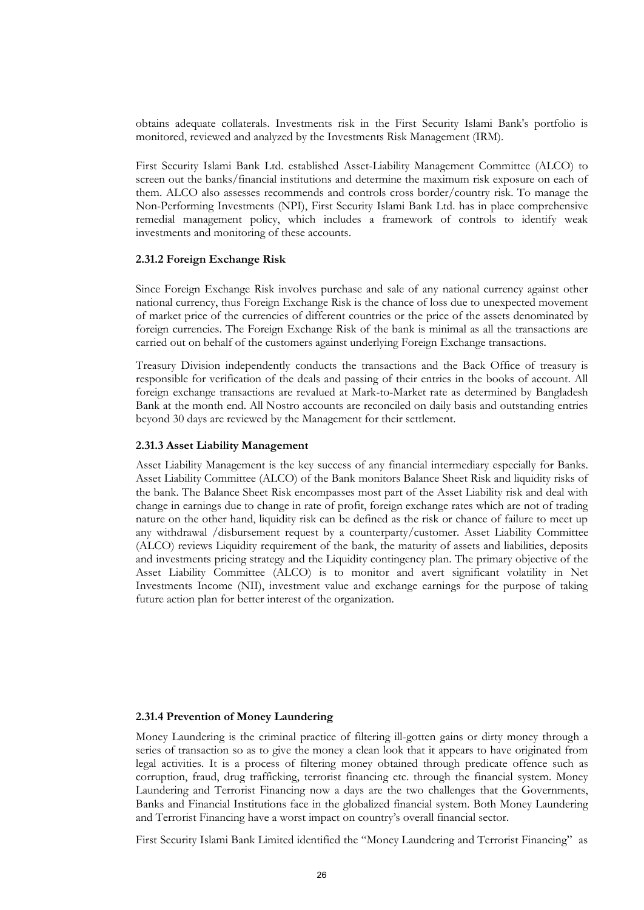obtains adequate collaterals. Investments risk in the First Security Islami Bank's portfolio is monitored, reviewed and analyzed by the Investments Risk Management (IRM).

First Security Islami Bank Ltd. established Asset-Liability Management Committee (ALCO) to screen out the banks/financial institutions and determine the maximum risk exposure on each of them. ALCO also assesses recommends and controls cross border/country risk. To manage the Non-Performing Investments (NPI), First Security Islami Bank Ltd. has in place comprehensive remedial management policy, which includes a framework of controls to identify weak investments and monitoring of these accounts.

#### 2.31.2 Foreign Exchange Risk

Since Foreign Exchange Risk involves purchase and sale of any national currency against other national currency, thus Foreign Exchange Risk is the chance of loss due to unexpected movement of market price of the currencies of different countries or the price of the assets denominated by foreign currencies. The Foreign Exchange Risk of the bank is minimal as all the transactions are carried out on behalf of the customers against underlying Foreign Exchange transactions.

Treasury Division independently conducts the transactions and the Back Office of treasury is responsible for verification of the deals and passing of their entries in the books of account. All foreign exchange transactions are revalued at Mark-to-Market rate as determined by Bangladesh Bank at the month end. All Nostro accounts are reconciled on daily basis and outstanding entries beyond 30 days are reviewed by the Management for their settlement.

#### 2.31.3 Asset Liability Management

Asset Liability Management is the key success of any financial intermediary especially for Banks. Asset Liability Committee (ALCO) of the Bank monitors Balance Sheet Risk and liquidity risks of the bank. The Balance Sheet Risk encompasses most part of the Asset Liability risk and deal with change in earnings due to change in rate of profit, foreign exchange rates which are not of trading nature on the other hand, liquidity risk can be defined as the risk or chance of failure to meet up any withdrawal /disbursement request by a counterparty/customer. Asset Liability Committee (ALCO) reviews Liquidity requirement of the bank, the maturity of assets and liabilities, deposits and investments pricing strategy and the Liquidity contingency plan. The primary objective of the Asset Liability Committee (ALCO) is to monitor and avert significant volatility in Net Investments Income (NII), investment value and exchange earnings for the purpose of taking future action plan for better interest of the organization.

#### 2.31.4 Prevention of Money Laundering

Money Laundering is the criminal practice of filtering ill-gotten gains or dirty money through a series of transaction so as to give the money a clean look that it appears to have originated from legal activities. It is a process of filtering money obtained through predicate offence such as corruption, fraud, drug trafficking, terrorist financing etc. through the financial system. Money Laundering and Terrorist Financing now a days are the two challenges that the Governments, Banks and Financial Institutions face in the globalized financial system. Both Money Laundering and Terrorist Financing have a worst impact on country's overall financial sector.

First Security Islami Bank Limited identified the "Money Laundering and Terrorist Financing" as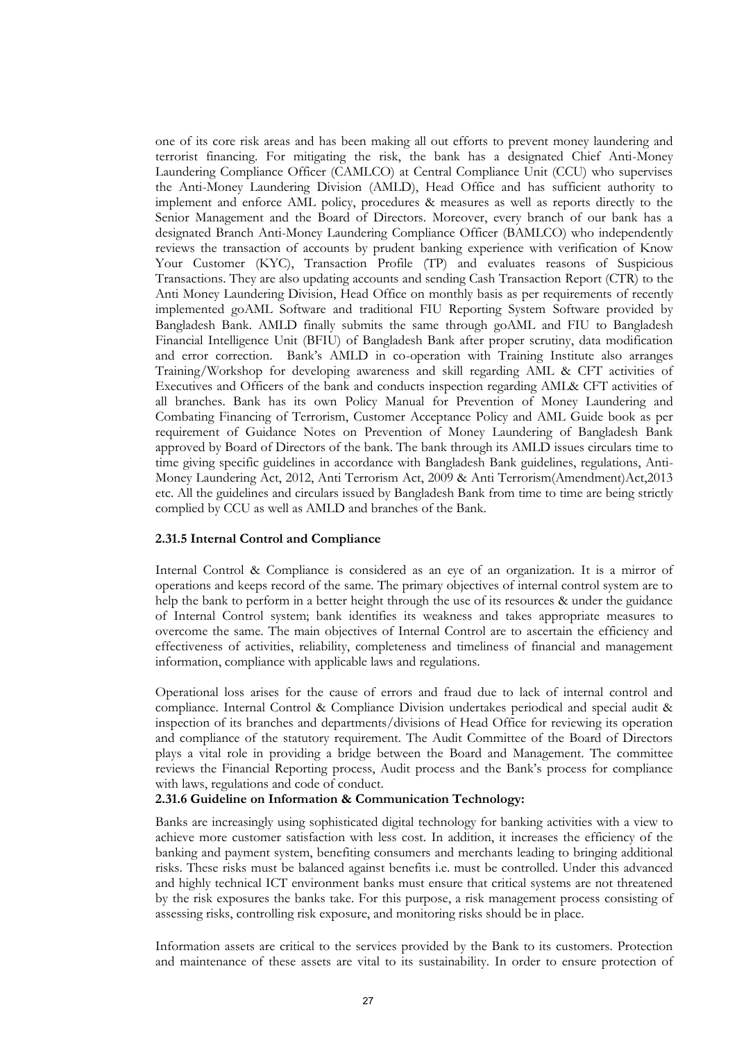one of its core risk areas and has been making all out efforts to prevent money laundering and terrorist financing. For mitigating the risk, the bank has a designated Chief Anti-Money Laundering Compliance Officer (CAMLCO) at Central Compliance Unit (CCU) who supervises the Anti-Money Laundering Division (AMLD), Head Office and has sufficient authority to implement and enforce AML policy, procedures & measures as well as reports directly to the Senior Management and the Board of Directors. Moreover, every branch of our bank has a designated Branch Anti-Money Laundering Compliance Officer (BAMLCO) who independently reviews the transaction of accounts by prudent banking experience with verification of Know Your Customer (KYC), Transaction Profile (TP) and evaluates reasons of Suspicious Transactions. They are also updating accounts and sending Cash Transaction Report (CTR) to the Anti Money Laundering Division, Head Office on monthly basis as per requirements of recently implemented goAML Software and traditional FIU Reporting System Software provided by Bangladesh Bank. AMLD finally submits the same through goAML and FIU to Bangladesh Financial Intelligence Unit (BFIU) of Bangladesh Bank after proper scrutiny, data modification and error correction. Bank's AMLD in co-operation with Training Institute also arranges Training/Workshop for developing awareness and skill regarding AML & CFT activities of Executives and Officers of the bank and conducts inspection regarding AML& CFT activities of all branches. Bank has its own Policy Manual for Prevention of Money Laundering and Combating Financing of Terrorism, Customer Acceptance Policy and AML Guide book as per requirement of Guidance Notes on Prevention of Money Laundering of Bangladesh Bank approved by Board of Directors of the bank. The bank through its AMLD issues circulars time to time giving specific guidelines in accordance with Bangladesh Bank guidelines, regulations, Anti-Money Laundering Act, 2012, Anti Terrorism Act, 2009 & Anti Terrorism(Amendment)Act,2013 etc. All the guidelines and circulars issued by Bangladesh Bank from time to time are being strictly complied by CCU as well as AMLD and branches of the Bank.

**2.31.5 Internal Control and Compliance**

Internal Control & Compliance is considered as an eye of an organization. It is a mirror of operations and keeps record of the same. The primary objectives of internal control system are to help the bank to perform in a better height through the use of its resources & under the guidance of Internal Control system; bank identifies its weakness and takes appropriate measures to overcome the same. The main objectives of Internal Control are to ascertain the efficiency and effectiveness of activities, reliability, completeness and timeliness of financial and management information, compliance with applicable laws and regulations.

Operational loss arises for the cause of errors and fraud due to lack of internal control and compliance. Internal Control & Compliance Division undertakes periodical and special audit & inspection of its branches and departments/divisions of Head Office for reviewing its operation and compliance of the statutory requirement. The Audit Committee of the Board of Directors plays a vital role in providing a bridge between the Board and Management. The committee reviews the Financial Reporting process, Audit process and the Bank's process for compliance with laws, regulations and code of conduct.

**2.31.6 Guideline on Information & Communication Technology:**

Banks are increasingly using sophisticated digital technology for banking activities with a view to achieve more customer satisfaction with less cost. In addition, it increases the efficiency of the banking and payment system, benefiting consumers and merchants leading to bringing additional risks. These risks must be balanced against benefits i.e. must be controlled. Under this advanced and highly technical ICT environment banks must ensure that critical systems are not threatened by the risk exposures the banks take. For this purpose, a risk management process consisting of assessing risks, controlling risk exposure, and monitoring risks should be in place.

Information assets are critical to the services provided by the Bank to its customers. Protection and maintenance of these assets are vital to its sustainability. In order to ensure protection of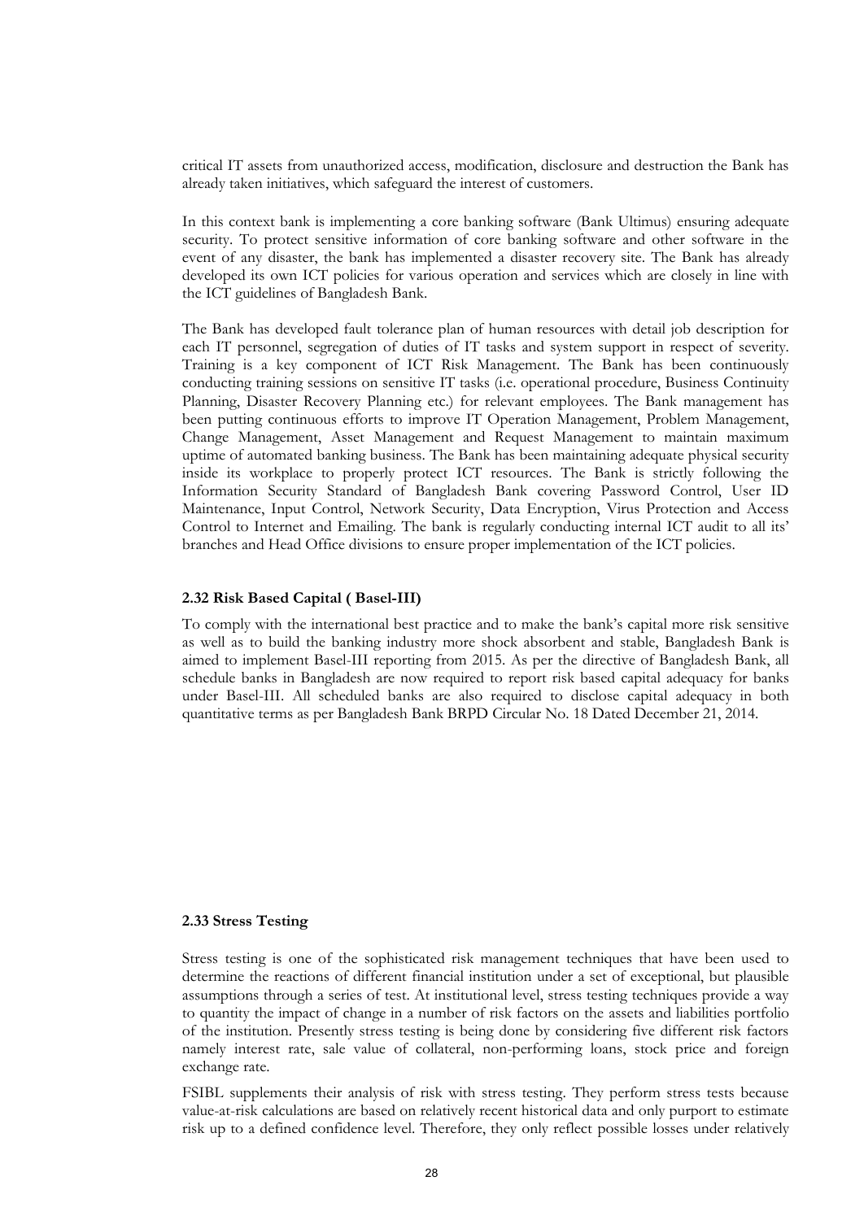critical IT assets from unauthorized access, modification, disclosure and destruction the Bank has already taken initiatives, which safeguard the interest of customers.

In this context bank is implementing a core banking software (Bank Ultimus) ensuring adequate security. To protect sensitive information of core banking software and other software in the event of any disaster, the bank has implemented a disaster recovery site. The Bank has already developed its own ICT policies for various operation and services which are closely in line with the ICT guidelines of Bangladesh Bank.

The Bank has developed fault tolerance plan of human resources with detail job description for each IT personnel, segregation of duties of IT tasks and system support in respect of severity. Training is a key component of ICT Risk Management. The Bank has been continuously conducting training sessions on sensitive IT tasks (i.e. operational procedure, Business Continuity Planning, Disaster Recovery Planning etc.) for relevant employees. The Bank management has been putting continuous efforts to improve IT Operation Management, Problem Management, Change Management, Asset Management and Request Management to maintain maximum uptime of automated banking business. The Bank has been maintaining adequate physical security inside its workplace to properly protect ICT resources. The Bank is strictly following the Information Security Standard of Bangladesh Bank covering Password Control, User ID Maintenance, Input Control, Network Security, Data Encryption, Virus Protection and Access Control to Internet and Emailing. The bank is regularly conducting internal ICT audit to all its' branches and Head Office divisions to ensure proper implementation of the ICT policies.

**2.32 Risk Based Capital ( Basel-III)**

To comply with the international best practice and to make the bank's capital more risk sensitive as well as to build the banking industry more shock absorbent and stable, Bangladesh Bank is aimed to implement Basel-III reporting from 2015. As per the directive of Bangladesh Bank, all schedule banks in Bangladesh are now required to report risk based capital adequacy for banks under Basel-III. All scheduled banks are also required to disclose capital adequacy in both quantitative terms as per Bangladesh Bank BRPD Circular No. 18 Dated December 21, 2014.

**2.33 Stress Testing**

Stress testing is one of the sophisticated risk management techniques that have been used to determine the reactions of different financial institution under a set of exceptional, but plausible assumptions through a series of test. At institutional level, stress testing techniques provide a way to quantity the impact of change in a number of risk factors on the assets and liabilities portfolio of the institution. Presently stress testing is being done by considering five different risk factors namely interest rate, sale value of collateral, non-performing loans, stock price and foreign exchange rate.

FSIBL supplements their analysis of risk with stress testing. They perform stress tests because value-at-risk calculations are based on relatively recent historical data and only purport to estimate risk up to a defined confidence level. Therefore, they only reflect possible losses under relatively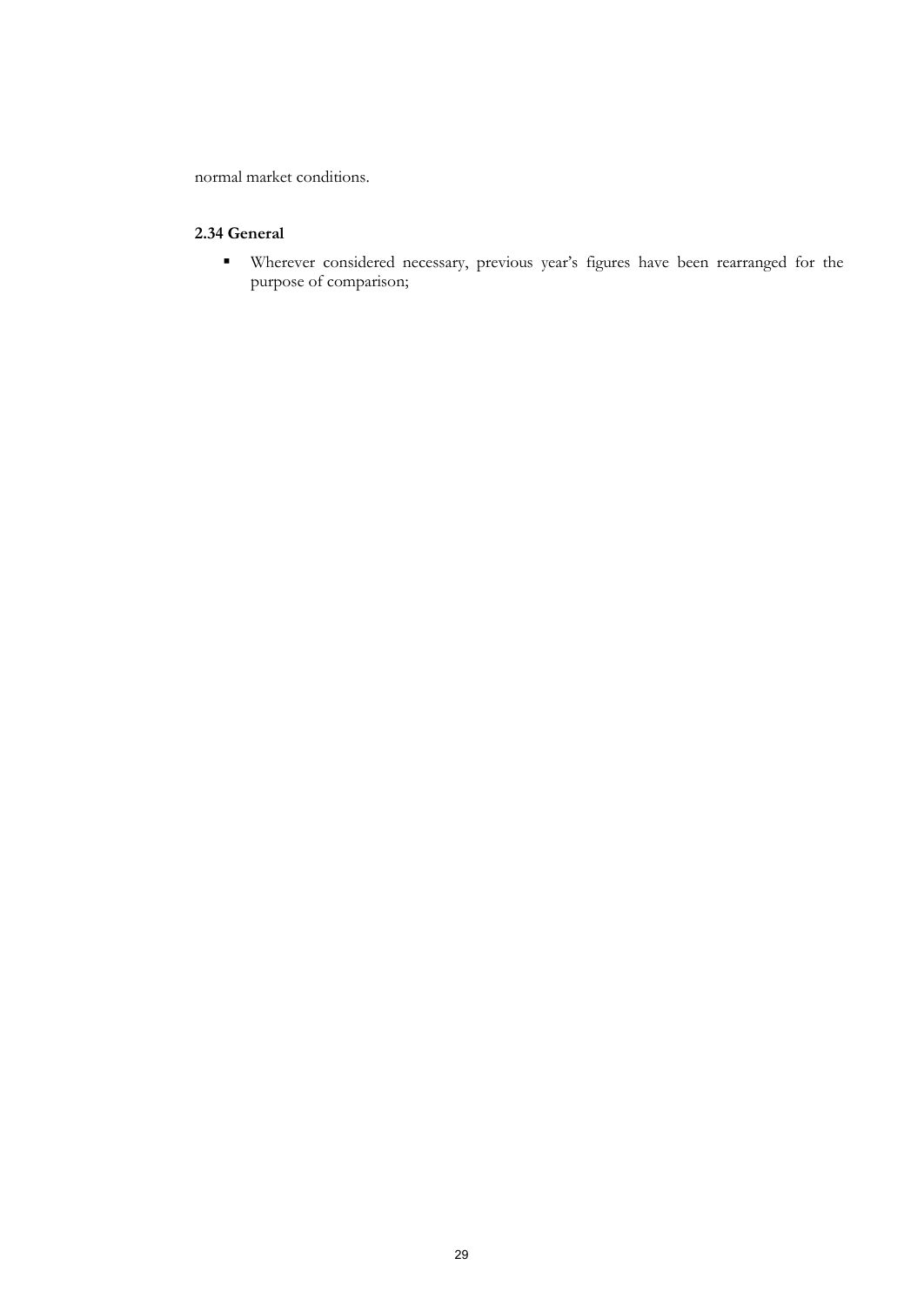normal market conditions.

### 2.34 General

- Wherever considered necessary, previous year's figures have been rearranged for the purpose of comparison;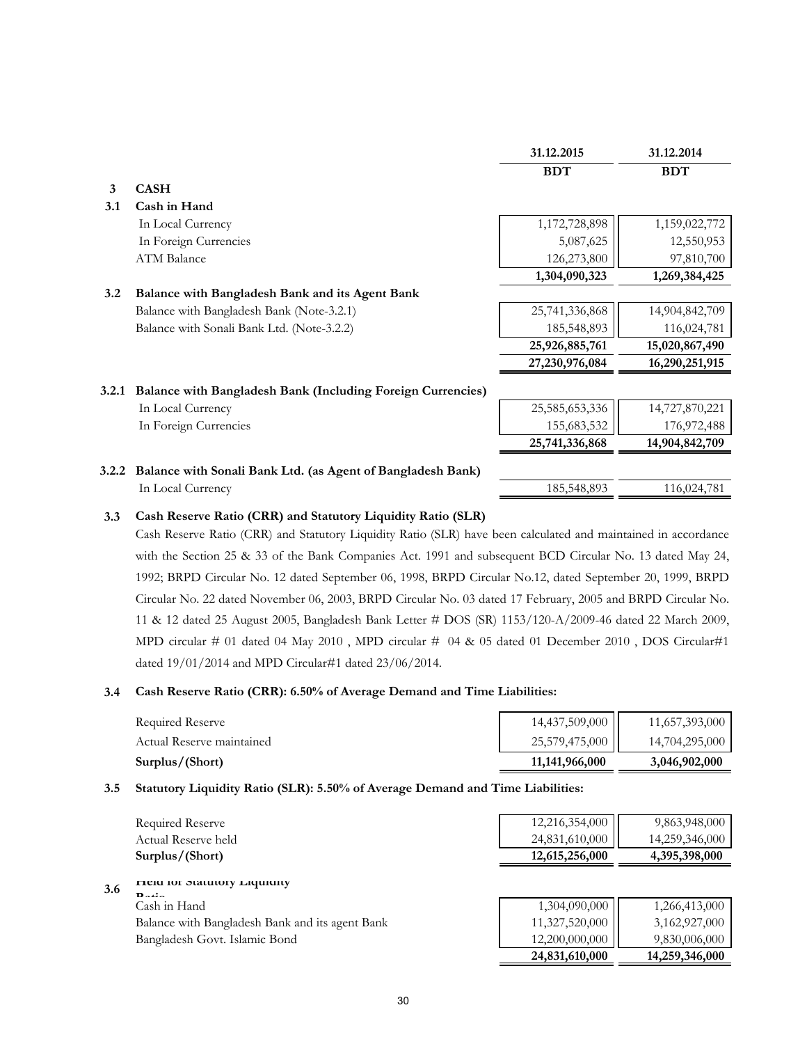| | | 31.12.2015 | 31.12.2014 |
|---|---|---|---|
| | | BDT | BDT |
| **3** | **CASH** | | |
| **3.1** | **Cash in Hand** | | |
| | In Local Currency | 1,172,728,898 | 1,159,022,772 |
| | In Foreign Currencies | 5,087,625 | 12,550,953 |
| | ATM Balance | 126,273,800 | 97,810,700 |
| | | **1,304,090,323** | **1,269,384,425** |
| **3.2** | **Balance with Bangladesh Bank and its Agent Bank** | | |
| | Balance with Bangladesh Bank (Note-3.2.1) | 25,741,336,868 | 14,904,842,709 |
| | Balance with Sonali Bank Ltd. (Note-3.2.2) | 185,548,893 | 116,024,781 |
| | | **25,926,885,761** | **15,020,867,490** |
| | | **27,230,976,084** | **16,290,251,915** |
| **3.2.1** | **Balance with Bangladesh Bank (Including Foreign Currencies)** | | |
| | In Local Currency | 25,585,653,336 | 14,727,870,221 |
| | In Foreign Currencies | 155,683,532 | 176,972,488 |
| | | **25,741,336,868** | **14,904,842,709** |
| **3.2.2** | **Balance with Sonali Bank Ltd. (as Agent of Bangladesh Bank)** | | |
| | In Local Currency | 185,548,893 | 116,024,781 |

**3.3 Cash Reserve Ratio (CRR) and Statutory Liquidity Ratio (SLR)**

Cash Reserve Ratio (CRR) and Statutory Liquidity Ratio (SLR) have been calculated and maintained in accordance with the Section 25 & 33 of the Bank Companies Act. 1991 and subsequent BCD Circular No. 13 dated May 24, 1992; BRPD Circular No. 12 dated September 06, 1998, BRPD Circular No.12, dated September 20, 1999, BRPD Circular No. 22 dated November 06, 2003, BRPD Circular No. 03 dated 17 February, 2005 and BRPD Circular No. 11 & 12 dated 25 August 2005, Bangladesh Bank Letter # DOS (SR) 1153/120-A/2009-46 dated 22 March 2009, MPD circular # 01 dated 04 May 2010 , MPD circular # 04 & 05 dated 01 December 2010 , DOS Circular#1 dated 19/01/2014 and MPD Circular#1 dated 23/06/2014.

**3.4 Cash Reserve Ratio (CRR): 6.50% of Average Demand and Time Liabilities:**

| | 31.12.2015 | 31.12.2014 |
|---|---|---|
| Required Reserve | 14,437,509,000 | 11,657,393,000 |
| Actual Reserve maintained | 25,579,475,000 | 14,704,295,000 |
| **Surplus/(Short)** | **11,141,966,000** | **3,046,902,000** |

**3.5 Statutory Liquidity Ratio (SLR): 5.50% of Average Demand and Time Liabilities:**

| | 31.12.2015 | 31.12.2014 |
|---|---|---|
| Required Reserve | 12,216,354,000 | 9,863,948,000 |
| Actual Reserve held | 24,831,610,000 | 14,259,346,000 |
| **Surplus/(Short)** | **12,615,256,000** | **4,395,398,000** |

**3.6 Held for Statutory Liquidity Ratio**

| | 31.12.2015 | 31.12.2014 |
|---|---|---|
| Cash in Hand | 1,304,090,000 | 1,266,413,000 |
| Balance with Bangladesh Bank and its agent Bank | 11,327,520,000 | 3,162,927,000 |
| Bangladesh Govt. Islamic Bond | 12,200,000,000 | 9,830,006,000 |
| | **24,831,610,000** | **14,259,346,000** |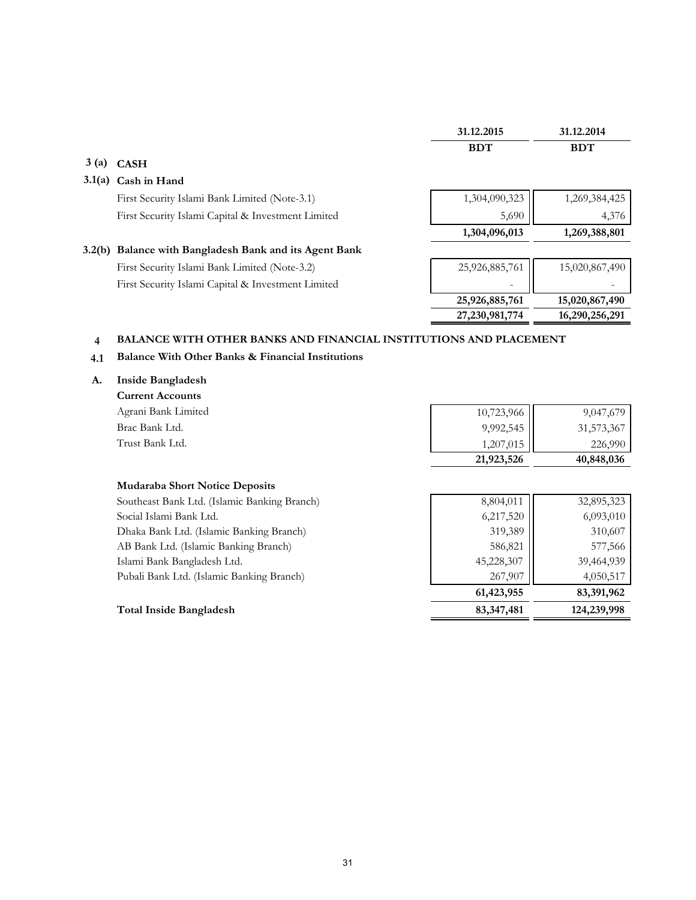| | | 31.12.2015 | 31.12.2014 |
|---|---|---|---|
| | | BDT | BDT |
| **3 (a)** | **CASH** | | |
| **3.1(a)** | **Cash in Hand** | | |
| | First Security Islami Bank Limited (Note-3.1) | 1,304,090,323 | 1,269,384,425 |
| | First Security Islami Capital & Investment Limited | 5,690 | 4,376 |
| | | **1,304,096,013** | **1,269,388,801** |
| **3.2(b)** | **Balance with Bangladesh Bank and its Agent Bank** | | |
| | First Security Islami Bank Limited (Note-3.2) | 25,926,885,761 | 15,020,867,490 |
| | First Security Islami Capital & Investment Limited | - | - |
| | | **25,926,885,761** | **15,020,867,490** |
| | | **27,230,981,774** | **16,290,256,291** |

**4 BALANCE WITH OTHER BANKS AND FINANCIAL INSTITUTIONS AND PLACEMENT**

**4.1 Balance With Other Banks & Financial Institutions**

**A. Inside Bangladesh**

| | 31.12.2015 BDT | 31.12.2014 BDT |
|---|---|---|
| **Current Accounts** | | |
| Agrani Bank Limited | 10,723,966 | 9,047,679 |
| Brac Bank Ltd. | 9,992,545 | 31,573,367 |
| Trust Bank Ltd. | 1,207,015 | 226,990 |
| | **21,923,526** | **40,848,036** |
| **Mudaraba Short Notice Deposits** | | |
| Southeast Bank Ltd. (Islamic Banking Branch) | 8,804,011 | 32,895,323 |
| Social Islami Bank Ltd. | 6,217,520 | 6,093,010 |
| Dhaka Bank Ltd. (Islamic Banking Branch) | 319,389 | 310,607 |
| AB Bank Ltd. (Islamic Banking Branch) | 586,821 | 577,566 |
| Islami Bank Bangladesh Ltd. | 45,228,307 | 39,464,939 |
| Pubali Bank Ltd. (Islamic Banking Branch) | 267,907 | 4,050,517 |
| | **61,423,955** | **83,391,962** |
| **Total Inside Bangladesh** | **83,347,481** | **124,239,998** |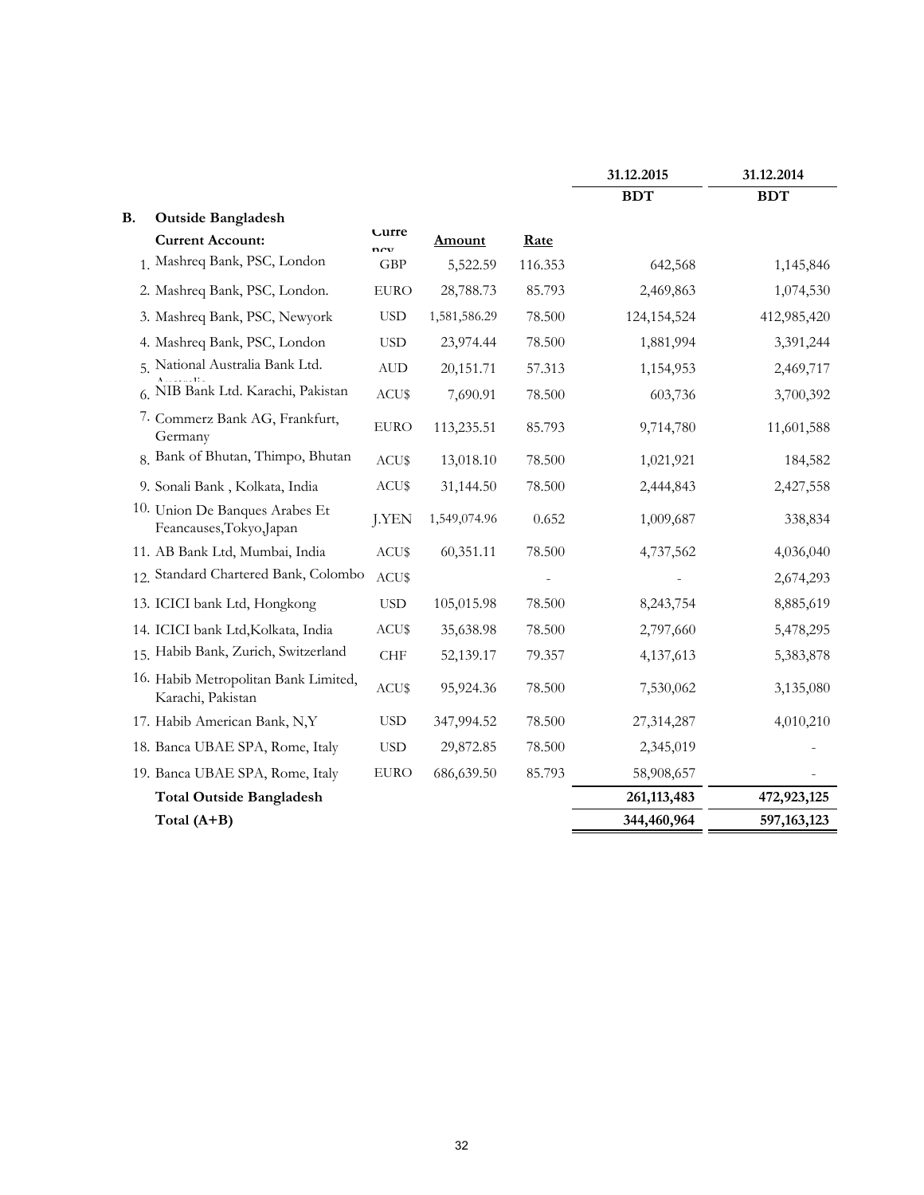| | | Currency | Amount | Rate | 31.12.2015 BDT | 31.12.2014 BDT |
|---|---|---|---|---|---|---|
| **B.** | **Outside Bangladesh** | | | | | |
| | **Current Account:** | | | | | |
| 1. | Mashreq Bank, PSC, London | GBP | 5,522.59 | 116.353 | 642,568 | 1,145,846 |
| 2. | Mashreq Bank, PSC, London. | EURO | 28,788.73 | 85.793 | 2,469,863 | 1,074,530 |
| 3. | Mashreq Bank, PSC, Newyork | USD | 1,581,586.29 | 78.500 | 124,154,524 | 412,985,420 |
| 4. | Mashreq Bank, PSC, London | USD | 23,974.44 | 78.500 | 1,881,994 | 3,391,244 |
| 5. | National Australia Bank Ltd. Australia | AUD | 20,151.71 | 57.313 | 1,154,953 | 2,469,717 |
| 6. | NIB Bank Ltd. Karachi, Pakistan | ACU$ | 7,690.91 | 78.500 | 603,736 | 3,700,392 |
| 7. | Commerz Bank AG, Frankfurt, Germany | EURO | 113,235.51 | 85.793 | 9,714,780 | 11,601,588 |
| 8. | Bank of Bhutan, Thimpo, Bhutan | ACU$ | 13,018.10 | 78.500 | 1,021,921 | 184,582 |
| 9. | Sonali Bank , Kolkata, India | ACU$ | 31,144.50 | 78.500 | 2,444,843 | 2,427,558 |
| 10. | Union De Banques Arabes Et Feancauses,Tokyo,Japan | J.YEN | 1,549,074.96 | 0.652 | 1,009,687 | 338,834 |
| 11. | AB Bank Ltd, Mumbai, India | ACU$ | 60,351.11 | 78.500 | 4,737,562 | 4,036,040 |
| 12. | Standard Chartered Bank, Colombo | ACU$ | | - | - | 2,674,293 |
| 13. | ICICI bank Ltd, Hongkong | USD | 105,015.98 | 78.500 | 8,243,754 | 8,885,619 |
| 14. | ICICI bank Ltd,Kolkata, India | ACU$ | 35,638.98 | 78.500 | 2,797,660 | 5,478,295 |
| 15. | Habib Bank, Zurich, Switzerland | CHF | 52,139.17 | 79.357 | 4,137,613 | 5,383,878 |
| 16. | Habib Metropolitan Bank Limited, Karachi, Pakistan | ACU$ | 95,924.36 | 78.500 | 7,530,062 | 3,135,080 |
| 17. | Habib American Bank, N,Y | USD | 347,994.52 | 78.500 | 27,314,287 | 4,010,210 |
| 18. | Banca UBAE SPA, Rome, Italy | USD | 29,872.85 | 78.500 | 2,345,019 | - |
| 19. | Banca UBAE SPA, Rome, Italy | EURO | 686,639.50 | 85.793 | 58,908,657 | - |
| | **Total Outside Bangladesh** | | | | **261,113,483** | **472,923,125** |
| | **Total (A+B)** | | | | **344,460,964** | **597,163,123** |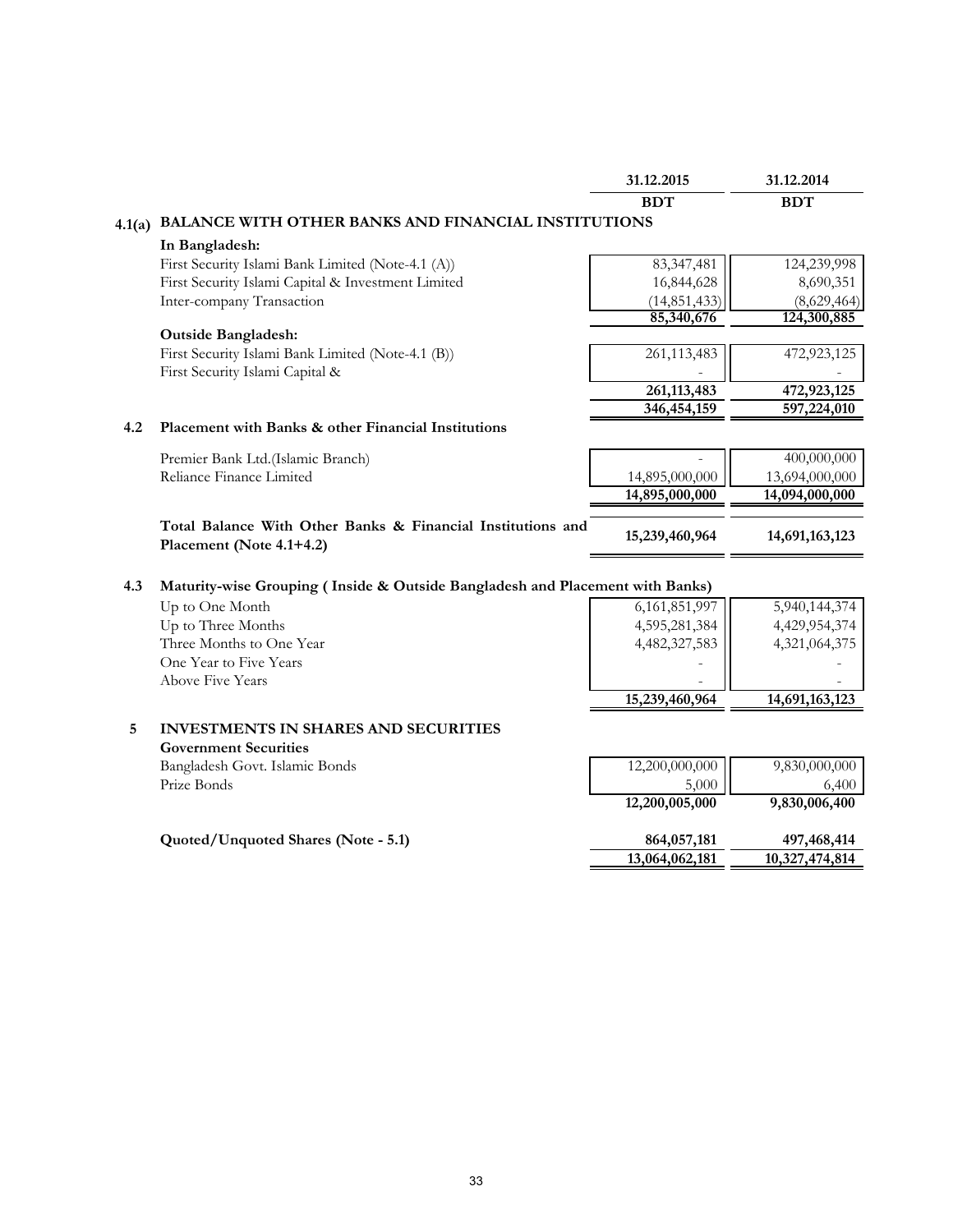| | | 31.12.2015 | 31.12.2014 |
|---|---|---|---|
| | | **BDT** | **BDT** |
| **4.1(a)** | **BALANCE WITH OTHER BANKS AND FINANCIAL INSTITUTIONS** | | |
| | **In Bangladesh:** | | |
| | First Security Islami Bank Limited (Note-4.1 (A)) | 83,347,481 | 124,239,998 |
| | First Security Islami Capital & Investment Limited | 16,844,628 | 8,690,351 |
| | Inter-company Transaction | (14,851,433) | (8,629,464) |
| | | **85,340,676** | **124,300,885** |
| | **Outside Bangladesh:** | | |
| | First Security Islami Bank Limited (Note-4.1 (B)) | 261,113,483 | 472,923,125 |
| | First Security Islami Capital & | - | - |
| | | **261,113,483** | **472,923,125** |
| | | **346,454,159** | **597,224,010** |
| **4.2** | **Placement with Banks & other Financial Institutions** | | |
| | Premier Bank Ltd.(Islamic Branch) | - | 400,000,000 |
| | Reliance Finance Limited | 14,895,000,000 | 13,694,000,000 |
| | | **14,895,000,000** | **14,094,000,000** |
| | **Total Balance With Other Banks & Financial Institutions and Placement (Note 4.1+4.2)** | **15,239,460,964** | **14,691,163,123** |
| **4.3** | **Maturity-wise Grouping ( Inside & Outside Bangladesh and Placement with Banks)** | | |
| | Up to One Month | 6,161,851,997 | 5,940,144,374 |
| | Up to Three Months | 4,595,281,384 | 4,429,954,374 |
| | Three Months to One Year | 4,482,327,583 | 4,321,064,375 |
| | One Year to Five Years | - | - |
| | Above Five Years | - | - |
| | | **15,239,460,964** | **14,691,163,123** |
| **5** | **INVESTMENTS IN SHARES AND SECURITIES** | | |
| | **Government Securities** | | |
| | Bangladesh Govt. Islamic Bonds | 12,200,000,000 | 9,830,000,000 |
| | Prize Bonds | 5,000 | 6,400 |
| | | **12,200,005,000** | **9,830,006,400** |
| | **Quoted/Unquoted Shares (Note - 5.1)** | **864,057,181** | **497,468,414** |
| | | **13,064,062,181** | **10,327,474,814** |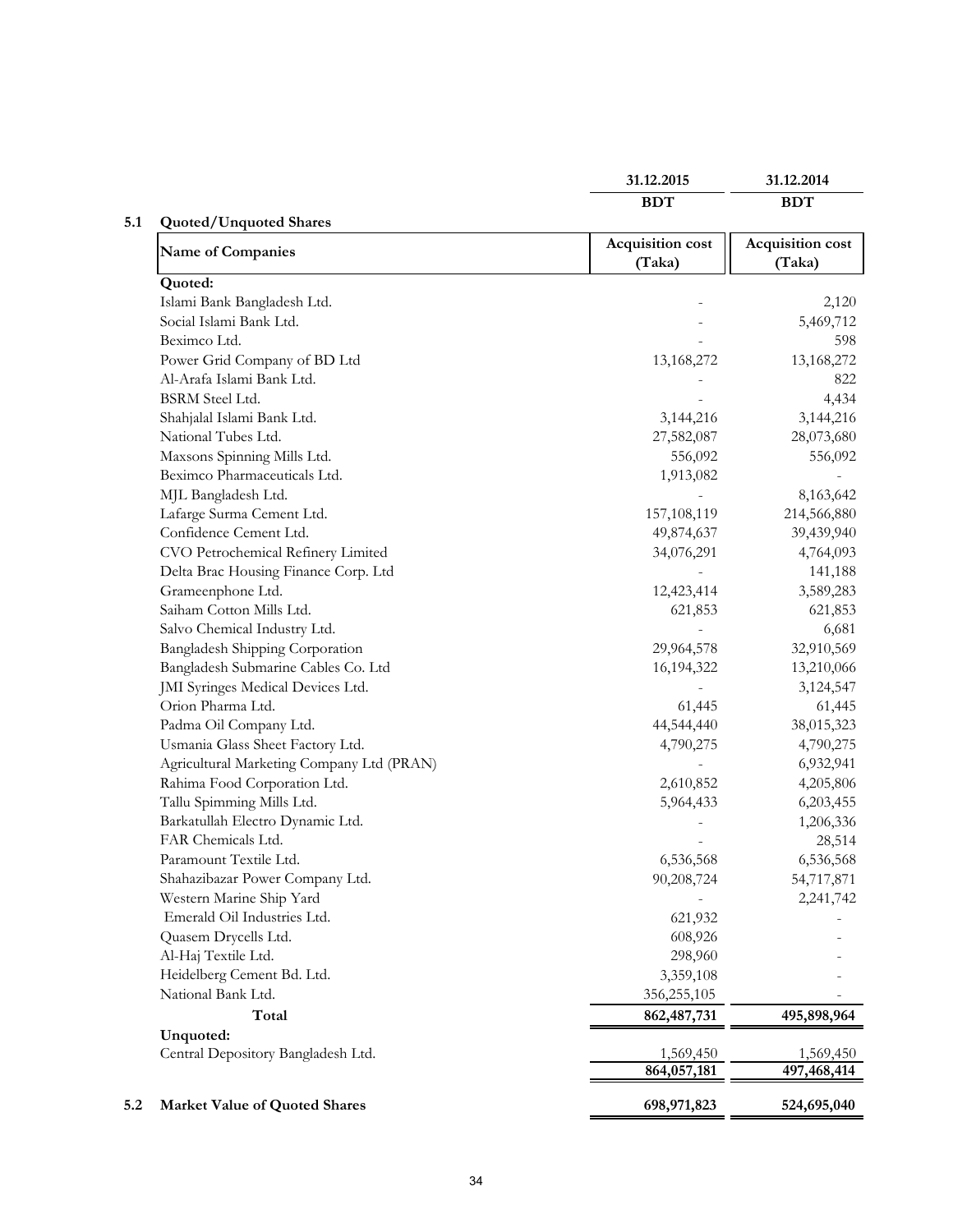| | 31.12.2015 | 31.12.2014 |
|---|---|---|
| | BDT | BDT |

## 5.1 Quoted/Unquoted Shares

| Name of Companies | Acquisition cost (Taka) | Acquisition cost (Taka) |
|---|---|---|
| **Quoted:** | | |
| Islami Bank Bangladesh Ltd. | - | 2,120 |
| Social Islami Bank Ltd. | - | 5,469,712 |
| Beximco Ltd. | - | 598 |
| Power Grid Company of BD Ltd | 13,168,272 | 13,168,272 |
| Al-Arafa Islami Bank Ltd. | - | 822 |
| BSRM Steel Ltd. | - | 4,434 |
| Shahjalal Islami Bank Ltd. | 3,144,216 | 3,144,216 |
| National Tubes Ltd. | 27,582,087 | 28,073,680 |
| Maxsons Spinning Mills Ltd. | 556,092 | 556,092 |
| Beximco Pharmaceuticals Ltd. | 1,913,082 | - |
| MJL Bangladesh Ltd. | - | 8,163,642 |
| Lafarge Surma Cement Ltd. | 157,108,119 | 214,566,880 |
| Confidence Cement Ltd. | 49,874,637 | 39,439,940 |
| CVO Petrochemical Refinery Limited | 34,076,291 | 4,764,093 |
| Delta Brac Housing Finance Corp. Ltd | - | 141,188 |
| Grameenphone Ltd. | 12,423,414 | 3,589,283 |
| Saiham Cotton Mills Ltd. | 621,853 | 621,853 |
| Salvo Chemical Industry Ltd. | - | 6,681 |
| Bangladesh Shipping Corporation | 29,964,578 | 32,910,569 |
| Bangladesh Submarine Cables Co. Ltd | 16,194,322 | 13,210,066 |
| JMI Syringes Medical Devices Ltd. | - | 3,124,547 |
| Orion Pharma Ltd. | 61,445 | 61,445 |
| Padma Oil Company Ltd. | 44,544,440 | 38,015,323 |
| Usmania Glass Sheet Factory Ltd. | 4,790,275 | 4,790,275 |
| Agricultural Marketing Company Ltd (PRAN) | - | 6,932,941 |
| Rahima Food Corporation Ltd. | 2,610,852 | 4,205,806 |
| Tallu Spimming Mills Ltd. | 5,964,433 | 6,203,455 |
| Barkatullah Electro Dynamic Ltd. | - | 1,206,336 |
| FAR Chemicals Ltd. | - | 28,514 |
| Paramount Textile Ltd. | 6,536,568 | 6,536,568 |
| Shahazibazar Power Company Ltd. | 90,208,724 | 54,717,871 |
| Western Marine Ship Yard | - | 2,241,742 |
| Emerald Oil Industries Ltd. | 621,932 | - |
| Quasem Drycells Ltd. | 608,926 | - |
| Al-Haj Textile Ltd. | 298,960 | - |
| Heidelberg Cement Bd. Ltd. | 3,359,108 | - |
| National Bank Ltd. | 356,255,105 | - |
| **Total** | **862,487,731** | **495,898,964** |
| **Unquoted:** | | |
| Central Depository Bangladesh Ltd. | 1,569,450 | 1,569,450 |
| | **864,057,181** | **497,468,414** |

## 5.2 Market Value of Quoted Shares

| | 31.12.2015 | 31.12.2014 |
|---|---|---|
| **Market Value of Quoted Shares** | **698,971,823** | **524,695,040** |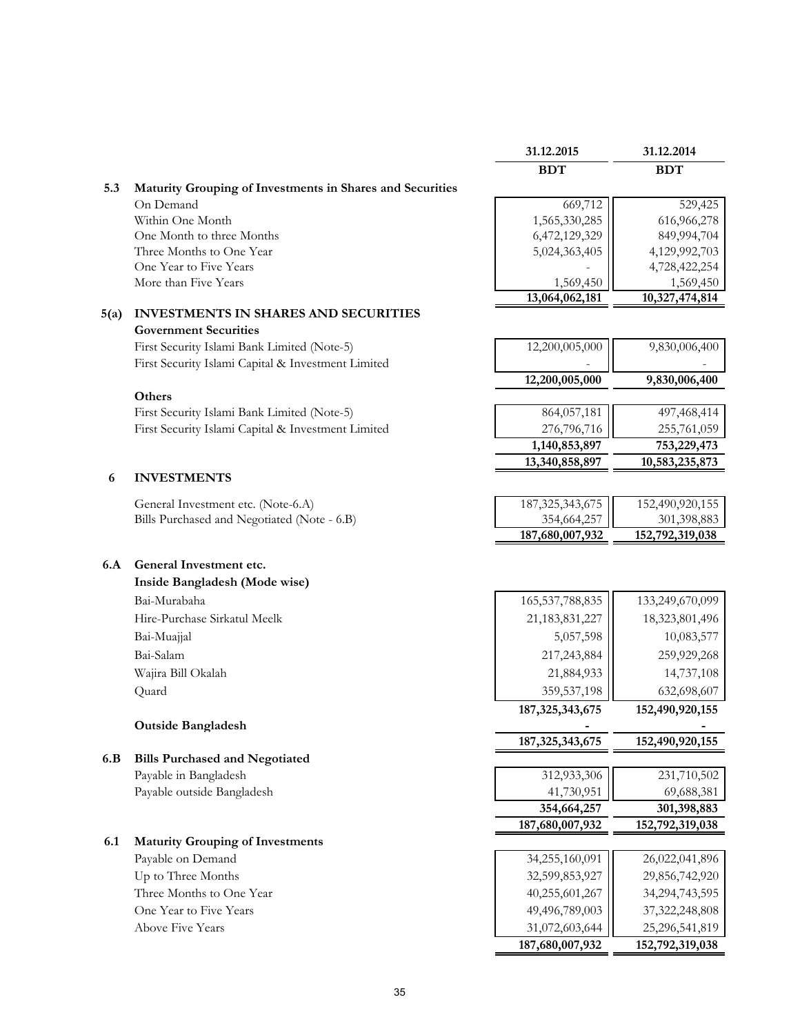| | | 31.12.2015 | 31.12.2014 |
|---|---|---|---|
| | | BDT | BDT |
| **5.3** | **Maturity Grouping of Investments in Shares and Securities** | | |
| | On Demand | 669,712 | 529,425 |
| | Within One Month | 1,565,330,285 | 616,966,278 |
| | One Month to three Months | 6,472,129,329 | 849,994,704 |
| | Three Months to One Year | 5,024,363,405 | 4,129,992,703 |
| | One Year to Five Years | - | 4,728,422,254 |
| | More than Five Years | 1,569,450 | 1,569,450 |
| | | **13,064,062,181** | **10,327,474,814** |
| **5(a)** | **INVESTMENTS IN SHARES AND SECURITIES** | | |
| | **Government Securities** | | |
| | First Security Islami Bank Limited (Note-5) | 12,200,005,000 | 9,830,006,400 |
| | First Security Islami Capital & Investment Limited | - | - |
| | | **12,200,005,000** | **9,830,006,400** |
| | **Others** | | |
| | First Security Islami Bank Limited (Note-5) | 864,057,181 | 497,468,414 |
| | First Security Islami Capital & Investment Limited | 276,796,716 | 255,761,059 |
| | | **1,140,853,897** | **753,229,473** |
| | | **13,340,858,897** | **10,583,235,873** |
| **6** | **INVESTMENTS** | | |
| | General Investment etc. (Note-6.A) | 187,325,343,675 | 152,490,920,155 |
| | Bills Purchased and Negotiated (Note - 6.B) | 354,664,257 | 301,398,883 |
| | | **187,680,007,932** | **152,792,319,038** |
| **6.A** | **General Investment etc.** | | |
| | **Inside Bangladesh (Mode wise)** | | |
| | Bai-Murabaha | 165,537,788,835 | 133,249,670,099 |
| | Hire-Purchase Sirkatul Meelk | 21,183,831,227 | 18,323,801,496 |
| | Bai-Muajjal | 5,057,598 | 10,083,577 |
| | Bai-Salam | 217,243,884 | 259,929,268 |
| | Wajira Bill Okalah | 21,884,933 | 14,737,108 |
| | Quard | 359,537,198 | 632,698,607 |
| | | **187,325,343,675** | **152,490,920,155** |
| | **Outside Bangladesh** | **-** | **-** |
| | | **187,325,343,675** | **152,490,920,155** |
| **6.B** | **Bills Purchased and Negotiated** | | |
| | Payable in Bangladesh | 312,933,306 | 231,710,502 |
| | Payable outside Bangladesh | 41,730,951 | 69,688,381 |
| | | **354,664,257** | **301,398,883** |
| | | **187,680,007,932** | **152,792,319,038** |
| **6.1** | **Maturity Grouping of Investments** | | |
| | Payable on Demand | 34,255,160,091 | 26,022,041,896 |
| | Up to Three Months | 32,599,853,927 | 29,856,742,920 |
| | Three Months to One Year | 40,255,601,267 | 34,294,743,595 |
| | One Year to Five Years | 49,496,789,003 | 37,322,248,808 |
| | Above Five Years | 31,072,603,644 | 25,296,541,819 |
| | | **187,680,007,932** | **152,792,319,038** |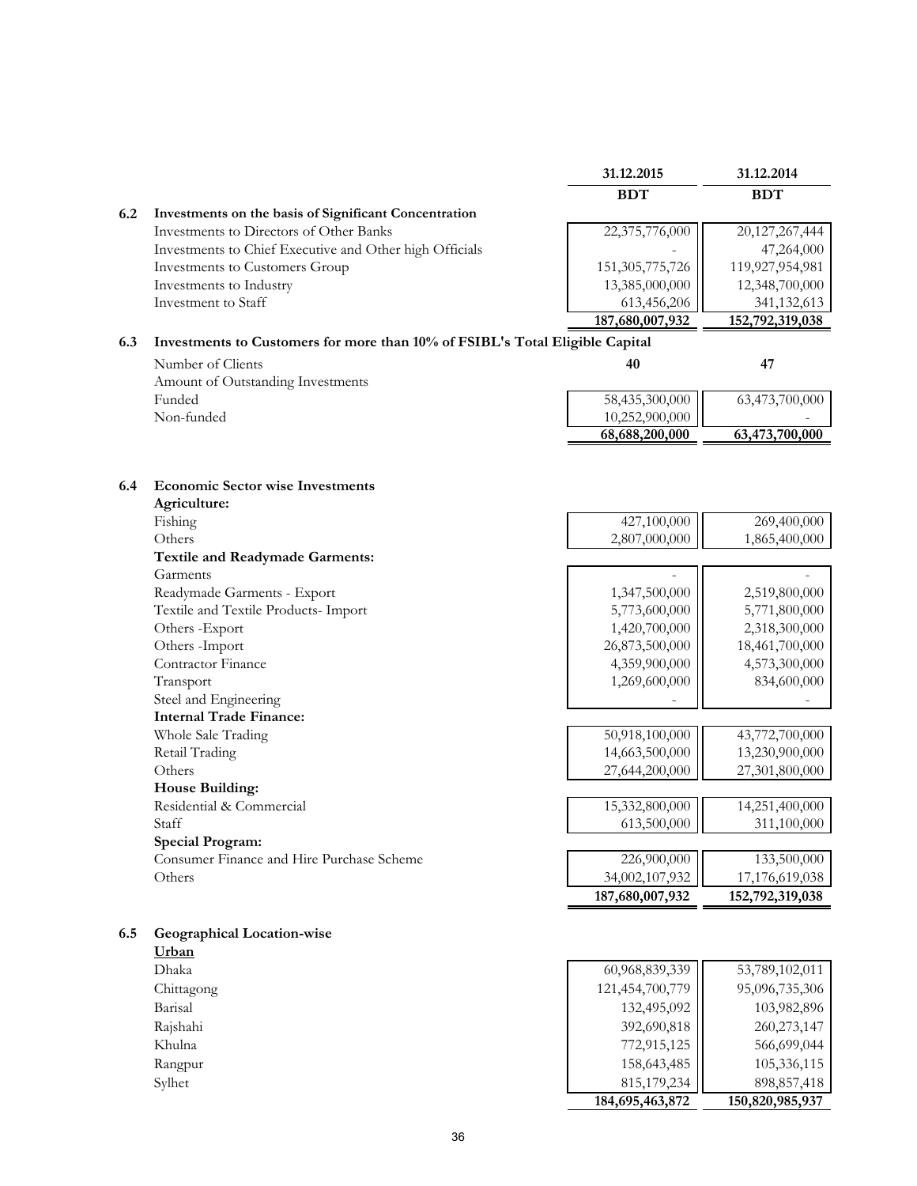| | | 31.12.2015 | 31.12.2014 |
|---|---|---|---|
| | | BDT | BDT |
| **6.2** | **Investments on the basis of Significant Concentration** | | |
| | Investments to Directors of Other Banks | 22,375,776,000 | 20,127,267,444 |
| | Investments to Chief Executive and Other high Officials | - | 47,264,000 |
| | Investments to Customers Group | 151,305,775,726 | 119,927,954,981 |
| | Investments to Industry | 13,385,000,000 | 12,348,700,000 |
| | Investment to Staff | 613,456,206 | 341,132,613 |
| | | **187,680,007,932** | **152,792,319,038** |
| **6.3** | **Investments to Customers for more than 10% of FSIBL's Total Eligible Capital** | | |
| | Number of Clients | **40** | **47** |
| | Amount of Outstanding Investments | | |
| | Funded | 58,435,300,000 | 63,473,700,000 |
| | Non-funded | 10,252,900,000 | - |
| | | **68,688,200,000** | **63,473,700,000** |
| **6.4** | **Economic Sector wise Investments** | | |
| | **Agriculture:** | | |
| | Fishing | 427,100,000 | 269,400,000 |
| | Others | 2,807,000,000 | 1,865,400,000 |
| | **Textile and Readymade Garments:** | | |
| | Garments | - | - |
| | Readymade Garments - Export | 1,347,500,000 | 2,519,800,000 |
| | Textile and Textile Products- Import | 5,773,600,000 | 5,771,800,000 |
| | Others -Export | 1,420,700,000 | 2,318,300,000 |
| | Others -Import | 26,873,500,000 | 18,461,700,000 |
| | Contractor Finance | 4,359,900,000 | 4,573,300,000 |
| | Transport | 1,269,600,000 | 834,600,000 |
| | Steel and Engineering | - | - |
| | **Internal Trade Finance:** | | |
| | Whole Sale Trading | 50,918,100,000 | 43,772,700,000 |
| | Retail Trading | 14,663,500,000 | 13,230,900,000 |
| | Others | 27,644,200,000 | 27,301,800,000 |
| | **House Building:** | | |
| | Residential & Commercial | 15,332,800,000 | 14,251,400,000 |
| | Staff | 613,500,000 | 311,100,000 |
| | **Special Program:** | | |
| | Consumer Finance and Hire Purchase Scheme | 226,900,000 | 133,500,000 |
| | Others | 34,002,107,932 | 17,176,619,038 |
| | | **187,680,007,932** | **152,792,319,038** |
| **6.5** | **Geographical Location-wise** | | |
| | **Urban** | | |
| | Dhaka | 60,968,839,339 | 53,789,102,011 |
| | Chittagong | 121,454,700,779 | 95,096,735,306 |
| | Barisal | 132,495,092 | 103,982,896 |
| | Rajshahi | 392,690,818 | 260,273,147 |
| | Khulna | 772,915,125 | 566,699,044 |
| | Rangpur | 158,643,485 | 105,336,115 |
| | Sylhet | 815,179,234 | 898,857,418 |
| | | **184,695,463,872** | **150,820,985,937** |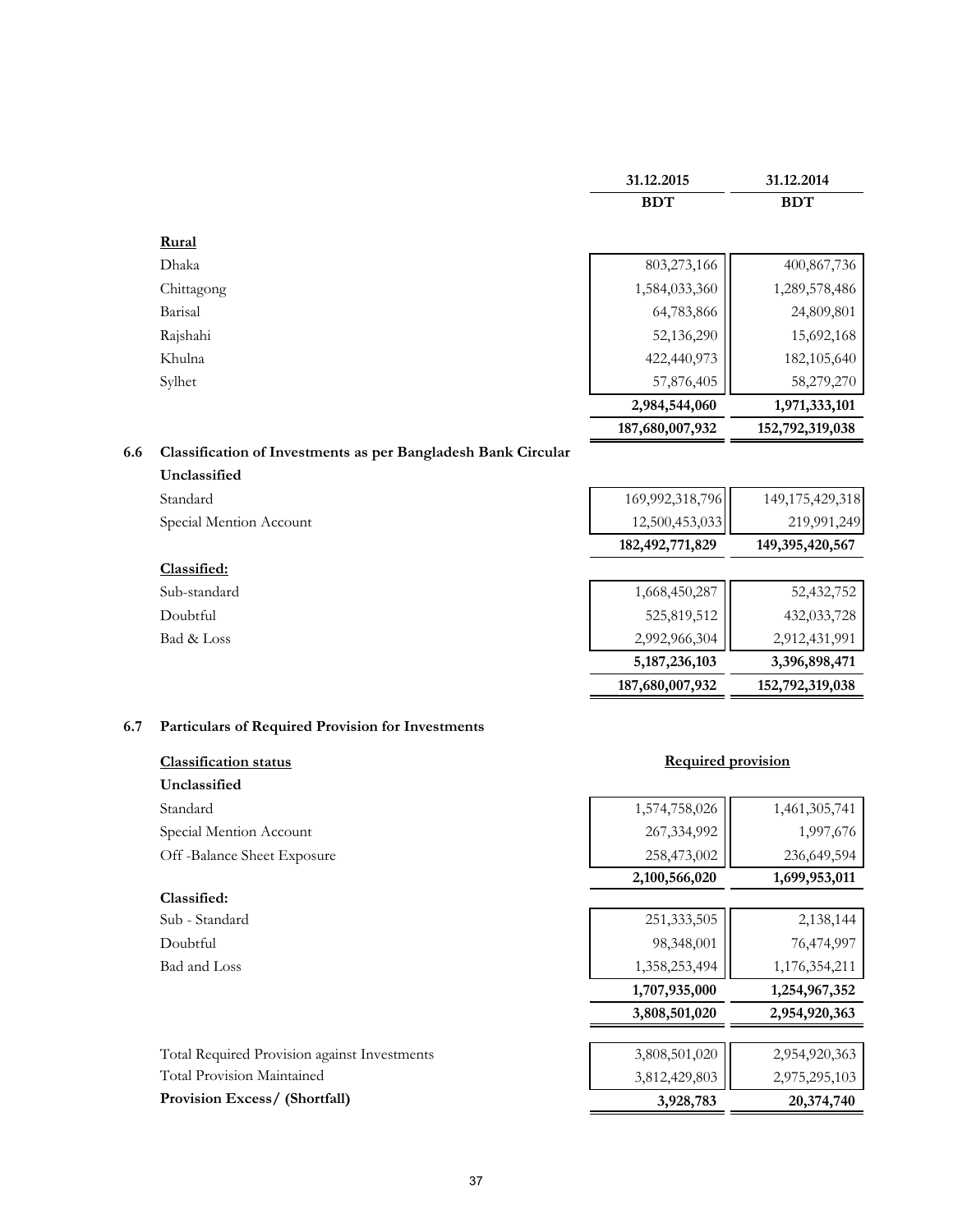| | 31.12.2015 | 31.12.2014 |
|---|---|---|
| | BDT | BDT |
| **Rural** | | |
| Dhaka | 803,273,166 | 400,867,736 |
| Chittagong | 1,584,033,360 | 1,289,578,486 |
| Barisal | 64,783,866 | 24,809,801 |
| Rajshahi | 52,136,290 | 15,692,168 |
| Khulna | 422,440,973 | 182,105,640 |
| Sylhet | 57,876,405 | 58,279,270 |
| | **2,984,544,060** | **1,971,333,101** |
| | **187,680,007,932** | **152,792,319,038** |

## 6.6 Classification of Investments as per Bangladesh Bank Circular

| | 31.12.2015 | 31.12.2014 |
|---|---|---|
| **Unclassified** | | |
| Standard | 169,992,318,796 | 149,175,429,318 |
| Special Mention Account | 12,500,453,033 | 219,991,249 |
| | **182,492,771,829** | **149,395,420,567** |
| **Classified:** | | |
| Sub-standard | 1,668,450,287 | 52,432,752 |
| Doubtful | 525,819,512 | 432,033,728 |
| Bad & Loss | 2,992,966,304 | 2,912,431,991 |
| | **5,187,236,103** | **3,396,898,471** |
| | **187,680,007,932** | **152,792,319,038** |

## 6.7 Particulars of Required Provision for Investments

| Classification status | Required provision | |
|---|---|---|
| **Unclassified** | | |
| Standard | 1,574,758,026 | 1,461,305,741 |
| Special Mention Account | 267,334,992 | 1,997,676 |
| Off -Balance Sheet Exposure | 258,473,002 | 236,649,594 |
| | **2,100,566,020** | **1,699,953,011** |
| **Classified:** | | |
| Sub - Standard | 251,333,505 | 2,138,144 |
| Doubtful | 98,348,001 | 76,474,997 |
| Bad and Loss | 1,358,253,494 | 1,176,354,211 |
| | **1,707,935,000** | **1,254,967,352** |
| | **3,808,501,020** | **2,954,920,363** |
| Total Required Provision against Investments | 3,808,501,020 | 2,954,920,363 |
| Total Provision Maintained | 3,812,429,803 | 2,975,295,103 |
| **Provision Excess/ (Shortfall)** | **3,928,783** | **20,374,740** |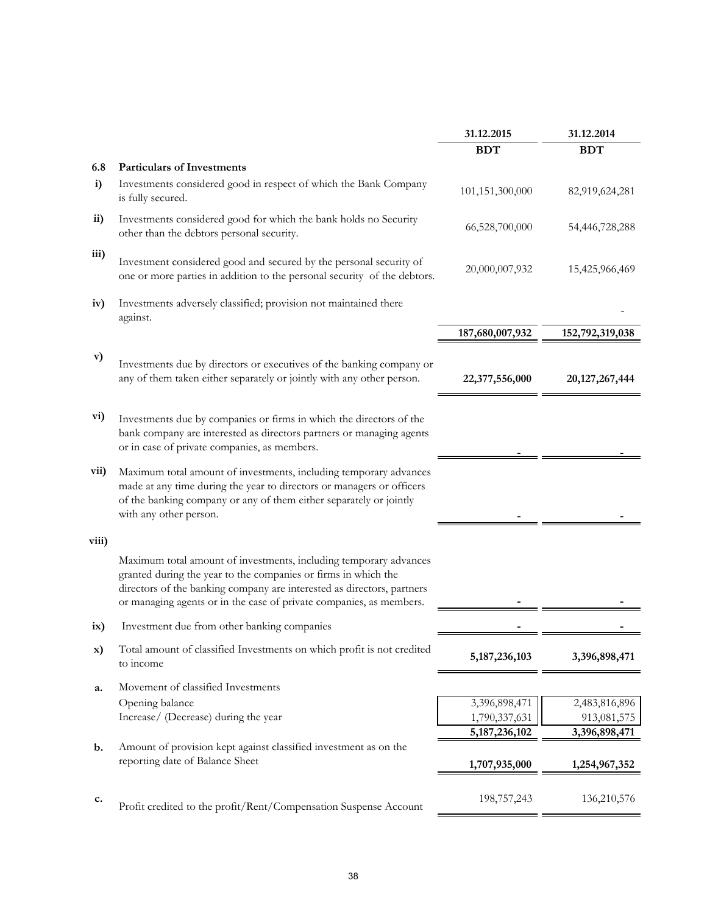| | | 31.12.2015 | 31.12.2014 |
|---|---|---|---|
| | | **BDT** | **BDT** |
| **6.8** | **Particulars of Investments** | | |
| **i)** | Investments considered good in respect of which the Bank Company is fully secured. | 101,151,300,000 | 82,919,624,281 |
| **ii)** | Investments considered good for which the bank holds no Security other than the debtors personal security. | 66,528,700,000 | 54,446,728,288 |
| **iii)** | Investment considered good and secured by the personal security of one or more parties in addition to the personal security of the debtors. | 20,000,007,932 | 15,425,966,469 |
| **iv)** | Investments adversely classified; provision not maintained there against. | | - |
| | | **187,680,007,932** | **152,792,319,038** |
| **v)** | Investments due by directors or executives of the banking company or any of them taken either separately or jointly with any other person. | **22,377,556,000** | **20,127,267,444** |
| **vi)** | Investments due by companies or firms in which the directors of the bank company are interested as directors partners or managing agents or in case of private companies, as members. | - | - |
| **vii)** | Maximum total amount of investments, including temporary advances made at any time during the year to directors or managers or officers of the banking company or any of them either separately or jointly with any other person. | - | - |
| **viii)** | Maximum total amount of investments, including temporary advances granted during the year to the companies or firms in which the directors of the banking company are interested as directors, partners or managing agents or in the case of private companies, as members. | - | - |
| **ix)** | Investment due from other banking companies | - | - |
| **x)** | Total amount of classified Investments on which profit is not credited to income | **5,187,236,103** | **3,396,898,471** |
| **a.** | Movement of classified Investments | | |
| | Opening balance | 3,396,898,471 | 2,483,816,896 |
| | Increase/ (Decrease) during the year | 1,790,337,631 | 913,081,575 |
| | | **5,187,236,102** | **3,396,898,471** |
| **b.** | Amount of provision kept against classified investment as on the reporting date of Balance Sheet | **1,707,935,000** | **1,254,967,352** |
| **c.** | Profit credited to the profit/Rent/Compensation Suspense Account | 198,757,243 | 136,210,576 |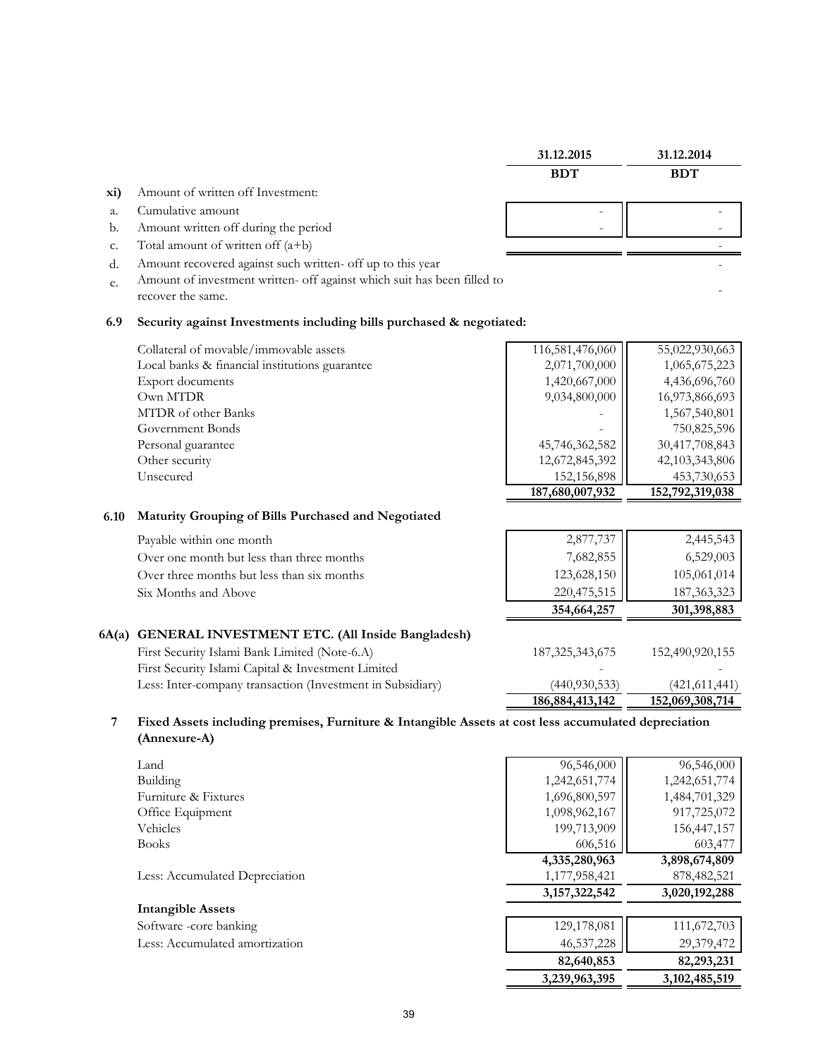| | | 31.12.2015 | 31.12.2014 |
|---|---|---|---|
| | | BDT | BDT |
| **xi)** | Amount of written off Investment: | | |
| a. | Cumulative amount | - | - |
| b. | Amount written off during the period | - | - |
| c. | Total amount of written off (a+b) | | - |
| d. | Amount recovered against such written- off up to this year | | - |
| e. | Amount of investment written- off against which suit has been filled to recover the same. | | - |

### 6.9 Security against Investments including bills purchased & negotiated:

| | 31.12.2015 BDT | 31.12.2014 BDT |
|---|---|---|
| Collateral of movable/immovable assets | 116,581,476,060 | 55,022,930,663 |
| Local banks & financial institutions guarantee | 2,071,700,000 | 1,065,675,223 |
| Export documents | 1,420,667,000 | 4,436,696,760 |
| Own MTDR | 9,034,800,000 | 16,973,866,693 |
| MTDR of other Banks | - | 1,567,540,801 |
| Government Bonds | - | 750,825,596 |
| Personal guarantee | 45,746,362,582 | 30,417,708,843 |
| Other security | 12,672,845,392 | 42,103,343,806 |
| Unsecured | 152,156,898 | 453,730,653 |
| | **187,680,007,932** | **152,792,319,038** |

### 6.10 Maturity Grouping of Bills Purchased and Negotiated

| | 31.12.2015 BDT | 31.12.2014 BDT |
|---|---|---|
| Payable within one month | 2,877,737 | 2,445,543 |
| Over one month but less than three months | 7,682,855 | 6,529,003 |
| Over three months but less than six months | 123,628,150 | 105,061,014 |
| Six Months and Above | 220,475,515 | 187,363,323 |
| | **354,664,257** | **301,398,883** |

### 6A(a) GENERAL INVESTMENT ETC. (All Inside Bangladesh)

| | 31.12.2015 BDT | 31.12.2014 BDT |
|---|---|---|
| First Security Islami Bank Limited (Note-6.A) | 187,325,343,675 | 152,490,920,155 |
| First Security Islami Capital & Investment Limited | - | - |
| Less: Inter-company transaction (Investment in Subsidiary) | (440,930,533) | (421,611,441) |
| | **186,884,413,142** | **152,069,308,714** |

### 7 Fixed Assets including premises, Furniture & Intangible Assets at cost less accumulated depreciation (Annexure-A)

| | 31.12.2015 BDT | 31.12.2014 BDT |
|---|---|---|
| Land | 96,546,000 | 96,546,000 |
| Building | 1,242,651,774 | 1,242,651,774 |
| Furniture & Fixtures | 1,696,800,597 | 1,484,701,329 |
| Office Equipment | 1,098,962,167 | 917,725,072 |
| Vehicles | 199,713,909 | 156,447,157 |
| Books | 606,516 | 603,477 |
| | **4,335,280,963** | **3,898,674,809** |
| Less: Accumulated Depreciation | 1,177,958,421 | 878,482,521 |
| | **3,157,322,542** | **3,020,192,288** |
| **Intangible Assets** | | |
| Software -core banking | 129,178,081 | 111,672,703 |
| Less: Accumulated amortization | 46,537,228 | 29,379,472 |
| | **82,640,853** | **82,293,231** |
| | **3,239,963,395** | **3,102,485,519** |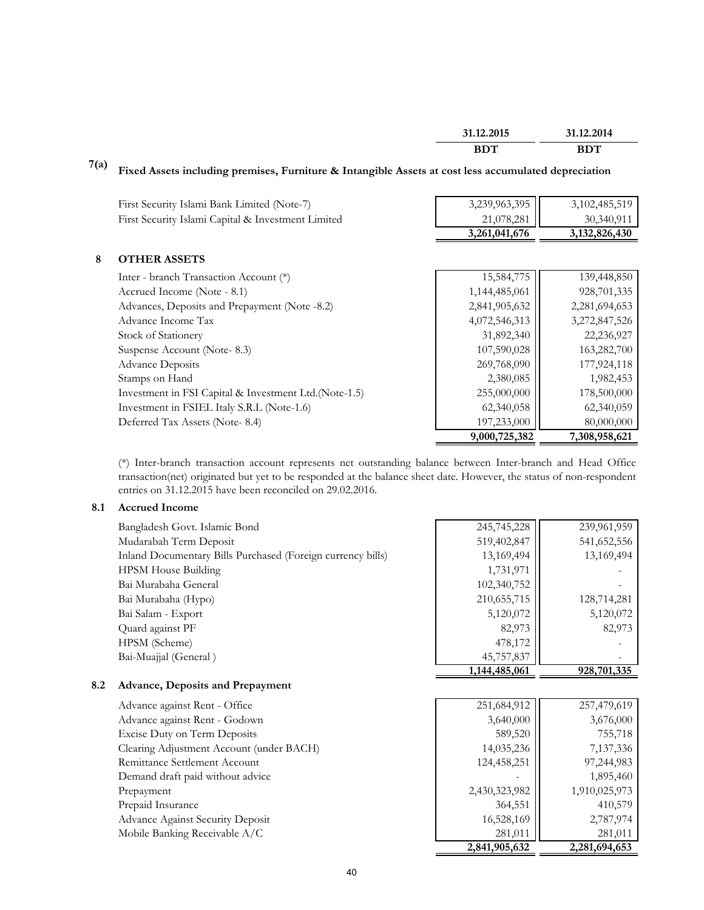|  | 31.12.2015 | 31.12.2014 |
|---|---|---|
|  | BDT | BDT |

## 7(a) Fixed Assets including premises, Furniture & Intangible Assets at cost less accumulated depreciation

|  | 31.12.2015 | 31.12.2014 |
|---|---|---|
| First Security Islami Bank Limited (Note-7) | 3,239,963,395 | 3,102,485,519 |
| First Security Islami Capital & Investment Limited | 21,078,281 | 30,340,911 |
|  | **3,261,041,676** | **3,132,826,430** |

## 8 OTHER ASSETS

|  | 31.12.2015 | 31.12.2014 |
|---|---|---|
| Inter - branch Transaction Account (*) | 15,584,775 | 139,448,850 |
| Accrued Income (Note - 8.1) | 1,144,485,061 | 928,701,335 |
| Advances, Deposits and Prepayment (Note -8.2) | 2,841,905,632 | 2,281,694,653 |
| Advance Income Tax | 4,072,546,313 | 3,272,847,526 |
| Stock of Stationery | 31,892,340 | 22,236,927 |
| Suspense Account (Note- 8.3) | 107,590,028 | 163,282,700 |
| Advance Deposits | 269,768,090 | 177,924,118 |
| Stamps on Hand | 2,380,085 | 1,982,453 |
| Investment in FSI Capital & Investment Ltd.(Note-1.5) | 255,000,000 | 178,500,000 |
| Investment in FSIEL Italy S.R.L (Note-1.6) | 62,340,058 | 62,340,059 |
| Deferred Tax Assets (Note- 8.4) | 197,233,000 | 80,000,000 |
|  | **9,000,725,382** | **7,308,958,621** |

(*) Inter-branch transaction account represents net outstanding balance between Inter-branch and Head Office transaction(net) originated but yet to be responded at the balance sheet date. However, the status of non-respondent entries on 31.12.2015 have been reconciled on 29.02.2016.

### 8.1 Accrued Income

|  | 31.12.2015 | 31.12.2014 |
|---|---|---|
| Bangladesh Govt. Islamic Bond | 245,745,228 | 239,961,959 |
| Mudarabah Term Deposit | 519,402,847 | 541,652,556 |
| Inland Documentary Bills Purchased (Foreign currency bills) | 13,169,494 | 13,169,494 |
| HPSM House Building | 1,731,971 | - |
| Bai Murabaha General | 102,340,752 | - |
| Bai Murabaha (Hypo) | 210,655,715 | 128,714,281 |
| Bai Salam - Export | 5,120,072 | 5,120,072 |
| Quard against PF | 82,973 | 82,973 |
| HPSM (Scheme) | 478,172 | - |
| Bai-Muajjal (General ) | 45,757,837 | - |
|  | **1,144,485,061** | **928,701,335** |

### 8.2 Advance, Deposits and Prepayment

|  | 31.12.2015 | 31.12.2014 |
|---|---|---|
| Advance against Rent - Office | 251,684,912 | 257,479,619 |
| Advance against Rent - Godown | 3,640,000 | 3,676,000 |
| Excise Duty on Term Deposits | 589,520 | 755,718 |
| Clearing Adjustment Account (under BACH) | 14,035,236 | 7,137,336 |
| Remittance Settlement Account | 124,458,251 | 97,244,983 |
| Demand draft paid without advice | - | 1,895,460 |
| Prepayment | 2,430,323,982 | 1,910,025,973 |
| Prepaid Insurance | 364,551 | 410,579 |
| Advance Against Security Deposit | 16,528,169 | 2,787,974 |
| Mobile Banking Receivable A/C | 281,011 | 281,011 |
|  | **2,841,905,632** | **2,281,694,653** |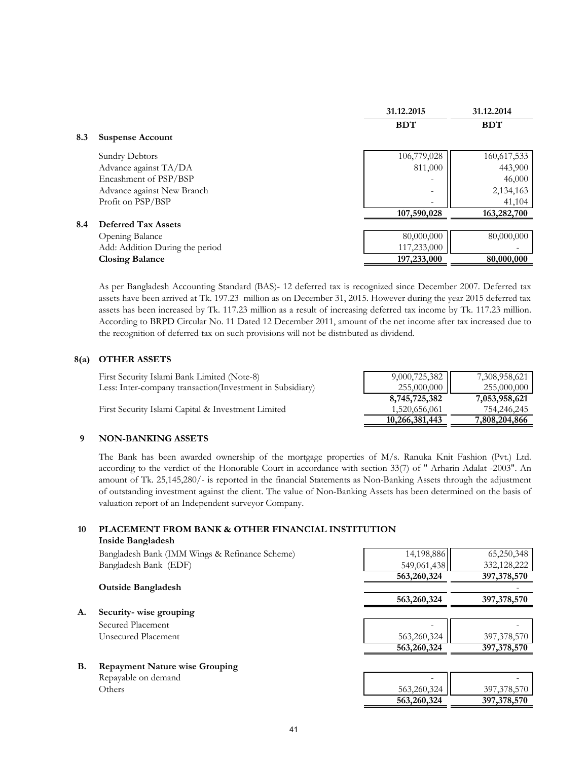| | 31.12.2015 | 31.12.2014 |
|---|---|---|
| | BDT | BDT |

### 8.3 Suspense Account

| | 31.12.2015 BDT | 31.12.2014 BDT |
|---|---|---|
| Sundry Debtors | 106,779,028 | 160,617,533 |
| Advance against TA/DA | 811,000 | 443,900 |
| Encashment of PSP/BSP | - | 46,000 |
| Advance against New Branch | - | 2,134,163 |
| Profit on PSP/BSP | - | 41,104 |
| | **107,590,028** | **163,282,700** |

### 8.4 Deferred Tax Assets

| | 31.12.2015 BDT | 31.12.2014 BDT |
|---|---|---|
| Opening Balance | 80,000,000 | 80,000,000 |
| Add: Addition During the period | 117,233,000 | - |
| **Closing Balance** | **197,233,000** | **80,000,000** |

As per Bangladesh Accounting Standard (BAS)- 12 deferred tax is recognized since December 2007. Deferred tax assets have been arrived at Tk. 197.23 million as on December 31, 2015. However during the year 2015 deferred tax assets has been increased by Tk. 117.23 million as a result of increasing deferred tax income by Tk. 117.23 million. According to BRPD Circular No. 11 Dated 12 December 2011, amount of the net income after tax increased due to the recognition of deferred tax on such provisions will not be distributed as dividend.

### 8(a) OTHER ASSETS

| | 31.12.2015 BDT | 31.12.2014 BDT |
|---|---|---|
| First Security Islami Bank Limited (Note-8) | 9,000,725,382 | 7,308,958,621 |
| Less: Inter-company transaction(Investment in Subsidiary) | 255,000,000 | 255,000,000 |
| | **8,745,725,382** | **7,053,958,621** |
| First Security Islami Capital & Investment Limited | 1,520,656,061 | 754,246,245 |
| | **10,266,381,443** | **7,808,204,866** |

### 9 NON-BANKING ASSETS

The Bank has been awarded ownership of the mortgage properties of M/s. Ranuka Knit Fashion (Pvt.) Ltd. according to the verdict of the Honorable Court in accordance with section 33(7) of " Arharin Adalat -2003". An amount of Tk. 25,145,280/- is reported in the financial Statements as Non-Banking Assets through the adjustment of outstanding investment against the client. The value of Non-Banking Assets has been determined on the basis of valuation report of an Independent surveyor Company.

### 10 PLACEMENT FROM BANK & OTHER FINANCIAL INSTITUTION

| | 31.12.2015 BDT | 31.12.2014 BDT |
|---|---|---|
| **Inside Bangladesh** | | |
| Bangladesh Bank (IMM Wings & Refinance Scheme) | 14,198,886 | 65,250,348 |
| Bangladesh Bank (EDF) | 549,061,438 | 332,128,222 |
| | **563,260,324** | **397,378,570** |
| **Outside Bangladesh** | | - |
| | **563,260,324** | **397,378,570** |

#### A. Security- wise grouping

| | 31.12.2015 BDT | 31.12.2014 BDT |
|---|---|---|
| Secured Placement | - | - |
| Unsecured Placement | 563,260,324 | 397,378,570 |
| | **563,260,324** | **397,378,570** |

#### B. Repayment Nature wise Grouping

| | 31.12.2015 BDT | 31.12.2014 BDT |
|---|---|---|
| Repayable on demand | - | - |
| Others | 563,260,324 | 397,378,570 |
| | **563,260,324** | **397,378,570** |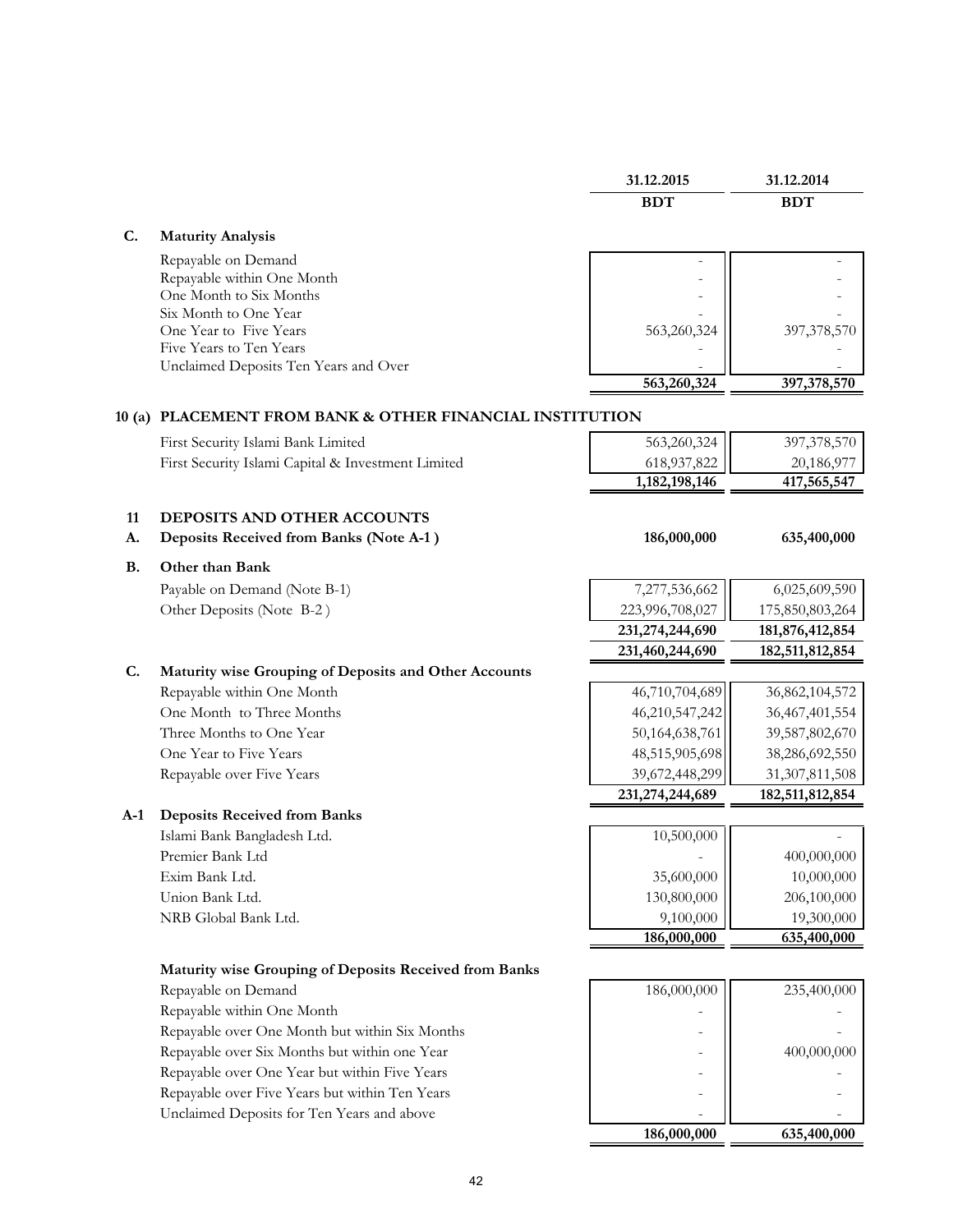| | 31.12.2015 | 31.12.2014 |
|---|---|---|
| | BDT | BDT |

**C. Maturity Analysis**

| | 31.12.2015 BDT | 31.12.2014 BDT |
|---|---|---|
| Repayable on Demand | - | - |
| Repayable within One Month | - | - |
| One Month to Six Months | - | - |
| Six Month to One Year | - | - |
| One Year to Five Years | 563,260,324 | 397,378,570 |
| Five Years to Ten Years | - | - |
| Unclaimed Deposits Ten Years and Over | - | - |
| | **563,260,324** | **397,378,570** |

## 10 (a) PLACEMENT FROM BANK & OTHER FINANCIAL INSTITUTION

| | 31.12.2015 BDT | 31.12.2014 BDT |
|---|---|---|
| First Security Islami Bank Limited | 563,260,324 | 397,378,570 |
| First Security Islami Capital & Investment Limited | 618,937,822 | 20,186,977 |
| | **1,182,198,146** | **417,565,547** |

## 11 DEPOSITS AND OTHER ACCOUNTS

| | 31.12.2015 BDT | 31.12.2014 BDT |
|---|---|---|
| **A. Deposits Received from Banks (Note A-1 )** | **186,000,000** | **635,400,000** |
| **B. Other than Bank** | | |
| Payable on Demand (Note B-1) | 7,277,536,662 | 6,025,609,590 |
| Other Deposits (Note B-2 ) | 223,996,708,027 | 175,850,803,264 |
| | **231,274,244,690** | **181,876,412,854** |
| | **231,460,244,690** | **182,511,812,854** |

**C. Maturity wise Grouping of Deposits and Other Accounts**

| | 31.12.2015 BDT | 31.12.2014 BDT |
|---|---|---|
| Repayable within One Month | 46,710,704,689 | 36,862,104,572 |
| One Month to Three Months | 46,210,547,242 | 36,467,401,554 |
| Three Months to One Year | 50,164,638,761 | 39,587,802,670 |
| One Year to Five Years | 48,515,905,698 | 38,286,692,550 |
| Repayable over Five Years | 39,672,448,299 | 31,307,811,508 |
| | **231,274,244,689** | **182,511,812,854** |

**A-1 Deposits Received from Banks**

| | 31.12.2015 BDT | 31.12.2014 BDT |
|---|---|---|
| Islami Bank Bangladesh Ltd. | 10,500,000 | - |
| Premier Bank Ltd | - | 400,000,000 |
| Exim Bank Ltd. | 35,600,000 | 10,000,000 |
| Union Bank Ltd. | 130,800,000 | 206,100,000 |
| NRB Global Bank Ltd. | 9,100,000 | 19,300,000 |
| | **186,000,000** | **635,400,000** |

**Maturity wise Grouping of Deposits Received from Banks**

| | 31.12.2015 BDT | 31.12.2014 BDT |
|---|---|---|
| Repayable on Demand | 186,000,000 | 235,400,000 |
| Repayable within One Month | - | - |
| Repayable over One Month but within Six Months | - | - |
| Repayable over Six Months but within one Year | - | 400,000,000 |
| Repayable over One Year but within Five Years | - | - |
| Repayable over Five Years but within Ten Years | - | - |
| Unclaimed Deposits for Ten Years and above | - | - |
| | **186,000,000** | **635,400,000** |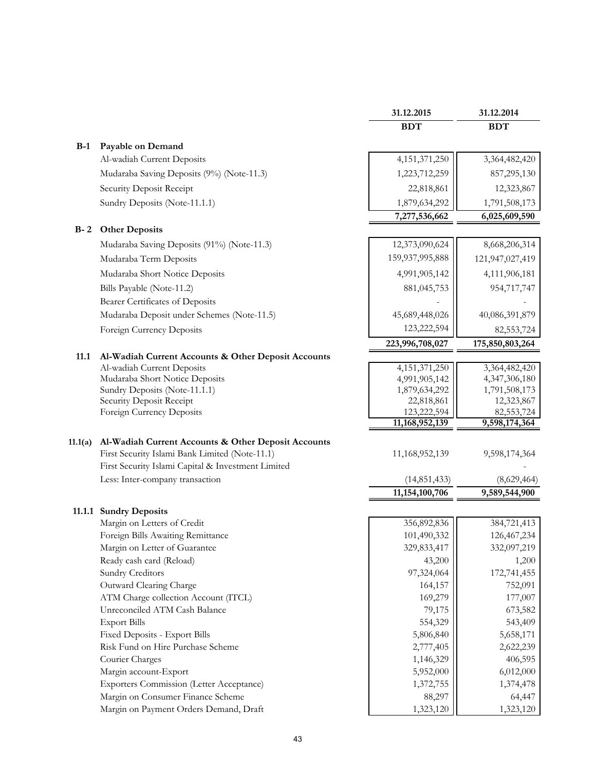| | | 31.12.2015 | 31.12.2014 |
|---|---|---|---|
| | | **BDT** | **BDT** |
| **B-1** | **Payable on Demand** | | |
| | Al-wadiah Current Deposits | 4,151,371,250 | 3,364,482,420 |
| | Mudaraba Saving Deposits (9%) (Note-11.3) | 1,223,712,259 | 857,295,130 |
| | Security Deposit Receipt | 22,818,861 | 12,323,867 |
| | Sundry Deposits (Note-11.1.1) | 1,879,634,292 | 1,791,508,173 |
| | | **7,277,536,662** | **6,025,609,590** |
| **B- 2** | **Other Deposits** | | |
| | Mudaraba Saving Deposits (91%) (Note-11.3) | 12,373,090,624 | 8,668,206,314 |
| | Mudaraba Term Deposits | 159,937,995,888 | 121,947,027,419 |
| | Mudaraba Short Notice Deposits | 4,991,905,142 | 4,111,906,181 |
| | Bills Payable (Note-11.2) | 881,045,753 | 954,717,747 |
| | Bearer Certificates of Deposits | - | - |
| | Mudaraba Deposit under Schemes (Note-11.5) | 45,689,448,026 | 40,086,391,879 |
| | Foreign Currency Deposits | 123,222,594 | 82,553,724 |
| | | **223,996,708,027** | **175,850,803,264** |
| **11.1** | **Al-Wadiah Current Accounts & Other Deposit Accounts** | | |
| | Al-wadiah Current Deposits | 4,151,371,250 | 3,364,482,420 |
| | Mudaraba Short Notice Deposits | 4,991,905,142 | 4,347,306,180 |
| | Sundry Deposits (Note-11.1.1) | 1,879,634,292 | 1,791,508,173 |
| | Security Deposit Receipt | 22,818,861 | 12,323,867 |
| | Foreign Currency Deposits | 123,222,594 | 82,553,724 |
| | | **11,168,952,139** | **9,598,174,364** |
| **11.1(a)** | **Al-Wadiah Current Accounts & Other Deposit Accounts** | | |
| | First Security Islami Bank Limited (Note-11.1) | 11,168,952,139 | 9,598,174,364 |
| | First Security Islami Capital & Investment Limited | | - |
| | Less: Inter-company transaction | (14,851,433) | (8,629,464) |
| | | **11,154,100,706** | **9,589,544,900** |
| **11.1.1** | **Sundry Deposits** | | |
| | Margin on Letters of Credit | 356,892,836 | 384,721,413 |
| | Foreign Bills Awaiting Remittance | 101,490,332 | 126,467,234 |
| | Margin on Letter of Guarantee | 329,833,417 | 332,097,219 |
| | Ready cash card (Reload) | 43,200 | 1,200 |
| | Sundry Creditors | 97,324,064 | 172,741,455 |
| | Outward Clearing Charge | 164,157 | 752,091 |
| | ATM Charge collection Account (ITCL) | 169,279 | 177,007 |
| | Unreconciled ATM Cash Balance | 79,175 | 673,582 |
| | Export Bills | 554,329 | 543,409 |
| | Fixed Deposits - Export Bills | 5,806,840 | 5,658,171 |
| | Risk Fund on Hire Purchase Scheme | 2,777,405 | 2,622,239 |
| | Courier Charges | 1,146,329 | 406,595 |
| | Margin account-Export | 5,952,000 | 6,012,000 |
| | Exporters Commission (Letter Acceptance) | 1,372,755 | 1,374,478 |
| | Margin on Consumer Finance Scheme | 88,297 | 64,447 |
| | Margin on Payment Orders Demand, Draft | 1,323,120 | 1,323,120 |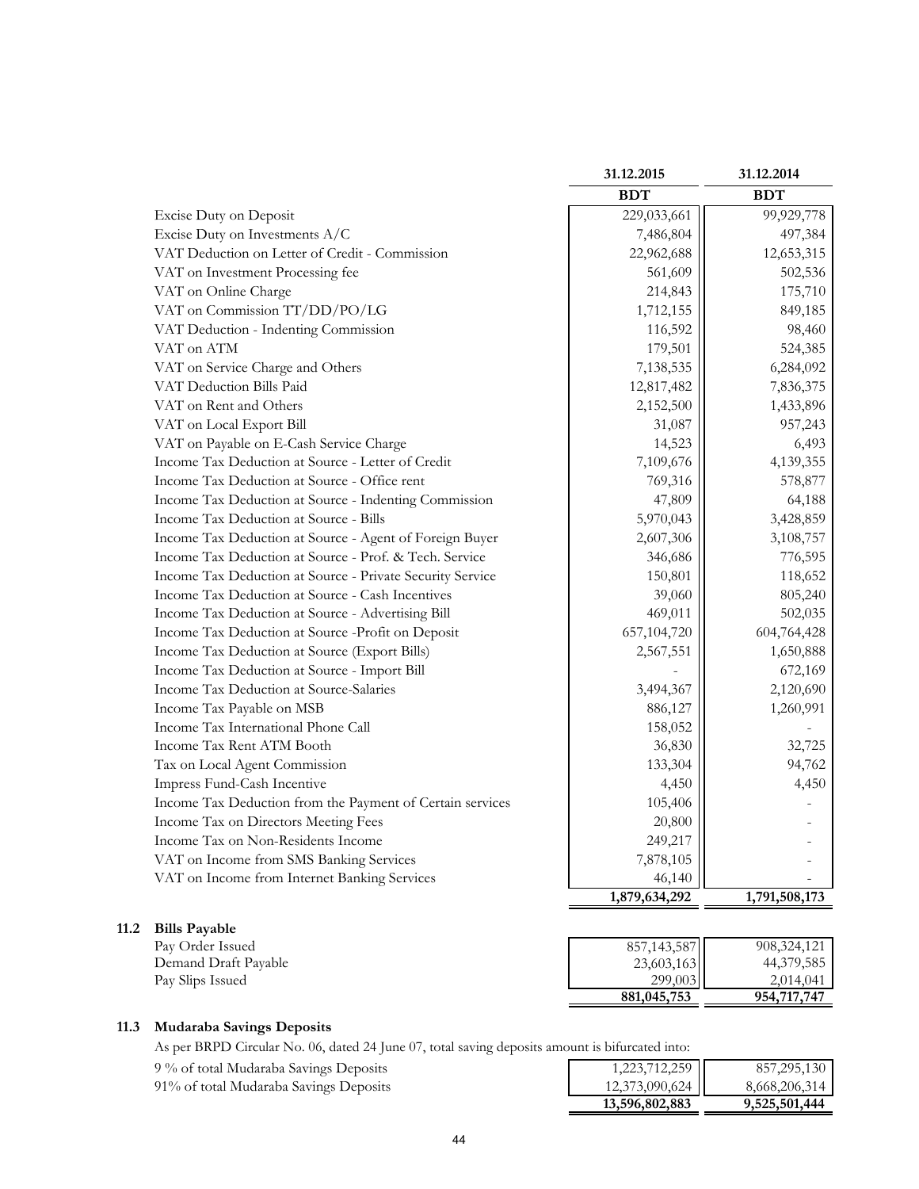| | 31.12.2015 | 31.12.2014 |
|---|---|---|
| | BDT | BDT |
| Excise Duty on Deposit | 229,033,661 | 99,929,778 |
| Excise Duty on Investments A/C | 7,486,804 | 497,384 |
| VAT Deduction on Letter of Credit - Commission | 22,962,688 | 12,653,315 |
| VAT on Investment Processing fee | 561,609 | 502,536 |
| VAT on Online Charge | 214,843 | 175,710 |
| VAT on Commission TT/DD/PO/LG | 1,712,155 | 849,185 |
| VAT Deduction - Indenting Commission | 116,592 | 98,460 |
| VAT on ATM | 179,501 | 524,385 |
| VAT on Service Charge and Others | 7,138,535 | 6,284,092 |
| VAT Deduction Bills Paid | 12,817,482 | 7,836,375 |
| VAT on Rent and Others | 2,152,500 | 1,433,896 |
| VAT on Local Export Bill | 31,087 | 957,243 |
| VAT on Payable on E-Cash Service Charge | 14,523 | 6,493 |
| Income Tax Deduction at Source - Letter of Credit | 7,109,676 | 4,139,355 |
| Income Tax Deduction at Source - Office rent | 769,316 | 578,877 |
| Income Tax Deduction at Source - Indenting Commission | 47,809 | 64,188 |
| Income Tax Deduction at Source - Bills | 5,970,043 | 3,428,859 |
| Income Tax Deduction at Source - Agent of Foreign Buyer | 2,607,306 | 3,108,757 |
| Income Tax Deduction at Source - Prof. & Tech. Service | 346,686 | 776,595 |
| Income Tax Deduction at Source - Private Security Service | 150,801 | 118,652 |
| Income Tax Deduction at Source - Cash Incentives | 39,060 | 805,240 |
| Income Tax Deduction at Source - Advertising Bill | 469,011 | 502,035 |
| Income Tax Deduction at Source -Profit on Deposit | 657,104,720 | 604,764,428 |
| Income Tax Deduction at Source (Export Bills) | 2,567,551 | 1,650,888 |
| Income Tax Deduction at Source - Import Bill | - | 672,169 |
| Income Tax Deduction at Source-Salaries | 3,494,367 | 2,120,690 |
| Income Tax Payable on MSB | 886,127 | 1,260,991 |
| Income Tax International Phone Call | 158,052 | - |
| Income Tax Rent ATM Booth | 36,830 | 32,725 |
| Tax on Local Agent Commission | 133,304 | 94,762 |
| Impress Fund-Cash Incentive | 4,450 | 4,450 |
| Income Tax Deduction from the Payment of Certain services | 105,406 | - |
| Income Tax on Directors Meeting Fees | 20,800 | - |
| Income Tax on Non-Residents Income | 249,217 | - |
| VAT on Income from SMS Banking Services | 7,878,105 | - |
| VAT on Income from Internet Banking Services | 46,140 | - |
| | **1,879,634,292** | **1,791,508,173** |

## 11.2 Bills Payable

| | 31.12.2015 | 31.12.2014 |
|---|---|---|
| Pay Order Issued | 857,143,587 | 908,324,121 |
| Demand Draft Payable | 23,603,163 | 44,379,585 |
| Pay Slips Issued | 299,003 | 2,014,041 |
| | **881,045,753** | **954,717,747** |

## 11.3 Mudaraba Savings Deposits

As per BRPD Circular No. 06, dated 24 June 07, total saving deposits amount is bifurcated into:

| | 31.12.2015 | 31.12.2014 |
|---|---|---|
| 9 % of total Mudaraba Savings Deposits | 1,223,712,259 | 857,295,130 |
| 91% of total Mudaraba Savings Deposits | 12,373,090,624 | 8,668,206,314 |
| | **13,596,802,883** | **9,525,501,444** |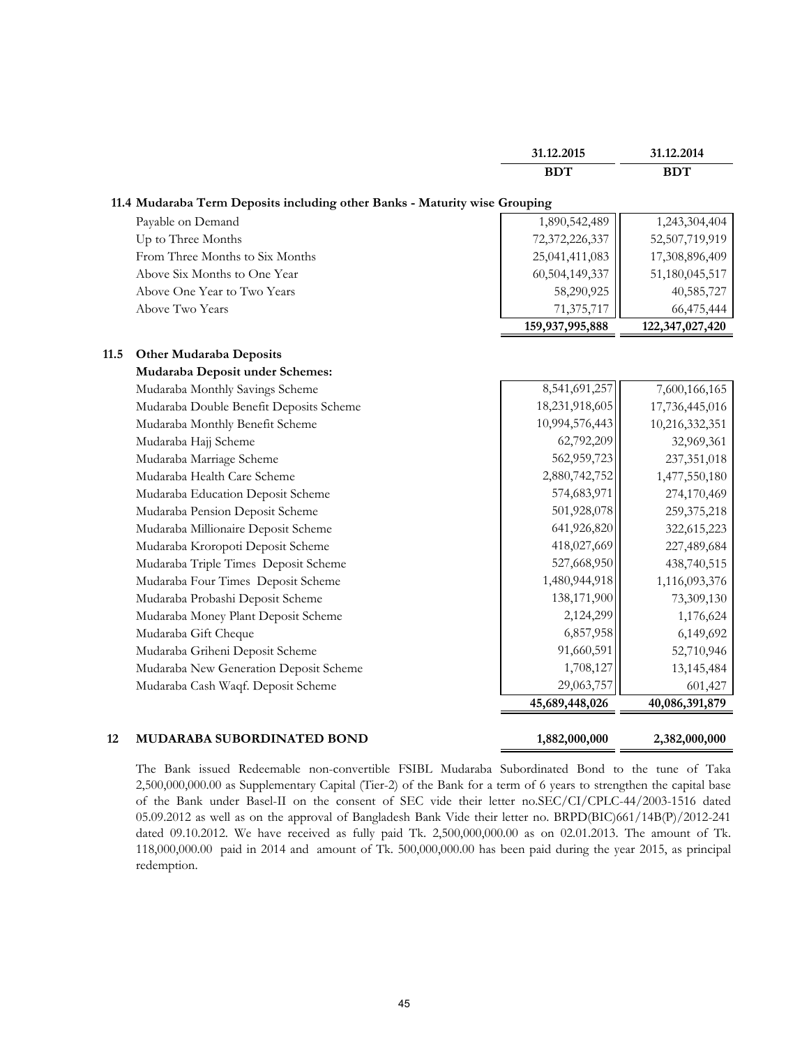| | 31.12.2015 | 31.12.2014 |
|---|---|---|
| | BDT | BDT |
| **11.4 Mudaraba Term Deposits including other Banks - Maturity wise Grouping** | | |
| Payable on Demand | 1,890,542,489 | 1,243,304,404 |
| Up to Three Months | 72,372,226,337 | 52,507,719,919 |
| From Three Months to Six Months | 25,041,411,083 | 17,308,896,409 |
| Above Six Months to One Year | 60,504,149,337 | 51,180,045,517 |
| Above One Year to Two Years | 58,290,925 | 40,585,727 |
| Above Two Years | 71,375,717 | 66,475,444 |
| | **159,937,995,888** | **122,347,027,420** |

**11.5 Other Mudaraba Deposits**

| Mudaraba Deposit under Schemes: | 31.12.2015 BDT | 31.12.2014 BDT |
|---|---|---|
| Mudaraba Monthly Savings Scheme | 8,541,691,257 | 7,600,166,165 |
| Mudaraba Double Benefit Deposits Scheme | 18,231,918,605 | 17,736,445,016 |
| Mudaraba Monthly Benefit Scheme | 10,994,576,443 | 10,216,332,351 |
| Mudaraba Hajj Scheme | 62,792,209 | 32,969,361 |
| Mudaraba Marriage Scheme | 562,959,723 | 237,351,018 |
| Mudaraba Health Care Scheme | 2,880,742,752 | 1,477,550,180 |
| Mudaraba Education Deposit Scheme | 574,683,971 | 274,170,469 |
| Mudaraba Pension Deposit Scheme | 501,928,078 | 259,375,218 |
| Mudaraba Millionaire Deposit Scheme | 641,926,820 | 322,615,223 |
| Mudaraba Kroropoti Deposit Scheme | 418,027,669 | 227,489,684 |
| Mudaraba Triple Times Deposit Scheme | 527,668,950 | 438,740,515 |
| Mudaraba Four Times Deposit Scheme | 1,480,944,918 | 1,116,093,376 |
| Mudaraba Probashi Deposit Scheme | 138,171,900 | 73,309,130 |
| Mudaraba Money Plant Deposit Scheme | 2,124,299 | 1,176,624 |
| Mudaraba Gift Cheque | 6,857,958 | 6,149,692 |
| Mudaraba Griheni Deposit Scheme | 91,660,591 | 52,710,946 |
| Mudaraba New Generation Deposit Scheme | 1,708,127 | 13,145,484 |
| Mudaraba Cash Waqf. Deposit Scheme | 29,063,757 | 601,427 |
| | **45,689,448,026** | **40,086,391,879** |

| | 31.12.2015 BDT | 31.12.2014 BDT |
|---|---|---|
| **12 MUDARABA SUBORDINATED BOND** | **1,882,000,000** | **2,382,000,000** |

The Bank issued Redeemable non-convertible FSIBL Mudaraba Subordinated Bond to the tune of Taka 2,500,000,000.00 as Supplementary Capital (Tier-2) of the Bank for a term of 6 years to strengthen the capital base of the Bank under Basel-II on the consent of SEC vide their letter no.SEC/CI/CPLC-44/2003-1516 dated 05.09.2012 as well as on the approval of Bangladesh Bank Vide their letter no. BRPD(BIC)661/14B(P)/2012-241 dated 09.10.2012. We have received as fully paid Tk. 2,500,000,000.00 as on 02.01.2013. The amount of Tk. 118,000,000.00 paid in 2014 and amount of Tk. 500,000,000.00 has been paid during the year 2015, as principal redemption.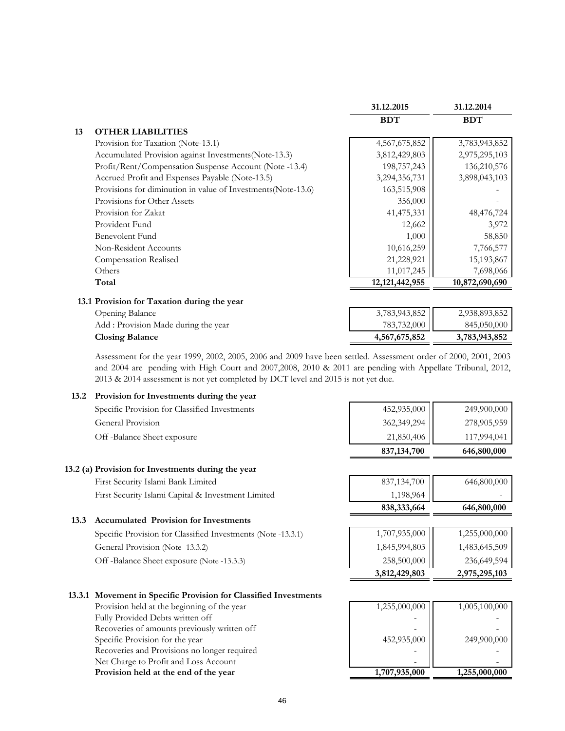| | | 31.12.2015 | 31.12.2014 |
|---|---|---|---|
| | | **BDT** | **BDT** |
| **13** | **OTHER LIABILITIES** | | |
| | Provision for Taxation (Note-13.1) | 4,567,675,852 | 3,783,943,852 |
| | Accumulated Provision against Investments(Note-13.3) | 3,812,429,803 | 2,975,295,103 |
| | Profit/Rent/Compensation Suspense Account (Note -13.4) | 198,757,243 | 136,210,576 |
| | Accrued Profit and Expenses Payable (Note-13.5) | 3,294,356,731 | 3,898,043,103 |
| | Provisions for diminution in value of Investments(Note-13.6) | 163,515,908 | - |
| | Provisions for Other Assets | 356,000 | - |
| | Provision for Zakat | 41,475,331 | 48,476,724 |
| | Provident Fund | 12,662 | 3,972 |
| | Benevolent Fund | 1,000 | 58,850 |
| | Non-Resident Accounts | 10,616,259 | 7,766,577 |
| | Compensation Realised | 21,228,921 | 15,193,867 |
| | Others | 11,017,245 | 7,698,066 |
| | **Total** | **12,121,442,955** | **10,872,690,690** |

**13.1 Provision for Taxation during the year**

| | 31.12.2015 | 31.12.2014 |
|---|---|---|
| Opening Balance | 3,783,943,852 | 2,938,893,852 |
| Add : Provision Made during the year | 783,732,000 | 845,050,000 |
| **Closing Balance** | **4,567,675,852** | **3,783,943,852** |

Assessment for the year 1999, 2002, 2005, 2006 and 2009 have been settled. Assessment order of 2000, 2001, 2003 and 2004 are pending with High Court and 2007,2008, 2010 & 2011 are pending with Appellate Tribunal, 2012, 2013 & 2014 assessment is not yet completed by DCT level and 2015 is not yet due.

**13.2 Provision for Investments during the year**

| | 31.12.2015 | 31.12.2014 |
|---|---|---|
| Specific Provision for Classified Investments | 452,935,000 | 249,900,000 |
| General Provision | 362,349,294 | 278,905,959 |
| Off -Balance Sheet exposure | 21,850,406 | 117,994,041 |
| | **837,134,700** | **646,800,000** |

**13.2 (a) Provision for Investments during the year**

| | 31.12.2015 | 31.12.2014 |
|---|---|---|
| First Security Islami Bank Limited | 837,134,700 | 646,800,000 |
| First Security Islami Capital & Investment Limited | 1,198,964 | - |
| | **838,333,664** | **646,800,000** |

**13.3 Accumulated Provision for Investments**

| | 31.12.2015 | 31.12.2014 |
|---|---|---|
| Specific Provision for Classified Investments (Note -13.3.1) | 1,707,935,000 | 1,255,000,000 |
| General Provision (Note -13.3.2) | 1,845,994,803 | 1,483,645,509 |
| Off -Balance Sheet exposure (Note -13.3.3) | 258,500,000 | 236,649,594 |
| | **3,812,429,803** | **2,975,295,103** |

**13.3.1 Movement in Specific Provision for Classified Investments**

| | 31.12.2015 | 31.12.2014 |
|---|---|---|
| Provision held at the beginning of the year | 1,255,000,000 | 1,005,100,000 |
| Fully Provided Debts written off | - | - |
| Recoveries of amounts previously written off | - | - |
| Specific Provision for the year | 452,935,000 | 249,900,000 |
| Recoveries and Provisions no longer required | - | - |
| Net Charge to Profit and Loss Account | - | - |
| **Provision held at the end of the year** | **1,707,935,000** | **1,255,000,000** |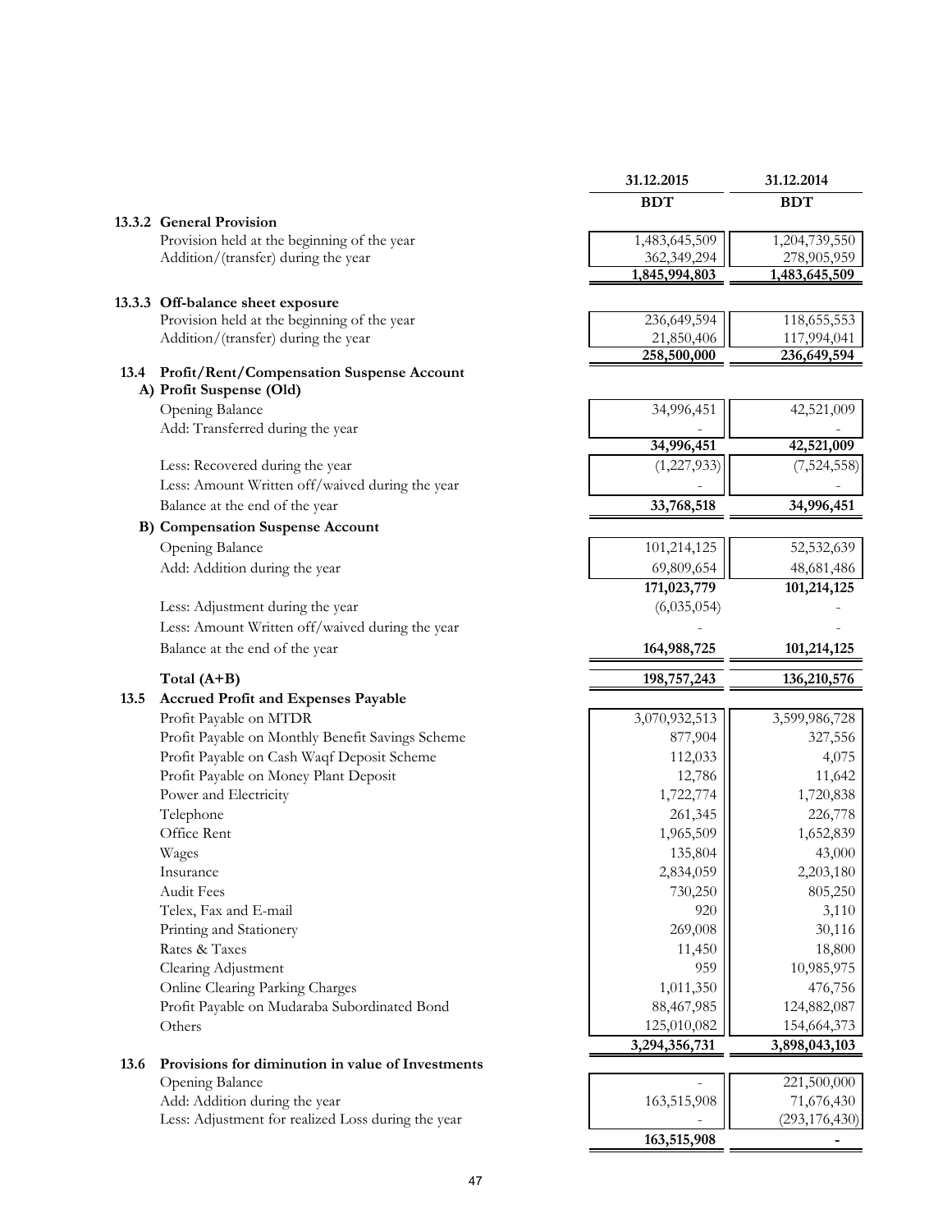| | | 31.12.2015 | 31.12.2014 |
|---|---|---|---|
| | | BDT | BDT |
| **13.3.2** | **General Provision** | | |
| | Provision held at the beginning of the year | 1,483,645,509 | 1,204,739,550 |
| | Addition/(transfer) during the year | 362,349,294 | 278,905,959 |
| | | **1,845,994,803** | **1,483,645,509** |
| **13.3.3** | **Off-balance sheet exposure** | | |
| | Provision held at the beginning of the year | 236,649,594 | 118,655,553 |
| | Addition/(transfer) during the year | 21,850,406 | 117,994,041 |
| | | **258,500,000** | **236,649,594** |
| **13.4** | **Profit/Rent/Compensation Suspense Account** | | |
| **A)** | **Profit Suspense (Old)** | | |
| | Opening Balance | 34,996,451 | 42,521,009 |
| | Add: Transferred during the year | - | - |
| | | **34,996,451** | **42,521,009** |
| | Less: Recovered during the year | (1,227,933) | (7,524,558) |
| | Less: Amount Written off/waived during the year | - | - |
| | Balance at the end of the year | **33,768,518** | **34,996,451** |
| **B)** | **Compensation Suspense Account** | | |
| | Opening Balance | 101,214,125 | 52,532,639 |
| | Add: Addition during the year | 69,809,654 | 48,681,486 |
| | | **171,023,779** | **101,214,125** |
| | Less: Adjustment during the year | (6,035,054) | - |
| | Less: Amount Written off/waived during the year | - | - |
| | Balance at the end of the year | **164,988,725** | **101,214,125** |
| | **Total (A+B)** | **198,757,243** | **136,210,576** |
| **13.5** | **Accrued Profit and Expenses Payable** | | |
| | Profit Payable on MTDR | 3,070,932,513 | 3,599,986,728 |
| | Profit Payable on Monthly Benefit Savings Scheme | 877,904 | 327,556 |
| | Profit Payable on Cash Waqf Deposit Scheme | 112,033 | 4,075 |
| | Profit Payable on Money Plant Deposit | 12,786 | 11,642 |
| | Power and Electricity | 1,722,774 | 1,720,838 |
| | Telephone | 261,345 | 226,778 |
| | Office Rent | 1,965,509 | 1,652,839 |
| | Wages | 135,804 | 43,000 |
| | Insurance | 2,834,059 | 2,203,180 |
| | Audit Fees | 730,250 | 805,250 |
| | Telex, Fax and E-mail | 920 | 3,110 |
| | Printing and Stationery | 269,008 | 30,116 |
| | Rates & Taxes | 11,450 | 18,800 |
| | Clearing Adjustment | 959 | 10,985,975 |
| | Online Clearing Parking Charges | 1,011,350 | 476,756 |
| | Profit Payable on Mudaraba Subordinated Bond | 88,467,985 | 124,882,087 |
| | Others | 125,010,082 | 154,664,373 |
| | | **3,294,356,731** | **3,898,043,103** |
| **13.6** | **Provisions for diminution in value of Investments** | | |
| | Opening Balance | - | 221,500,000 |
| | Add: Addition during the year | 163,515,908 | 71,676,430 |
| | Less: Adjustment for realized Loss during the year | - | (293,176,430) |
| | | **163,515,908** | **-** |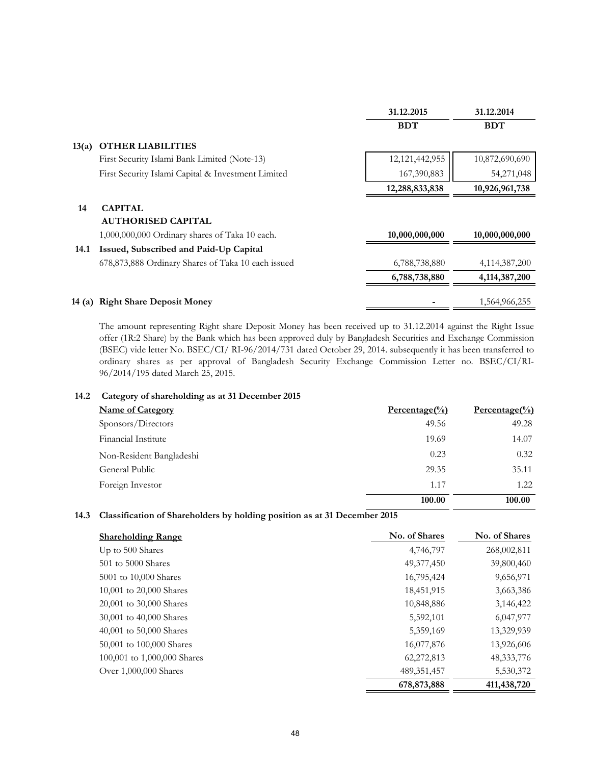| | | 31.12.2015 | 31.12.2014 |
|---|---|---|---|
| | | BDT | BDT |
| **13(a)** | **OTHER LIABILITIES** | | |
| | First Security Islami Bank Limited (Note-13) | 12,121,442,955 | 10,872,690,690 |
| | First Security Islami Capital & Investment Limited | 167,390,883 | 54,271,048 |
| | | **12,288,833,838** | **10,926,961,738** |
| **14** | **CAPITAL** | | |
| | **AUTHORISED CAPITAL** | | |
| | 1,000,000,000 Ordinary shares of Taka 10 each. | **10,000,000,000** | **10,000,000,000** |
| **14.1** | **Issued, Subscribed and Paid-Up Capital** | | |
| | 678,873,888 Ordinary Shares of Taka 10 each issued | 6,788,738,880 | 4,114,387,200 |
| | | **6,788,738,880** | **4,114,387,200** |
| **14 (a)** | **Right Share Deposit Money** | - | 1,564,966,255 |

The amount representing Right share Deposit Money has been received up to 31.12.2014 against the Right Issue offer (1R:2 Share) by the Bank which has been approved duly by Bangladesh Securities and Exchange Commission (BSEC) vide letter No. BSEC/CI/ RI-96/2014/731 dated October 29, 2014. subsequently it has been transferred to ordinary shares as per approval of Bangladesh Security Exchange Commission Letter no. BSEC/CI/RI-96/2014/195 dated March 25, 2015.

### 14.2 Category of shareholding as at 31 December 2015

| Name of Category | Percentage(%) | Percentage(%) |
|---|---|---|
| Sponsors/Directors | 49.56 | 49.28 |
| Financial Institute | 19.69 | 14.07 |
| Non-Resident Bangladeshi | 0.23 | 0.32 |
| General Public | 29.35 | 35.11 |
| Foreign Investor | 1.17 | 1.22 |
| | **100.00** | **100.00** |

### 14.3 Classification of Shareholders by holding position as at 31 December 2015

| Shareholding Range | No. of Shares | No. of Shares |
|---|---|---|
| Up to 500 Shares | 4,746,797 | 268,002,811 |
| 501 to 5000 Shares | 49,377,450 | 39,800,460 |
| 5001 to 10,000 Shares | 16,795,424 | 9,656,971 |
| 10,001 to 20,000 Shares | 18,451,915 | 3,663,386 |
| 20,001 to 30,000 Shares | 10,848,886 | 3,146,422 |
| 30,001 to 40,000 Shares | 5,592,101 | 6,047,977 |
| 40,001 to 50,000 Shares | 5,359,169 | 13,329,939 |
| 50,001 to 100,000 Shares | 16,077,876 | 13,926,606 |
| 100,001 to 1,000,000 Shares | 62,272,813 | 48,333,776 |
| Over 1,000,000 Shares | 489,351,457 | 5,530,372 |
| | **678,873,888** | **411,438,720** |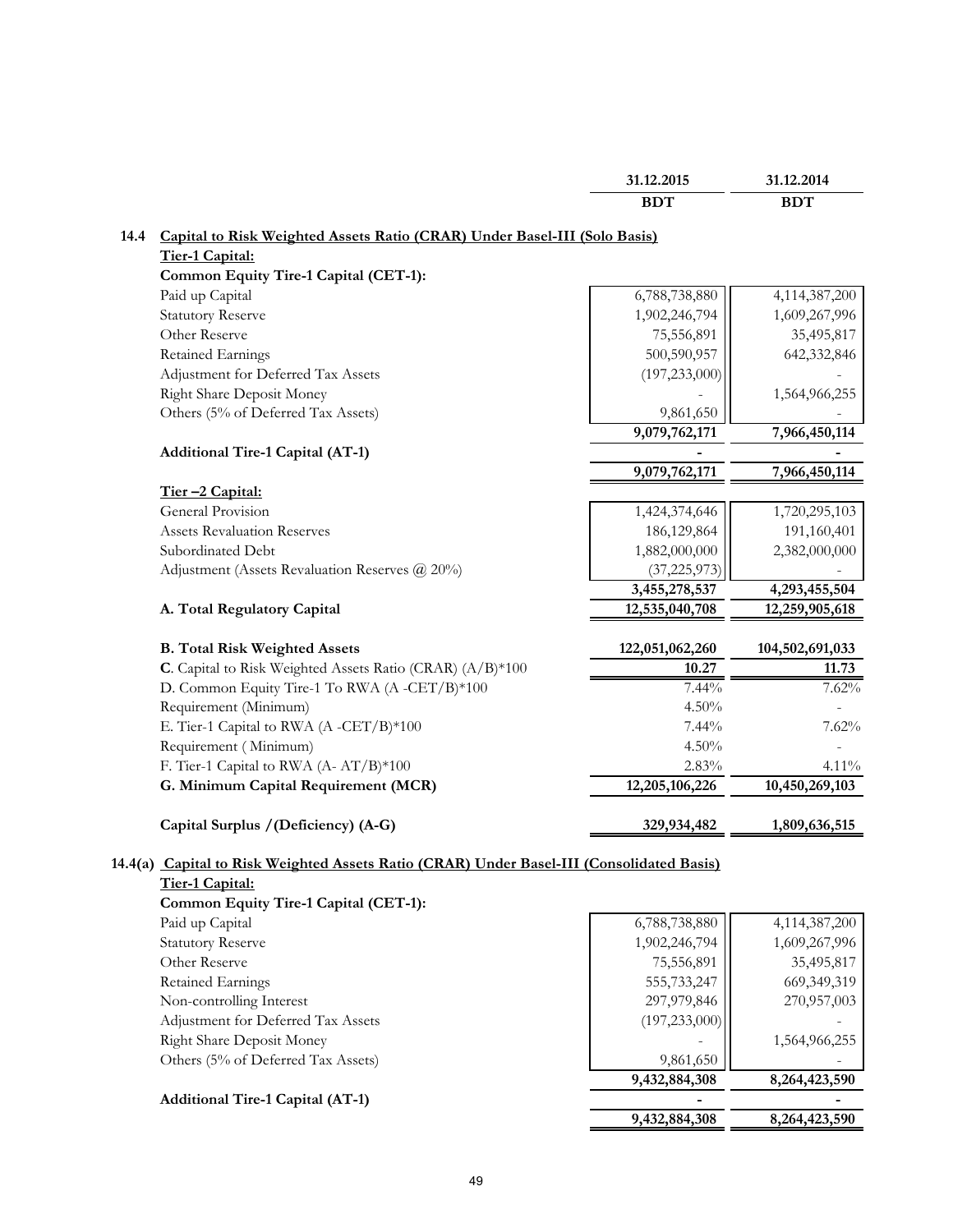| | 31.12.2015 | 31.12.2014 |
|---|---|---|
| | BDT | BDT |

### 14.4 Capital to Risk Weighted Assets Ratio (CRAR) Under Basel-III (Solo Basis)

| | 31.12.2015 BDT | 31.12.2014 BDT |
|---|---|---|
| **Tier-1 Capital:** | | |
| **Common Equity Tire-1 Capital (CET-1):** | | |
| Paid up Capital | 6,788,738,880 | 4,114,387,200 |
| Statutory Reserve | 1,902,246,794 | 1,609,267,996 |
| Other Reserve | 75,556,891 | 35,495,817 |
| Retained Earnings | 500,590,957 | 642,332,846 |
| Adjustment for Deferred Tax Assets | (197,233,000) | - |
| Right Share Deposit Money | - | 1,564,966,255 |
| Others (5% of Deferred Tax Assets) | 9,861,650 | - |
| | **9,079,762,171** | **7,966,450,114** |
| **Additional Tire-1 Capital (AT-1)** | **-** | **-** |
| | **9,079,762,171** | **7,966,450,114** |
| **Tier –2 Capital:** | | |
| General Provision | 1,424,374,646 | 1,720,295,103 |
| Assets Revaluation Reserves | 186,129,864 | 191,160,401 |
| Subordinated Debt | 1,882,000,000 | 2,382,000,000 |
| Adjustment (Assets Revaluation Reserves @ 20%) | (37,225,973) | - |
| | **3,455,278,537** | **4,293,455,504** |
| **A. Total Regulatory Capital** | **12,535,040,708** | **12,259,905,618** |
| **B. Total Risk Weighted Assets** | **122,051,062,260** | **104,502,691,033** |
| **C**. Capital to Risk Weighted Assets Ratio (CRAR) (A/B)*100 | **10.27** | **11.73** |
| D. Common Equity Tire-1 To RWA (A -CET/B)*100 | 7.44% | 7.62% |
| Requirement (Minimum) | 4.50% | - |
| E. Tier-1 Capital to RWA (A -CET/B)*100 | 7.44% | 7.62% |
| Requirement ( Minimum) | 4.50% | - |
| F. Tier-1 Capital to RWA (A- AT/B)*100 | 2.83% | 4.11% |
| **G. Minimum Capital Requirement (MCR)** | **12,205,106,226** | **10,450,269,103** |
| **Capital Surplus /(Deficiency) (A-G)** | **329,934,482** | **1,809,636,515** |

### 14.4(a) Capital to Risk Weighted Assets Ratio (CRAR) Under Basel-III (Consolidated Basis)

| | 31.12.2015 BDT | 31.12.2014 BDT |
|---|---|---|
| **Tier-1 Capital:** | | |
| **Common Equity Tire-1 Capital (CET-1):** | | |
| Paid up Capital | 6,788,738,880 | 4,114,387,200 |
| Statutory Reserve | 1,902,246,794 | 1,609,267,996 |
| Other Reserve | 75,556,891 | 35,495,817 |
| Retained Earnings | 555,733,247 | 669,349,319 |
| Non-controlling Interest | 297,979,846 | 270,957,003 |
| Adjustment for Deferred Tax Assets | (197,233,000) | - |
| Right Share Deposit Money | - | 1,564,966,255 |
| Others (5% of Deferred Tax Assets) | 9,861,650 | - |
| | **9,432,884,308** | **8,264,423,590** |
| **Additional Tire-1 Capital (AT-1)** | **-** | **-** |
| | **9,432,884,308** | **8,264,423,590** |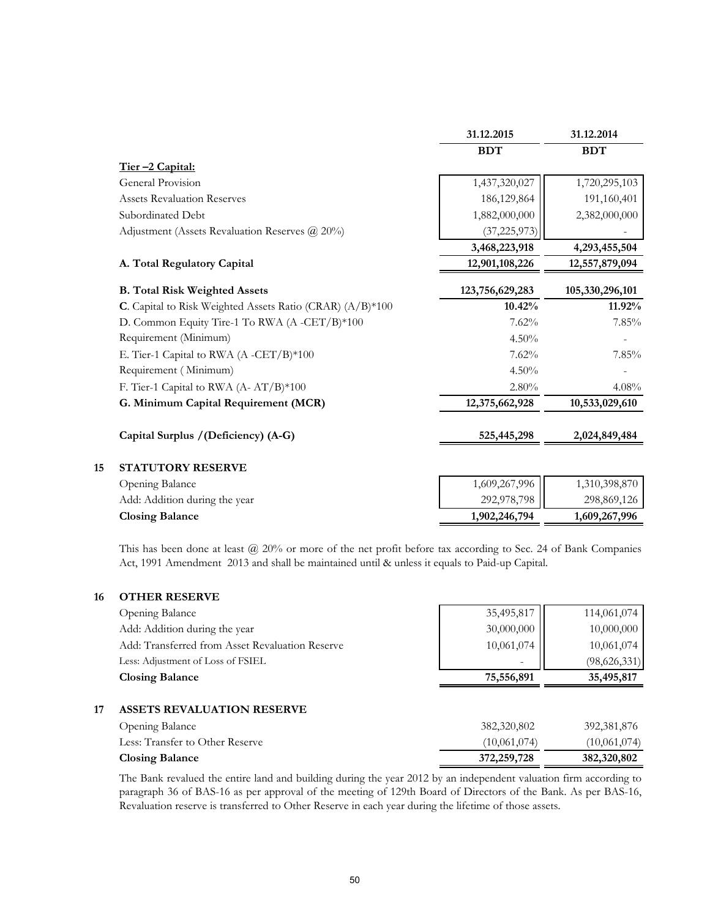| | 31.12.2015 | 31.12.2014 |
|---|---|---|
| | BDT | BDT |
| **Tier –2 Capital:** | | |
| General Provision | 1,437,320,027 | 1,720,295,103 |
| Assets Revaluation Reserves | 186,129,864 | 191,160,401 |
| Subordinated Debt | 1,882,000,000 | 2,382,000,000 |
| Adjustment (Assets Revaluation Reserves @ 20%) | (37,225,973) | - |
| | **3,468,223,918** | **4,293,455,504** |
| **A. Total Regulatory Capital** | **12,901,108,226** | **12,557,879,094** |
| **B. Total Risk Weighted Assets** | **123,756,629,283** | **105,330,296,101** |
| **C**. Capital to Risk Weighted Assets Ratio (CRAR) (A/B)*100 | **10.42%** | **11.92%** |
| D. Common Equity Tire-1 To RWA (A -CET/B)*100 | 7.62% | 7.85% |
| Requirement (Minimum) | 4.50% | - |
| E. Tier-1 Capital to RWA (A -CET/B)*100 | 7.62% | 7.85% |
| Requirement ( Minimum) | 4.50% | - |
| F. Tier-1 Capital to RWA (A- AT/B)*100 | 2.80% | 4.08% |
| **G. Minimum Capital Requirement (MCR)** | **12,375,662,928** | **10,533,029,610** |
| **Capital Surplus /(Deficiency) (A-G)** | **525,445,298** | **2,024,849,484** |

## 15 STATUTORY RESERVE

| | 31.12.2015 | 31.12.2014 |
|---|---|---|
| Opening Balance | 1,609,267,996 | 1,310,398,870 |
| Add: Addition during the year | 292,978,798 | 298,869,126 |
| **Closing Balance** | **1,902,246,794** | **1,609,267,996** |

This has been done at least @ 20% or more of the net profit before tax according to Sec. 24 of Bank Companies Act, 1991 Amendment 2013 and shall be maintained until & unless it equals to Paid-up Capital.

## 16 OTHER RESERVE

| | 31.12.2015 | 31.12.2014 |
|---|---|---|
| Opening Balance | 35,495,817 | 114,061,074 |
| Add: Addition during the year | 30,000,000 | 10,000,000 |
| Add: Transferred from Asset Revaluation Reserve | 10,061,074 | 10,061,074 |
| Less: Adjustment of Loss of FSIEL | - | (98,626,331) |
| **Closing Balance** | **75,556,891** | **35,495,817** |

## 17 ASSETS REVALUATION RESERVE

| | 31.12.2015 | 31.12.2014 |
|---|---|---|
| Opening Balance | 382,320,802 | 392,381,876 |
| Less: Transfer to Other Reserve | (10,061,074) | (10,061,074) |
| **Closing Balance** | **372,259,728** | **382,320,802** |

The Bank revalued the entire land and building during the year 2012 by an independent valuation firm according to paragraph 36 of BAS-16 as per approval of the meeting of 129th Board of Directors of the Bank. As per BAS-16, Revaluation reserve is transferred to Other Reserve in each year during the lifetime of those assets.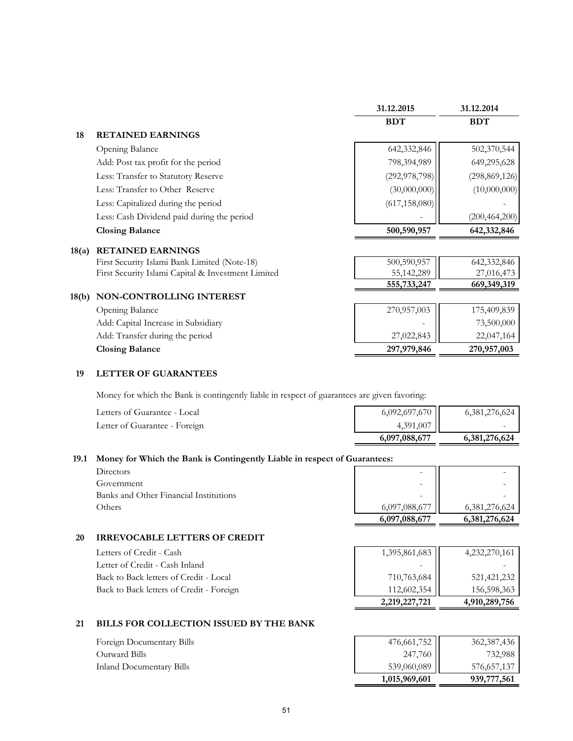| | | 31.12.2015 | 31.12.2014 |
|---|---|---|---|
| | | BDT | BDT |
| **18** | **RETAINED EARNINGS** | | |
| | Opening Balance | 642,332,846 | 502,370,544 |
| | Add: Post tax profit for the period | 798,394,989 | 649,295,628 |
| | Less: Transfer to Statutory Reserve | (292,978,798) | (298,869,126) |
| | Less: Transfer to Other Reserve | (30,000,000) | (10,000,000) |
| | Less: Capitalized during the period | (617,158,080) | - |
| | Less: Cash Dividend paid during the period | - | (200,464,200) |
| | **Closing Balance** | **500,590,957** | **642,332,846** |
| **18(a)** | **RETAINED EARNINGS** | | |
| | First Security Islami Bank Limited (Note-18) | 500,590,957 | 642,332,846 |
| | First Security Islami Capital & Investment Limited | 55,142,289 | 27,016,473 |
| | | **555,733,247** | **669,349,319** |
| **18(b)** | **NON-CONTROLLING INTEREST** | | |
| | Opening Balance | 270,957,003 | 175,409,839 |
| | Add: Capital Increase in Subsidiary | - | 73,500,000 |
| | Add: Transfer during the period | 27,022,843 | 22,047,164 |
| | **Closing Balance** | **297,979,846** | **270,957,003** |

## 19 LETTER OF GUARANTEES

Money for which the Bank is contingently liable in respect of guarantees are given favoring:

| | 31.12.2015 | 31.12.2014 |
|---|---|---|
| Letters of Guarantee - Local | 6,092,697,670 | 6,381,276,624 |
| Letter of Guarantee - Foreign | 4,391,007 | - |
| | **6,097,088,677** | **6,381,276,624** |

### 19.1 Money for Which the Bank is Contingently Liable in respect of Guarantees:

| | 31.12.2015 | 31.12.2014 |
|---|---|---|
| Directors | - | - |
| Government | - | - |
| Banks and Other Financial Institutions | - | - |
| Others | 6,097,088,677 | 6,381,276,624 |
| | **6,097,088,677** | **6,381,276,624** |

## 20 IRREVOCABLE LETTERS OF CREDIT

| | 31.12.2015 | 31.12.2014 |
|---|---|---|
| Letters of Credit - Cash | 1,395,861,683 | 4,232,270,161 |
| Letter of Credit - Cash Inland | - | - |
| Back to Back letters of Credit - Local | 710,763,684 | 521,421,232 |
| Back to Back letters of Credit - Foreign | 112,602,354 | 156,598,363 |
| | **2,219,227,721** | **4,910,289,756** |

## 21 BILLS FOR COLLECTION ISSUED BY THE BANK

| | 31.12.2015 | 31.12.2014 |
|---|---|---|
| Foreign Documentary Bills | 476,661,752 | 362,387,436 |
| Outward Bills | 247,760 | 732,988 |
| Inland Documentary Bills | 539,060,089 | 576,657,137 |
| | **1,015,969,601** | **939,777,561** |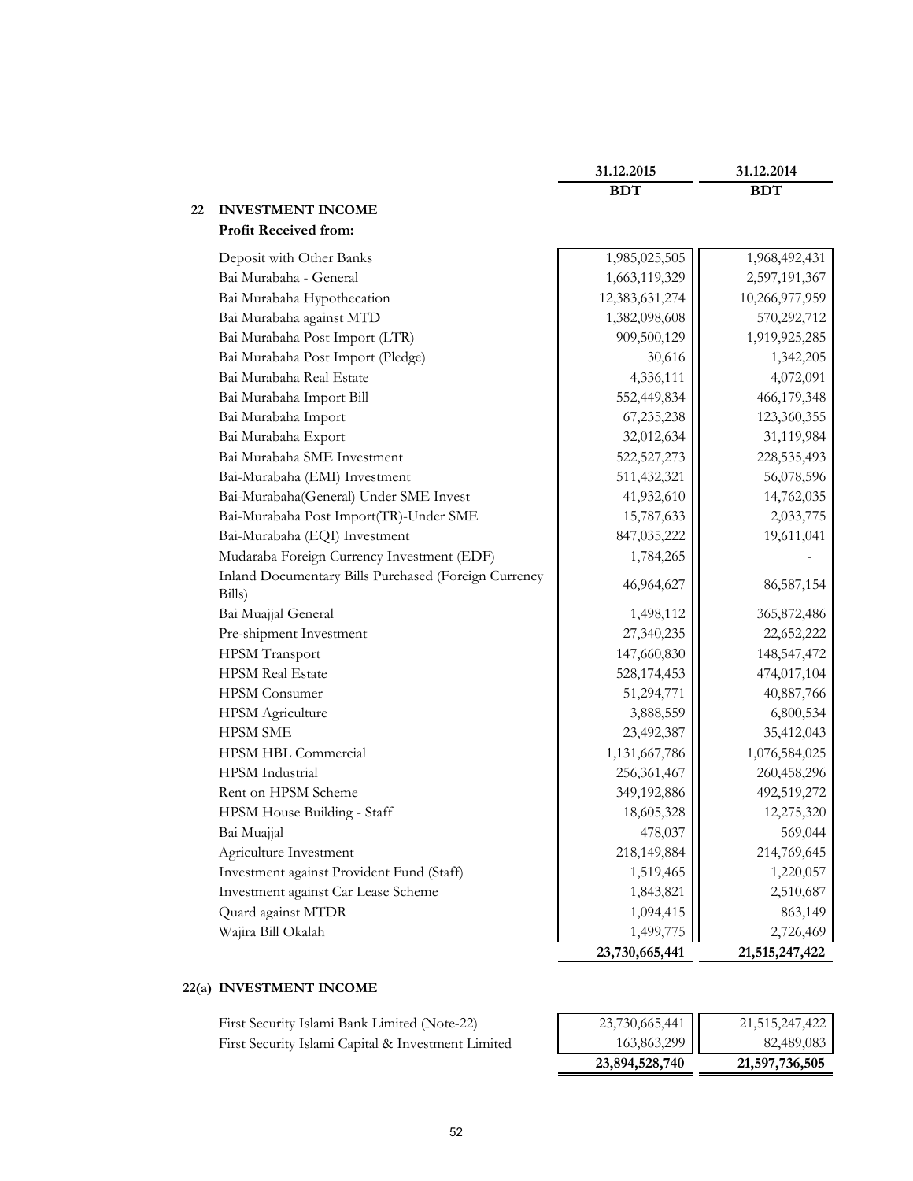| | 31.12.2015 | 31.12.2014 |
|---|---|---|
| | BDT | BDT |

## 22 INVESTMENT INCOME

**Profit Received from:**

| | 31.12.2015 BDT | 31.12.2014 BDT |
|---|---|---|
| Deposit with Other Banks | 1,985,025,505 | 1,968,492,431 |
| Bai Murabaha - General | 1,663,119,329 | 2,597,191,367 |
| Bai Murabaha Hypothecation | 12,383,631,274 | 10,266,977,959 |
| Bai Murabaha against MTD | 1,382,098,608 | 570,292,712 |
| Bai Murabaha Post Import (LTR) | 909,500,129 | 1,919,925,285 |
| Bai Murabaha Post Import (Pledge) | 30,616 | 1,342,205 |
| Bai Murabaha Real Estate | 4,336,111 | 4,072,091 |
| Bai Murabaha Import Bill | 552,449,834 | 466,179,348 |
| Bai Murabaha Import | 67,235,238 | 123,360,355 |
| Bai Murabaha Export | 32,012,634 | 31,119,984 |
| Bai Murabaha SME Investment | 522,527,273 | 228,535,493 |
| Bai-Murabaha (EMI) Investment | 511,432,321 | 56,078,596 |
| Bai-Murabaha(General) Under SME Invest | 41,932,610 | 14,762,035 |
| Bai-Murabaha Post Import(TR)-Under SME | 15,787,633 | 2,033,775 |
| Bai-Murabaha (EQI) Investment | 847,035,222 | 19,611,041 |
| Mudaraba Foreign Currency Investment (EDF) | 1,784,265 | - |
| Inland Documentary Bills Purchased (Foreign Currency Bills) | 46,964,627 | 86,587,154 |
| Bai Muajjal General | 1,498,112 | 365,872,486 |
| Pre-shipment Investment | 27,340,235 | 22,652,222 |
| HPSM Transport | 147,660,830 | 148,547,472 |
| HPSM Real Estate | 528,174,453 | 474,017,104 |
| HPSM Consumer | 51,294,771 | 40,887,766 |
| HPSM Agriculture | 3,888,559 | 6,800,534 |
| HPSM SME | 23,492,387 | 35,412,043 |
| HPSM HBL Commercial | 1,131,667,786 | 1,076,584,025 |
| HPSM Industrial | 256,361,467 | 260,458,296 |
| Rent on HPSM Scheme | 349,192,886 | 492,519,272 |
| HPSM House Building - Staff | 18,605,328 | 12,275,320 |
| Bai Muajjal | 478,037 | 569,044 |
| Agriculture Investment | 218,149,884 | 214,769,645 |
| Investment against Provident Fund (Staff) | 1,519,465 | 1,220,057 |
| Investment against Car Lease Scheme | 1,843,821 | 2,510,687 |
| Quard against MTDR | 1,094,415 | 863,149 |
| Wajira Bill Okalah | 1,499,775 | 2,726,469 |
| | **23,730,665,441** | **21,515,247,422** |

## 22(a) INVESTMENT INCOME

| | 31.12.2015 BDT | 31.12.2014 BDT |
|---|---|---|
| First Security Islami Bank Limited (Note-22) | 23,730,665,441 | 21,515,247,422 |
| First Security Islami Capital & Investment Limited | 163,863,299 | 82,489,083 |
| | **23,894,528,740** | **21,597,736,505** |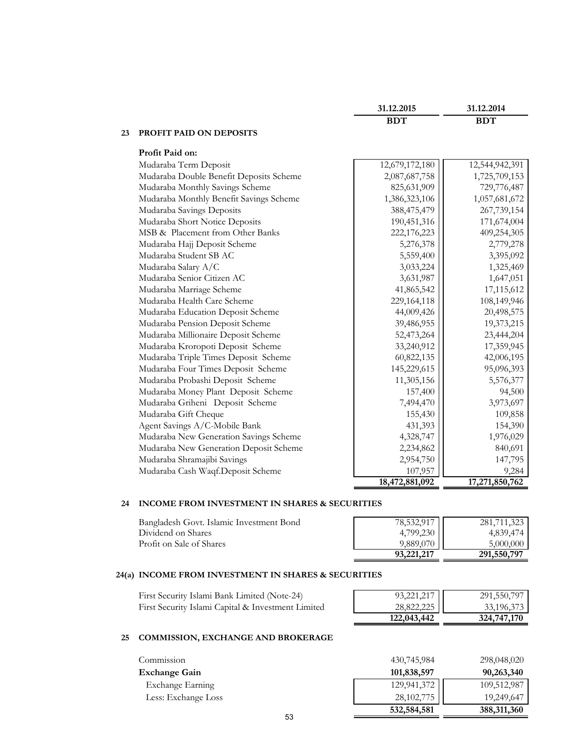| | 31.12.2015 | 31.12.2014 |
|---|---|---|
| | BDT | BDT |

## 23 PROFIT PAID ON DEPOSITS

**Profit Paid on:**

| | 31.12.2015 BDT | 31.12.2014 BDT |
|---|---|---|
| Mudaraba Term Deposit | 12,679,172,180 | 12,544,942,391 |
| Mudaraba Double Benefit Deposits Scheme | 2,087,687,758 | 1,725,709,153 |
| Mudaraba Monthly Savings Scheme | 825,631,909 | 729,776,487 |
| Mudaraba Monthly Benefit Savings Scheme | 1,386,323,106 | 1,057,681,672 |
| Mudaraba Savings Deposits | 388,475,479 | 267,739,154 |
| Mudaraba Short Notice Deposits | 190,451,316 | 171,674,004 |
| MSB & Placement from Other Banks | 222,176,223 | 409,254,305 |
| Mudaraba Hajj Deposit Scheme | 5,276,378 | 2,779,278 |
| Mudaraba Student SB AC | 5,559,400 | 3,395,092 |
| Mudaraba Salary A/C | 3,033,224 | 1,325,469 |
| Mudaraba Senior Citizen AC | 3,631,987 | 1,647,051 |
| Mudaraba Marriage Scheme | 41,865,542 | 17,115,612 |
| Mudaraba Health Care Scheme | 229,164,118 | 108,149,946 |
| Mudaraba Education Deposit Scheme | 44,009,426 | 20,498,575 |
| Mudaraba Pension Deposit Scheme | 39,486,955 | 19,373,215 |
| Mudaraba Millionaire Deposit Scheme | 52,473,264 | 23,444,204 |
| Mudaraba Kroropoti Deposit Scheme | 33,240,912 | 17,359,945 |
| Mudaraba Triple Times Deposit Scheme | 60,822,135 | 42,006,195 |
| Mudaraba Four Times Deposit Scheme | 145,229,615 | 95,096,393 |
| Mudaraba Probashi Deposit Scheme | 11,305,156 | 5,576,377 |
| Mudaraba Money Plant Deposit Scheme | 157,400 | 94,500 |
| Mudaraba Griheni Deposit Scheme | 7,494,470 | 3,973,697 |
| Mudaraba Gift Cheque | 155,430 | 109,858 |
| Agent Savings A/C-Mobile Bank | 431,393 | 154,390 |
| Mudaraba New Generation Savings Scheme | 4,328,747 | 1,976,029 |
| Mudaraba New Generation Deposit Scheme | 2,234,862 | 840,691 |
| Mudaraba Shramajibi Savings | 2,954,750 | 147,795 |
| Mudaraba Cash Waqf.Deposit Scheme | 107,957 | 9,284 |
| | **18,472,881,092** | **17,271,850,762** |

## 24 INCOME FROM INVESTMENT IN SHARES & SECURITIES

| | 31.12.2015 BDT | 31.12.2014 BDT |
|---|---|---|
| Bangladesh Govt. Islamic Investment Bond | 78,532,917 | 281,711,323 |
| Dividend on Shares | 4,799,230 | 4,839,474 |
| Profit on Sale of Shares | 9,889,070 | 5,000,000 |
| | **93,221,217** | **291,550,797** |

## 24(a) INCOME FROM INVESTMENT IN SHARES & SECURITIES

| | 31.12.2015 BDT | 31.12.2014 BDT |
|---|---|---|
| First Security Islami Bank Limited (Note-24) | 93,221,217 | 291,550,797 |
| First Security Islami Capital & Investment Limited | 28,822,225 | 33,196,373 |
| | **122,043,442** | **324,747,170** |

## 25 COMMISSION, EXCHANGE AND BROKERAGE

| | 31.12.2015 BDT | 31.12.2014 BDT |
|---|---|---|
| Commission | 430,745,984 | 298,048,020 |
| **Exchange Gain** | **101,838,597** | **90,263,340** |
| Exchange Earning | 129,941,372 | 109,512,987 |
| Less: Exchange Loss | 28,102,775 | 19,249,647 |
| | **532,584,581** | **388,311,360** |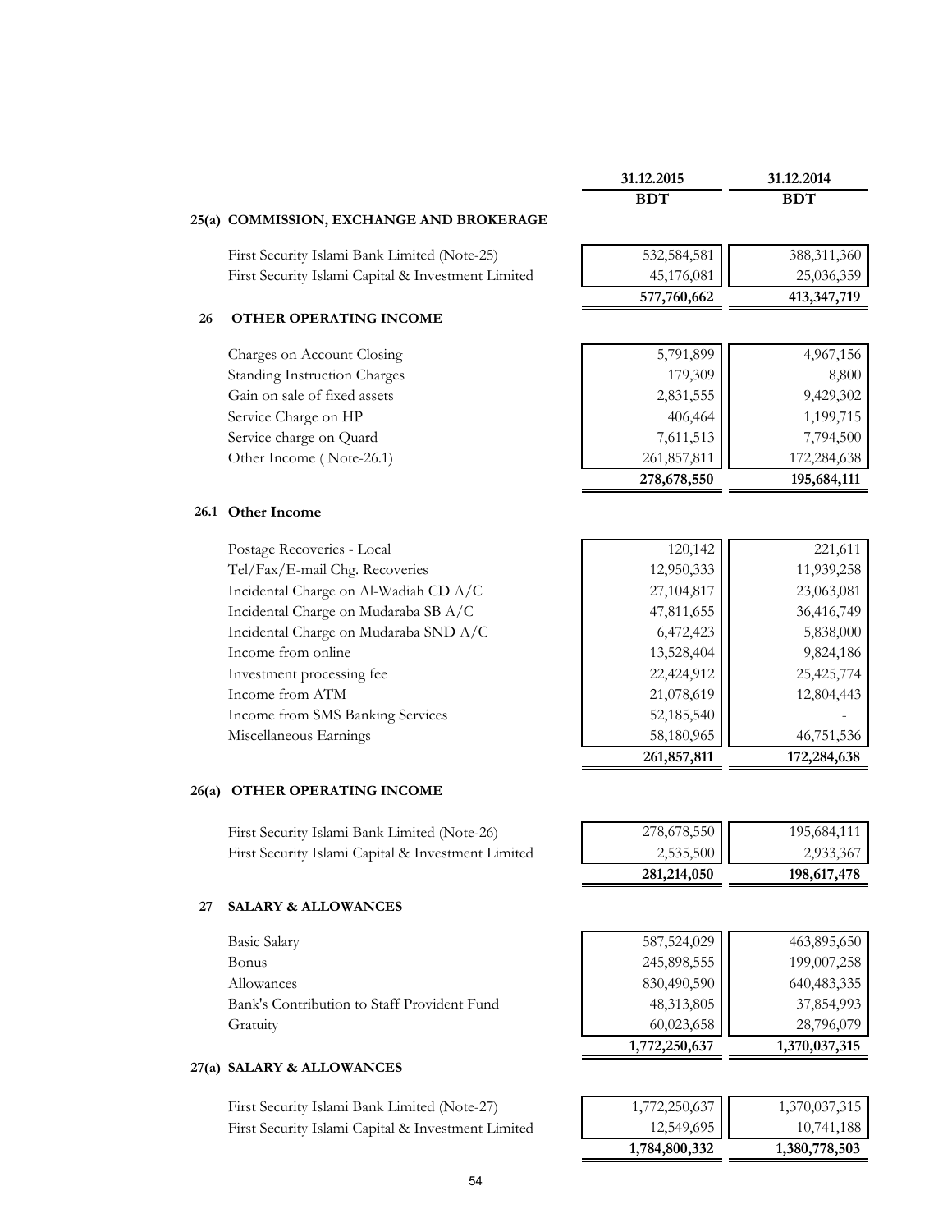| | 31.12.2015 | 31.12.2014 |
|---|---|---|
| | BDT | BDT |

### 25(a) COMMISSION, EXCHANGE AND BROKERAGE

| | 31.12.2015 BDT | 31.12.2014 BDT |
|---|---|---|
| First Security Islami Bank Limited (Note-25) | 532,584,581 | 388,311,360 |
| First Security Islami Capital & Investment Limited | 45,176,081 | 25,036,359 |
| | **577,760,662** | **413,347,719** |

### 26 OTHER OPERATING INCOME

| | 31.12.2015 BDT | 31.12.2014 BDT |
|---|---|---|
| Charges on Account Closing | 5,791,899 | 4,967,156 |
| Standing Instruction Charges | 179,309 | 8,800 |
| Gain on sale of fixed assets | 2,831,555 | 9,429,302 |
| Service Charge on HP | 406,464 | 1,199,715 |
| Service charge on Quard | 7,611,513 | 7,794,500 |
| Other Income ( Note-26.1) | 261,857,811 | 172,284,638 |
| | **278,678,550** | **195,684,111** |

### 26.1 Other Income

| | 31.12.2015 BDT | 31.12.2014 BDT |
|---|---|---|
| Postage Recoveries - Local | 120,142 | 221,611 |
| Tel/Fax/E-mail Chg. Recoveries | 12,950,333 | 11,939,258 |
| Incidental Charge on Al-Wadiah CD A/C | 27,104,817 | 23,063,081 |
| Incidental Charge on Mudaraba SB A/C | 47,811,655 | 36,416,749 |
| Incidental Charge on Mudaraba SND A/C | 6,472,423 | 5,838,000 |
| Income from online | 13,528,404 | 9,824,186 |
| Investment processing fee | 22,424,912 | 25,425,774 |
| Income from ATM | 21,078,619 | 12,804,443 |
| Income from SMS Banking Services | 52,185,540 | - |
| Miscellaneous Earnings | 58,180,965 | 46,751,536 |
| | **261,857,811** | **172,284,638** |

### 26(a) OTHER OPERATING INCOME

| | 31.12.2015 BDT | 31.12.2014 BDT |
|---|---|---|
| First Security Islami Bank Limited (Note-26) | 278,678,550 | 195,684,111 |
| First Security Islami Capital & Investment Limited | 2,535,500 | 2,933,367 |
| | **281,214,050** | **198,617,478** |

### 27 SALARY & ALLOWANCES

| | 31.12.2015 BDT | 31.12.2014 BDT |
|---|---|---|
| Basic Salary | 587,524,029 | 463,895,650 |
| Bonus | 245,898,555 | 199,007,258 |
| Allowances | 830,490,590 | 640,483,335 |
| Bank's Contribution to Staff Provident Fund | 48,313,805 | 37,854,993 |
| Gratuity | 60,023,658 | 28,796,079 |
| | **1,772,250,637** | **1,370,037,315** |

### 27(a) SALARY & ALLOWANCES

| | 31.12.2015 BDT | 31.12.2014 BDT |
|---|---|---|
| First Security Islami Bank Limited (Note-27) | 1,772,250,637 | 1,370,037,315 |
| First Security Islami Capital & Investment Limited | 12,549,695 | 10,741,188 |
| | **1,784,800,332** | **1,380,778,503** |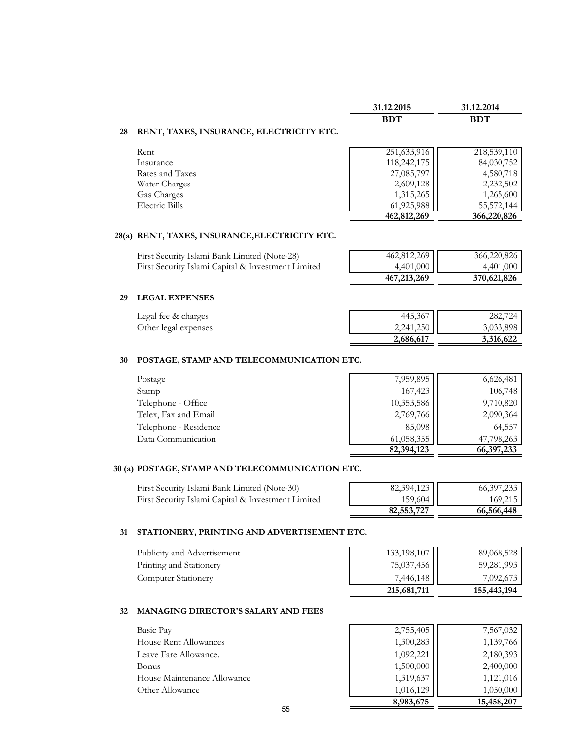| | 31.12.2015 | 31.12.2014 |
|---|---|---|
| | BDT | BDT |

## 28 RENT, TAXES, INSURANCE, ELECTRICITY ETC.

| | 31.12.2015 BDT | 31.12.2014 BDT |
|---|---|---|
| Rent | 251,633,916 | 218,539,110 |
| Insurance | 118,242,175 | 84,030,752 |
| Rates and Taxes | 27,085,797 | 4,580,718 |
| Water Charges | 2,609,128 | 2,232,502 |
| Gas Charges | 1,315,265 | 1,265,600 |
| Electric Bills | 61,925,988 | 55,572,144 |
| | **462,812,269** | **366,220,826** |

## 28(a) RENT, TAXES, INSURANCE,ELECTRICITY ETC.

| | 31.12.2015 BDT | 31.12.2014 BDT |
|---|---|---|
| First Security Islami Bank Limited (Note-28) | 462,812,269 | 366,220,826 |
| First Security Islami Capital & Investment Limited | 4,401,000 | 4,401,000 |
| | **467,213,269** | **370,621,826** |

## 29 LEGAL EXPENSES

| | 31.12.2015 BDT | 31.12.2014 BDT |
|---|---|---|
| Legal fee & charges | 445,367 | 282,724 |
| Other legal expenses | 2,241,250 | 3,033,898 |
| | **2,686,617** | **3,316,622** |

## 30 POSTAGE, STAMP AND TELECOMMUNICATION ETC.

| | 31.12.2015 BDT | 31.12.2014 BDT |
|---|---|---|
| Postage | 7,959,895 | 6,626,481 |
| Stamp | 167,423 | 106,748 |
| Telephone - Office | 10,353,586 | 9,710,820 |
| Telex, Fax and Email | 2,769,766 | 2,090,364 |
| Telephone - Residence | 85,098 | 64,557 |
| Data Communication | 61,058,355 | 47,798,263 |
| | **82,394,123** | **66,397,233** |

## 30 (a) POSTAGE, STAMP AND TELECOMMUNICATION ETC.

| | 31.12.2015 BDT | 31.12.2014 BDT |
|---|---|---|
| First Security Islami Bank Limited (Note-30) | 82,394,123 | 66,397,233 |
| First Security Islami Capital & Investment Limited | 159,604 | 169,215 |
| | **82,553,727** | **66,566,448** |

## 31 STATIONERY, PRINTING AND ADVERTISEMENT ETC.

| | 31.12.2015 BDT | 31.12.2014 BDT |
|---|---|---|
| Publicity and Advertisement | 133,198,107 | 89,068,528 |
| Printing and Stationery | 75,037,456 | 59,281,993 |
| Computer Stationery | 7,446,148 | 7,092,673 |
| | **215,681,711** | **155,443,194** |

## 32 MANAGING DIRECTOR'S SALARY AND FEES

| | 31.12.2015 BDT | 31.12.2014 BDT |
|---|---|---|
| Basic Pay | 2,755,405 | 7,567,032 |
| House Rent Allowances | 1,300,283 | 1,139,766 |
| Leave Fare Allowance. | 1,092,221 | 2,180,393 |
| Bonus | 1,500,000 | 2,400,000 |
| House Maintenance Allowance | 1,319,637 | 1,121,016 |
| Other Allowance | 1,016,129 | 1,050,000 |
| | **8,983,675** | **15,458,207** |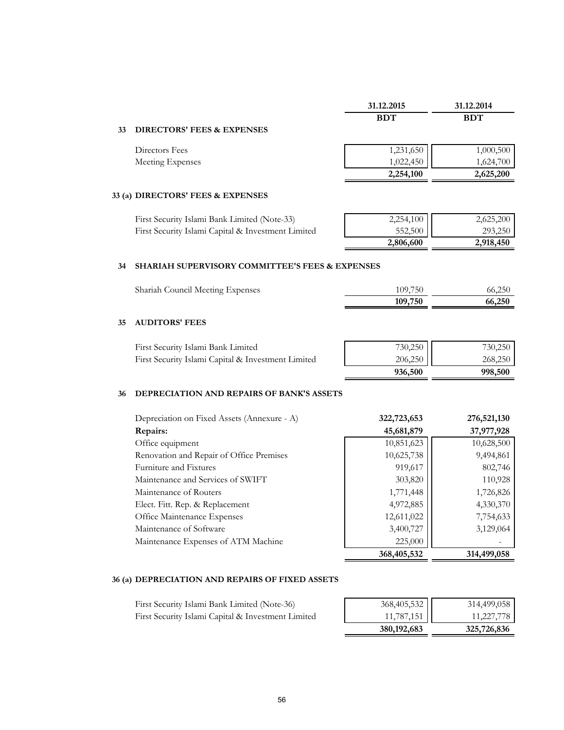| | 31.12.2015 | 31.12.2014 |
|---|---|---|
| | BDT | BDT |

## 33 DIRECTORS' FEES & EXPENSES

| | 31.12.2015 BDT | 31.12.2014 BDT |
|---|---|---|
| Directors Fees | 1,231,650 | 1,000,500 |
| Meeting Expenses | 1,022,450 | 1,624,700 |
| | **2,254,100** | **2,625,200** |

## 33 (a) DIRECTORS' FEES & EXPENSES

| | 31.12.2015 BDT | 31.12.2014 BDT |
|---|---|---|
| First Security Islami Bank Limited (Note-33) | 2,254,100 | 2,625,200 |
| First Security Islami Capital & Investment Limited | 552,500 | 293,250 |
| | **2,806,600** | **2,918,450** |

## 34 SHARIAH SUPERVISORY COMMITTEE'S FEES & EXPENSES

| | 31.12.2015 BDT | 31.12.2014 BDT |
|---|---|---|
| Shariah Council Meeting Expenses | 109,750 | 66,250 |
| | **109,750** | **66,250** |

## 35 AUDITORS' FEES

| | 31.12.2015 BDT | 31.12.2014 BDT |
|---|---|---|
| First Security Islami Bank Limited | 730,250 | 730,250 |
| First Security Islami Capital & Investment Limited | 206,250 | 268,250 |
| | **936,500** | **998,500** |

## 36 DEPRECIATION AND REPAIRS OF BANK'S ASSETS

| | 31.12.2015 BDT | 31.12.2014 BDT |
|---|---|---|
| Depreciation on Fixed Assets (Annexure - A) | **322,723,653** | **276,521,130** |
| **Repairs:** | **45,681,879** | **37,977,928** |
| Office equipment | 10,851,623 | 10,628,500 |
| Renovation and Repair of Office Premises | 10,625,738 | 9,494,861 |
| Furniture and Fixtures | 919,617 | 802,746 |
| Maintenance and Services of SWIFT | 303,820 | 110,928 |
| Maintenance of Routers | 1,771,448 | 1,726,826 |
| Elect. Fitt. Rep. & Replacement | 4,972,885 | 4,330,370 |
| Office Maintenance Expenses | 12,611,022 | 7,754,633 |
| Maintenance of Software | 3,400,727 | 3,129,064 |
| Maintenance Expenses of ATM Machine | 225,000 | - |
| | **368,405,532** | **314,499,058** |

## 36 (a) DEPRECIATION AND REPAIRS OF FIXED ASSETS

| | 31.12.2015 BDT | 31.12.2014 BDT |
|---|---|---|
| First Security Islami Bank Limited (Note-36) | 368,405,532 | 314,499,058 |
| First Security Islami Capital & Investment Limited | 11,787,151 | 11,227,778 |
| | **380,192,683** | **325,726,836** |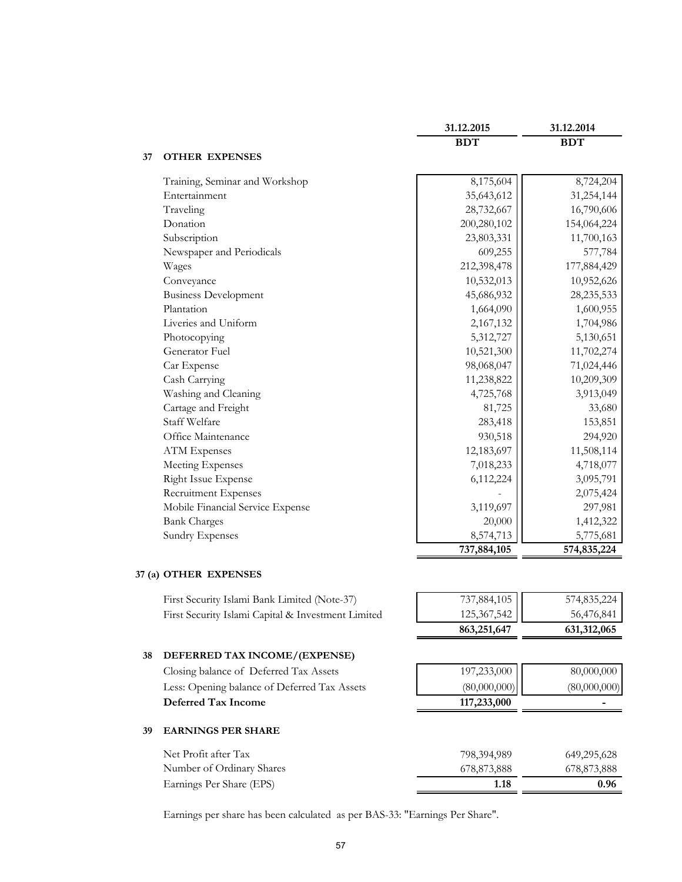| | 31.12.2015 | 31.12.2014 |
|---|---|---|
| | BDT | BDT |

## 37 OTHER EXPENSES

| | 31.12.2015 BDT | 31.12.2014 BDT |
|---|---|---|
| Training, Seminar and Workshop | 8,175,604 | 8,724,204 |
| Entertainment | 35,643,612 | 31,254,144 |
| Traveling | 28,732,667 | 16,790,606 |
| Donation | 200,280,102 | 154,064,224 |
| Subscription | 23,803,331 | 11,700,163 |
| Newspaper and Periodicals | 609,255 | 577,784 |
| Wages | 212,398,478 | 177,884,429 |
| Conveyance | 10,532,013 | 10,952,626 |
| Business Development | 45,686,932 | 28,235,533 |
| Plantation | 1,664,090 | 1,600,955 |
| Liveries and Uniform | 2,167,132 | 1,704,986 |
| Photocopying | 5,312,727 | 5,130,651 |
| Generator Fuel | 10,521,300 | 11,702,274 |
| Car Expense | 98,068,047 | 71,024,446 |
| Cash Carrying | 11,238,822 | 10,209,309 |
| Washing and Cleaning | 4,725,768 | 3,913,049 |
| Cartage and Freight | 81,725 | 33,680 |
| Staff Welfare | 283,418 | 153,851 |
| Office Maintenance | 930,518 | 294,920 |
| ATM Expenses | 12,183,697 | 11,508,114 |
| Meeting Expenses | 7,018,233 | 4,718,077 |
| Right Issue Expense | 6,112,224 | 3,095,791 |
| Recruitment Expenses | - | 2,075,424 |
| Mobile Financial Service Expense | 3,119,697 | 297,981 |
| Bank Charges | 20,000 | 1,412,322 |
| Sundry Expenses | 8,574,713 | 5,775,681 |
| | **737,884,105** | **574,835,224** |

## 37 (a) OTHER EXPENSES

| | 31.12.2015 BDT | 31.12.2014 BDT |
|---|---|---|
| First Security Islami Bank Limited (Note-37) | 737,884,105 | 574,835,224 |
| First Security Islami Capital & Investment Limited | 125,367,542 | 56,476,841 |
| | **863,251,647** | **631,312,065** |

## 38 DEFERRED TAX INCOME/(EXPENSE)

| | 31.12.2015 BDT | 31.12.2014 BDT |
|---|---|---|
| Closing balance of Deferred Tax Assets | 197,233,000 | 80,000,000 |
| Less: Opening balance of Deferred Tax Assets | (80,000,000) | (80,000,000) |
| **Deferred Tax Income** | **117,233,000** | **-** |

## 39 EARNINGS PER SHARE

| | 31.12.2015 BDT | 31.12.2014 BDT |
|---|---|---|
| Net Profit after Tax | 798,394,989 | 649,295,628 |
| Number of Ordinary Shares | 678,873,888 | 678,873,888 |
| Earnings Per Share (EPS) | **1.18** | **0.96** |

Earnings per share has been calculated as per BAS-33: "Earnings Per Share".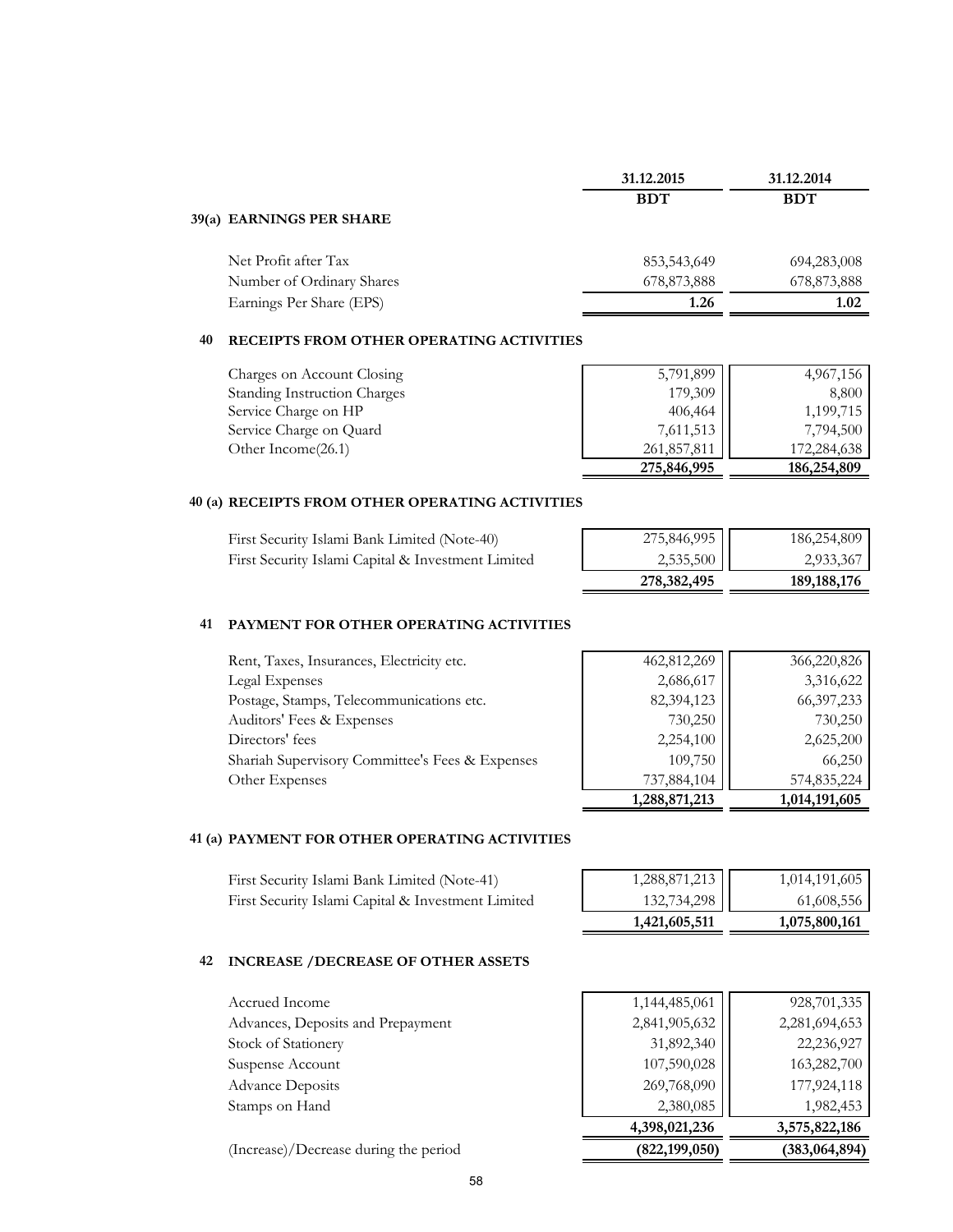| | 31.12.2015 | 31.12.2014 |
|---|---|---|
| | BDT | BDT |

## 39(a) EARNINGS PER SHARE

| | 31.12.2015 BDT | 31.12.2014 BDT |
|---|---|---|
| Net Profit after Tax | 853,543,649 | 694,283,008 |
| Number of Ordinary Shares | 678,873,888 | 678,873,888 |
| Earnings Per Share (EPS) | **1.26** | **1.02** |

## 40 RECEIPTS FROM OTHER OPERATING ACTIVITIES

| | 31.12.2015 BDT | 31.12.2014 BDT |
|---|---|---|
| Charges on Account Closing | 5,791,899 | 4,967,156 |
| Standing Instruction Charges | 179,309 | 8,800 |
| Service Charge on HP | 406,464 | 1,199,715 |
| Service Charge on Quard | 7,611,513 | 7,794,500 |
| Other Income(26.1) | 261,857,811 | 172,284,638 |
| | **275,846,995** | **186,254,809** |

## 40 (a) RECEIPTS FROM OTHER OPERATING ACTIVITIES

| | 31.12.2015 BDT | 31.12.2014 BDT |
|---|---|---|
| First Security Islami Bank Limited (Note-40) | 275,846,995 | 186,254,809 |
| First Security Islami Capital & Investment Limited | 2,535,500 | 2,933,367 |
| | **278,382,495** | **189,188,176** |

## 41 PAYMENT FOR OTHER OPERATING ACTIVITIES

| | 31.12.2015 BDT | 31.12.2014 BDT |
|---|---|---|
| Rent, Taxes, Insurances, Electricity etc. | 462,812,269 | 366,220,826 |
| Legal Expenses | 2,686,617 | 3,316,622 |
| Postage, Stamps, Telecommunications etc. | 82,394,123 | 66,397,233 |
| Auditors' Fees & Expenses | 730,250 | 730,250 |
| Directors' fees | 2,254,100 | 2,625,200 |
| Shariah Supervisory Committee's Fees & Expenses | 109,750 | 66,250 |
| Other Expenses | 737,884,104 | 574,835,224 |
| | **1,288,871,213** | **1,014,191,605** |

## 41 (a) PAYMENT FOR OTHER OPERATING ACTIVITIES

| | 31.12.2015 BDT | 31.12.2014 BDT |
|---|---|---|
| First Security Islami Bank Limited (Note-41) | 1,288,871,213 | 1,014,191,605 |
| First Security Islami Capital & Investment Limited | 132,734,298 | 61,608,556 |
| | **1,421,605,511** | **1,075,800,161** |

## 42 INCREASE /DECREASE OF OTHER ASSETS

| | 31.12.2015 BDT | 31.12.2014 BDT |
|---|---|---|
| Accrued Income | 1,144,485,061 | 928,701,335 |
| Advances, Deposits and Prepayment | 2,841,905,632 | 2,281,694,653 |
| Stock of Stationery | 31,892,340 | 22,236,927 |
| Suspense Account | 107,590,028 | 163,282,700 |
| Advance Deposits | 269,768,090 | 177,924,118 |
| Stamps on Hand | 2,380,085 | 1,982,453 |
| | **4,398,021,236** | **3,575,822,186** |
| (Increase)/Decrease during the period | **(822,199,050)** | **(383,064,894)** |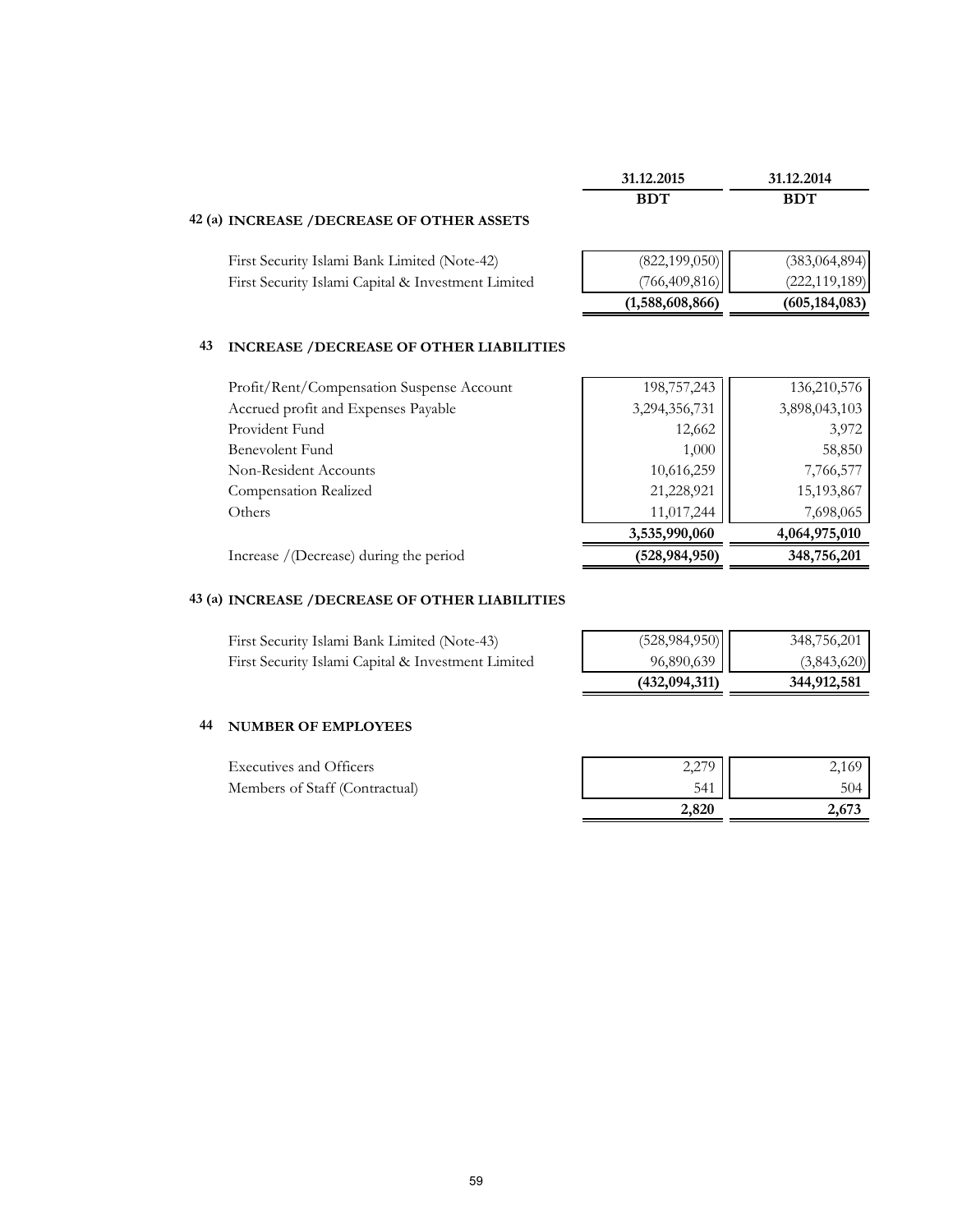|  | 31.12.2015 | 31.12.2014 |
|---|---|---|
|  | BDT | BDT |

## 42 (a) INCREASE /DECREASE OF OTHER ASSETS

|  | 31.12.2015 BDT | 31.12.2014 BDT |
|---|---|---|
| First Security Islami Bank Limited (Note-42) | (822,199,050) | (383,064,894) |
| First Security Islami Capital & Investment Limited | (766,409,816) | (222,119,189) |
|  | **(1,588,608,866)** | **(605,184,083)** |

## 43 INCREASE /DECREASE OF OTHER LIABILITIES

|  | 31.12.2015 BDT | 31.12.2014 BDT |
|---|---|---|
| Profit/Rent/Compensation Suspense Account | 198,757,243 | 136,210,576 |
| Accrued profit and Expenses Payable | 3,294,356,731 | 3,898,043,103 |
| Provident Fund | 12,662 | 3,972 |
| Benevolent Fund | 1,000 | 58,850 |
| Non-Resident Accounts | 10,616,259 | 7,766,577 |
| Compensation Realized | 21,228,921 | 15,193,867 |
| Others | 11,017,244 | 7,698,065 |
|  | **3,535,990,060** | **4,064,975,010** |
| Increase /(Decrease) during the period | **(528,984,950)** | **348,756,201** |

## 43 (a) INCREASE /DECREASE OF OTHER LIABILITIES

|  | 31.12.2015 BDT | 31.12.2014 BDT |
|---|---|---|
| First Security Islami Bank Limited (Note-43) | (528,984,950) | 348,756,201 |
| First Security Islami Capital & Investment Limited | 96,890,639 | (3,843,620) |
|  | **(432,094,311)** | **344,912,581** |

## 44 NUMBER OF EMPLOYEES

|  | 31.12.2015 | 31.12.2014 |
|---|---|---|
| Executives and Officers | 2,279 | 2,169 |
| Members of Staff (Contractual) | 541 | 504 |
|  | **2,820** | **2,673** |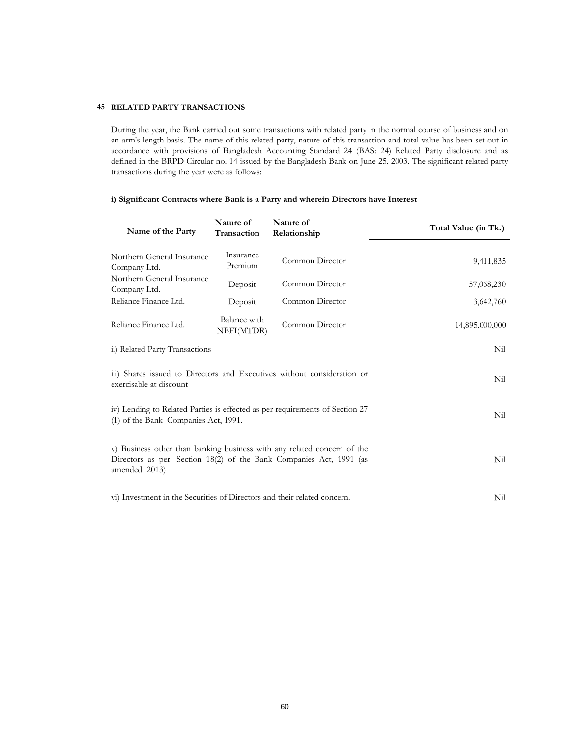## 45 RELATED PARTY TRANSACTIONS

During the year, the Bank carried out some transactions with related party in the normal course of business and on an arm's length basis. The name of this related party, nature of this transaction and total value has been set out in accordance with provisions of Bangladesh Accounting Standard 24 (BAS: 24) Related Party disclosure and as defined in the BRPD Circular no. 14 issued by the Bangladesh Bank on June 25, 2003. The significant related party transactions during the year were as follows:

### i) Significant Contracts where Bank is a Party and wherein Directors have Interest

| Name of the Party | Nature of Transaction | Nature of Relationship | Total Value (in Tk.) |
|---|---|---|---|
| Northern General Insurance Company Ltd. | Insurance Premium | Common Director | 9,411,835 |
| Northern General Insurance Company Ltd. | Deposit | Common Director | 57,068,230 |
| Reliance Finance Ltd. | Deposit | Common Director | 3,642,760 |
| Reliance Finance Ltd. | Balance with NBFI(MTDR) | Common Director | 14,895,000,000 |

| | |
|---|---|
| ii) Related Party Transactions | Nil |
| iii) Shares issued to Directors and Executives without consideration or exercisable at discount | Nil |
| iv) Lending to Related Parties is effected as per requirements of Section 27 (1) of the Bank Companies Act, 1991. | Nil |
| v) Business other than banking business with any related concern of the Directors as per Section 18(2) of the Bank Companies Act, 1991 (as amended 2013) | Nil |
| vi) Investment in the Securities of Directors and their related concern. | Nil |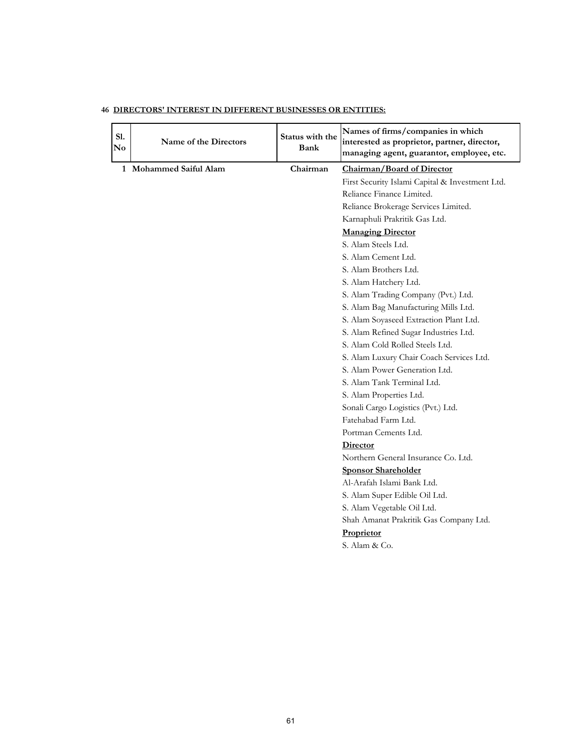**46 DIRECTORS' INTEREST IN DIFFERENT BUSINESSES OR ENTITIES:**

| Sl. No | Name of the Directors | Status with the Bank | Names of firms/companies in which interested as proprietor, partner, director, managing agent, guarantor, employee, etc. |
|---|---|---|---|
| 1 | **Mohammed Saiful Alam** | **Chairman** | **Chairman/Board of Director** |
| | | | First Security Islami Capital & Investment Ltd. |
| | | | Reliance Finance Limited. |
| | | | Reliance Brokerage Services Limited. |
| | | | Karnaphuli Prakritik Gas Ltd. |
| | | | **Managing Director** |
| | | | S. Alam Steels Ltd. |
| | | | S. Alam Cement Ltd. |
| | | | S. Alam Brothers Ltd. |
| | | | S. Alam Hatchery Ltd. |
| | | | S. Alam Trading Company (Pvt.) Ltd. |
| | | | S. Alam Bag Manufacturing Mills Ltd. |
| | | | S. Alam Soyaseed Extraction Plant Ltd. |
| | | | S. Alam Refined Sugar Industries Ltd. |
| | | | S. Alam Cold Rolled Steels Ltd. |
| | | | S. Alam Luxury Chair Coach Services Ltd. |
| | | | S. Alam Power Generation Ltd. |
| | | | S. Alam Tank Terminal Ltd. |
| | | | S. Alam Properties Ltd. |
| | | | Sonali Cargo Logistics (Pvt.) Ltd. |
| | | | Fatehabad Farm Ltd. |
| | | | Portman Cements Ltd. |
| | | | **Director** |
| | | | Northern General Insurance Co. Ltd. |
| | | | **Sponsor Shareholder** |
| | | | Al-Arafah Islami Bank Ltd. |
| | | | S. Alam Super Edible Oil Ltd. |
| | | | S. Alam Vegetable Oil Ltd. |
| | | | Shah Amanat Prakritik Gas Company Ltd. |
| | | | **Proprietor** |
| | | | S. Alam & Co. |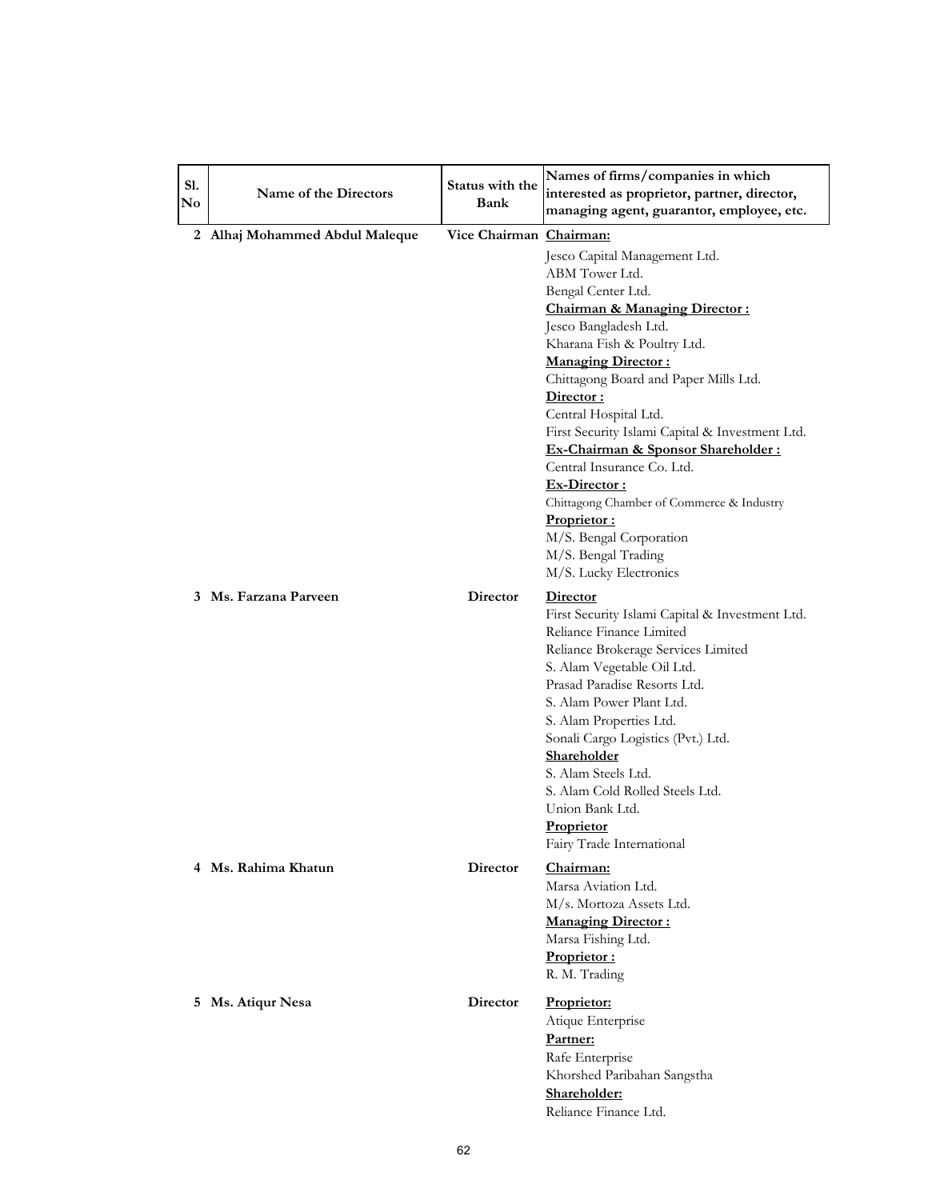| Sl. No | Name of the Directors | Status with the Bank | Names of firms/companies in which interested as proprietor, partner, director, managing agent, guarantor, employee, etc. |
|---|---|---|---|
| 2 | Alhaj Mohammed Abdul Maleque | Vice Chairman | **Chairman:**<br>Jesco Capital Management Ltd.<br>ABM Tower Ltd.<br>Bengal Center Ltd.<br>**Chairman & Managing Director :**<br>Jesco Bangladesh Ltd.<br>Kharana Fish & Poultry Ltd.<br>**Managing Director :**<br>Chittagong Board and Paper Mills Ltd.<br>**Director :**<br>Central Hospital Ltd.<br>First Security Islami Capital & Investment Ltd.<br>**Ex-Chairman & Sponsor Shareholder :**<br>Central Insurance Co. Ltd.<br>**Ex-Director :**<br>Chittagong Chamber of Commerce & Industry<br>**Proprietor :**<br>M/S. Bengal Corporation<br>M/S. Bengal Trading<br>M/S. Lucky Electronics |
| 3 | Ms. Farzana Parveen | Director | **Director**<br>First Security Islami Capital & Investment Ltd.<br>Reliance Finance Limited<br>Reliance Brokerage Services Limited<br>S. Alam Vegetable Oil Ltd.<br>Prasad Paradise Resorts Ltd.<br>S. Alam Power Plant Ltd.<br>S. Alam Properties Ltd.<br>Sonali Cargo Logistics (Pvt.) Ltd.<br>**Shareholder**<br>S. Alam Steels Ltd.<br>S. Alam Cold Rolled Steels Ltd.<br>Union Bank Ltd.<br>**Proprietor**<br>Fairy Trade International |
| 4 | Ms. Rahima Khatun | Director | **Chairman:**<br>Marsa Aviation Ltd.<br>M/s. Mortoza Assets Ltd.<br>**Managing Director :**<br>Marsa Fishing Ltd.<br>**Proprietor :**<br>R. M. Trading |
| 5 | Ms. Atiqur Nesa | Director | **Proprietor:**<br>Atique Enterprise<br>**Partner:**<br>Rafe Enterprise<br>Khorshed Paribahan Sangstha<br>**Shareholder:**<br>Reliance Finance Ltd. |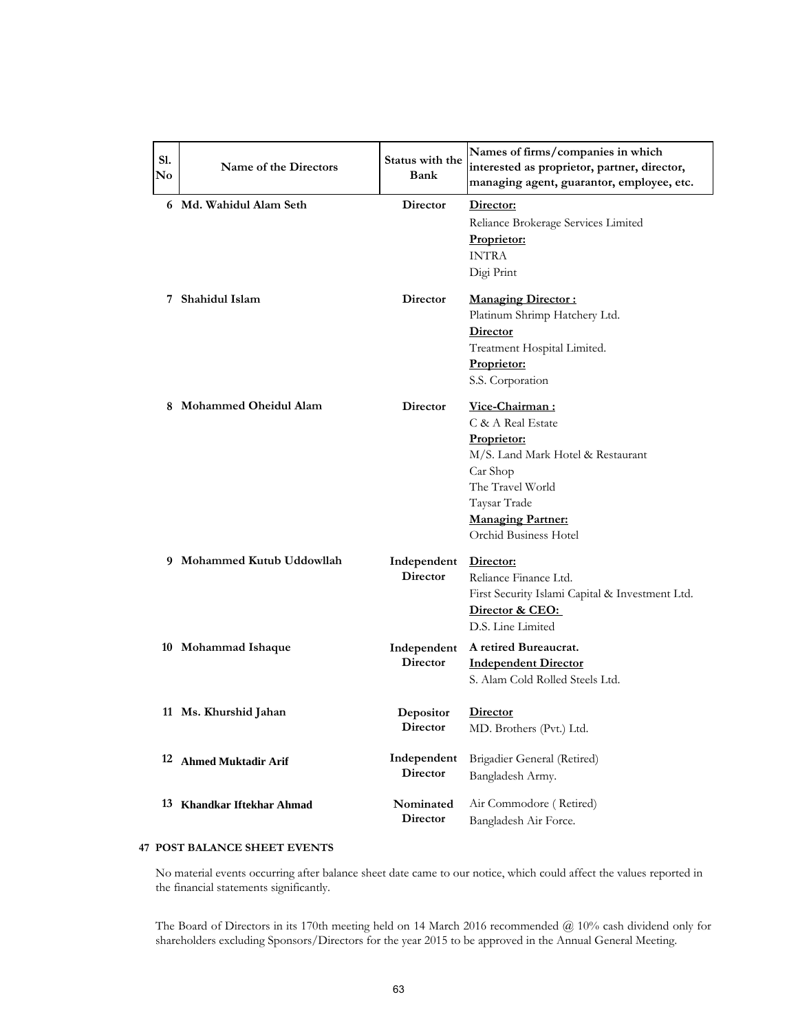| Sl. No | Name of the Directors | Status with the Bank | Names of firms/companies in which interested as proprietor, partner, director, managing agent, guarantor, employee, etc. |
|---|---|---|---|
| 6 | **Md. Wahidul Alam Seth** | Director | **Director:**<br>Reliance Brokerage Services Limited<br>**Proprietor:**<br>INTRA<br>Digi Print |
| 7 | **Shahidul Islam** | Director | **Managing Director :**<br>Platinum Shrimp Hatchery Ltd.<br>**Director**<br>Treatment Hospital Limited.<br>**Proprietor:**<br>S.S. Corporation |
| 8 | **Mohammed Oheidul Alam** | Director | **Vice-Chairman :**<br>C & A Real Estate<br>**Proprietor:**<br>M/S. Land Mark Hotel & Restaurant<br>Car Shop<br>The Travel World<br>Taysar Trade<br>**Managing Partner:**<br>Orchid Business Hotel |
| 9 | **Mohammed Kutub Uddowllah** | Independent Director | **Director:**<br>Reliance Finance Ltd.<br>First Security Islami Capital & Investment Ltd.<br>**Director & CEO:**<br>D.S. Line Limited |
| 10 | **Mohammad Ishaque** | Independent Director | **A retired Bureaucrat.**<br>**Independent Director**<br>S. Alam Cold Rolled Steels Ltd. |
| 11 | **Ms. Khurshid Jahan** | Depositor Director | **Director**<br>MD. Brothers (Pvt.) Ltd. |
| 12 | **Ahmed Muktadir Arif** | Independent Director | Brigadier General (Retired)<br>Bangladesh Army. |
| 13 | **Khandkar Iftekhar Ahmad** | Nominated Director | Air Commodore ( Retired)<br>Bangladesh Air Force. |

## 47 POST BALANCE SHEET EVENTS

No material events occurring after balance sheet date came to our notice, which could affect the values reported in the financial statements significantly.

The Board of Directors in its 170th meeting held on 14 March 2016 recommended @ 10% cash dividend only for shareholders excluding Sponsors/Directors for the year 2015 to be approved in the Annual General Meeting.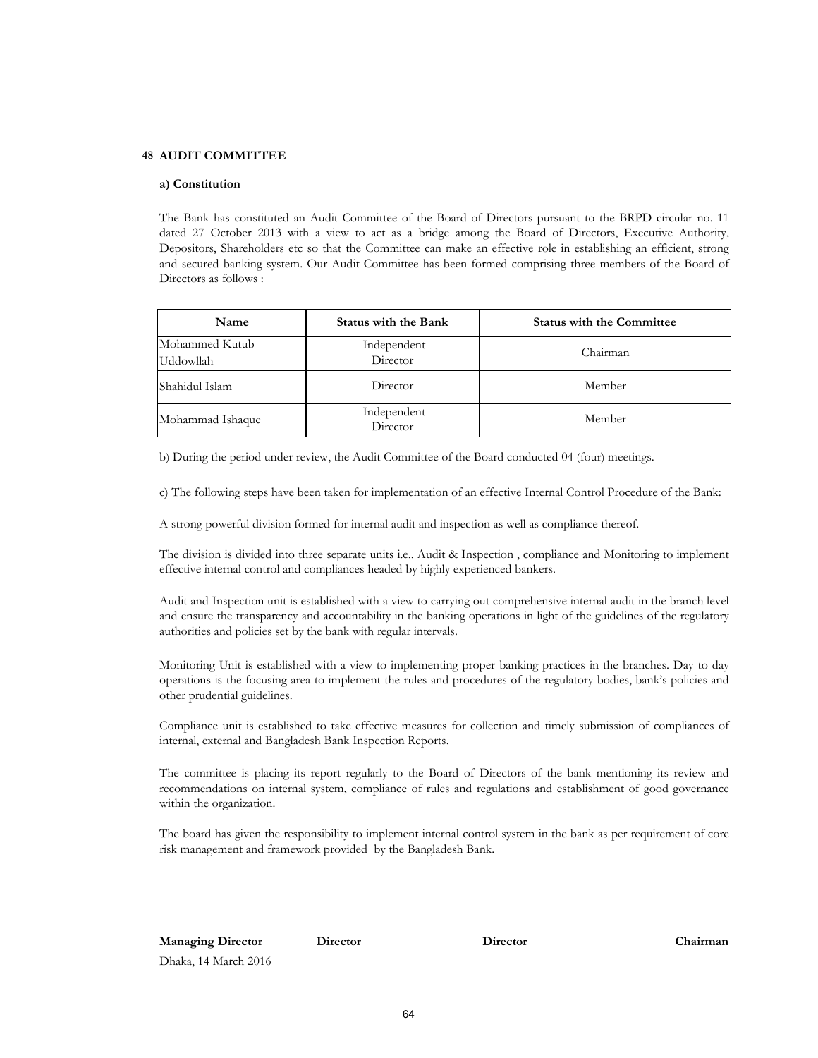## 48 AUDIT COMMITTEE

### a) Constitution

The Bank has constituted an Audit Committee of the Board of Directors pursuant to the BRPD circular no. 11 dated 27 October 2013 with a view to act as a bridge among the Board of Directors, Executive Authority, Depositors, Shareholders etc so that the Committee can make an effective role in establishing an efficient, strong and secured banking system. Our Audit Committee has been formed comprising three members of the Board of Directors as follows :

| Name | Status with the Bank | Status with the Committee |
|---|---|---|
| Mohammed Kutub Uddowllah | Independent Director | Chairman |
| Shahidul Islam | Director | Member |
| Mohammad Ishaque | Independent Director | Member |

b) During the period under review, the Audit Committee of the Board conducted 04 (four) meetings.

c) The following steps have been taken for implementation of an effective Internal Control Procedure of the Bank:

A strong powerful division formed for internal audit and inspection as well as compliance thereof.

The division is divided into three separate units i.e.. Audit & Inspection , compliance and Monitoring to implement effective internal control and compliances headed by highly experienced bankers.

Audit and Inspection unit is established with a view to carrying out comprehensive internal audit in the branch level and ensure the transparency and accountability in the banking operations in light of the guidelines of the regulatory authorities and policies set by the bank with regular intervals.

Monitoring Unit is established with a view to implementing proper banking practices in the branches. Day to day operations is the focusing area to implement the rules and procedures of the regulatory bodies, bank's policies and other prudential guidelines.

Compliance unit is established to take effective measures for collection and timely submission of compliances of internal, external and Bangladesh Bank Inspection Reports.

The committee is placing its report regularly to the Board of Directors of the bank mentioning its review and recommendations on internal system, compliance of rules and regulations and establishment of good governance within the organization.

The board has given the responsibility to implement internal control system in the bank as per requirement of core risk management and framework provided by the Bangladesh Bank.

**Managing Director** **Director** **Director** **Chairman**

Dhaka, 14 March 2016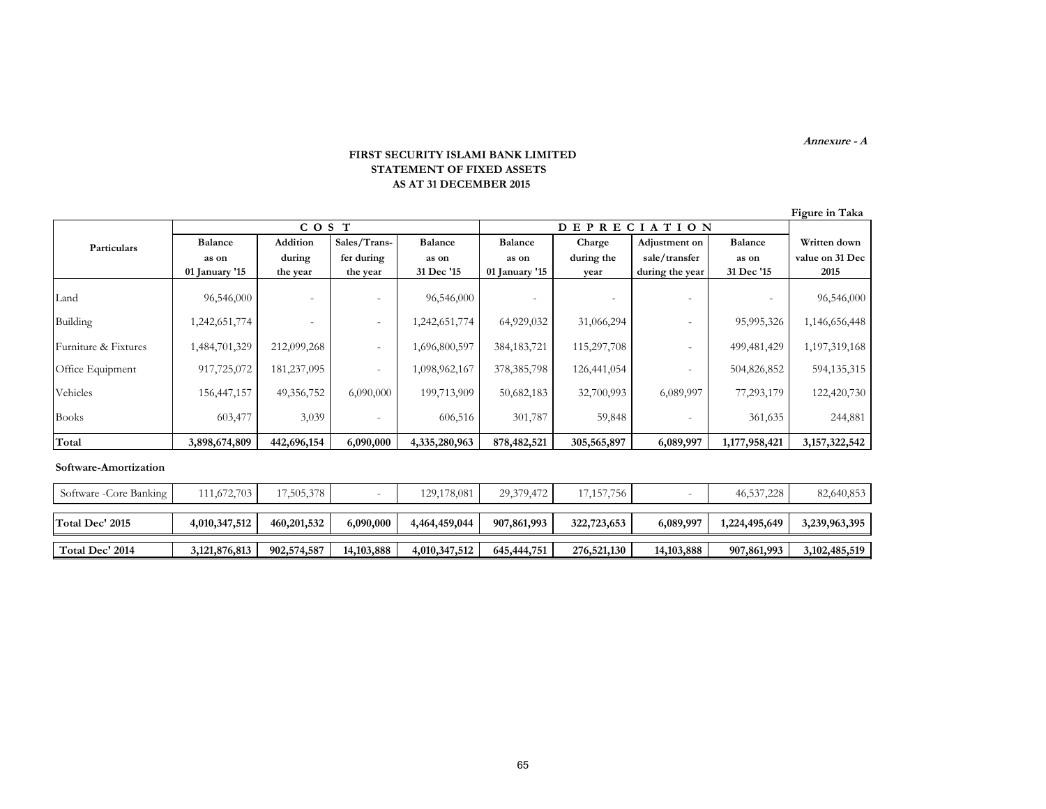*Annexure - A*

**FIRST SECURITY ISLAMI BANK LIMITED**
**STATEMENT OF FIXED ASSETS**
**AS AT 31 DECEMBER 2015**

Figure in Taka

| Particulars | COST | | | | DEPRECIATION | | | | Written down value on 31 Dec 2015 |
|---|---|---|---|---|---|---|---|---|---|
| | Balance as on 01 January '15 | Addition during the year | Sales/Transfer during the year | Balance as on 31 Dec '15 | Balance as on 01 January '15 | Charge during the year | Adjustment on sale/transfer during the year | Balance as on 31 Dec '15 | |
| Land | 96,546,000 | - | - | 96,546,000 | - | - | - | - | 96,546,000 |
| Building | 1,242,651,774 | - | - | 1,242,651,774 | 64,929,032 | 31,066,294 | - | 95,995,326 | 1,146,656,448 |
| Furniture & Fixtures | 1,484,701,329 | 212,099,268 | - | 1,696,800,597 | 384,183,721 | 115,297,708 | - | 499,481,429 | 1,197,319,168 |
| Office Equipment | 917,725,072 | 181,237,095 | - | 1,098,962,167 | 378,385,798 | 126,441,054 | - | 504,826,852 | 594,135,315 |
| Vehicles | 156,447,157 | 49,356,752 | 6,090,000 | 199,713,909 | 50,682,183 | 32,700,993 | 6,089,997 | 77,293,179 | 122,420,730 |
| Books | 603,477 | 3,039 | - | 606,516 | 301,787 | 59,848 | - | 361,635 | 244,881 |
| **Total** | **3,898,674,809** | **442,696,154** | **6,090,000** | **4,335,280,963** | **878,482,521** | **305,565,897** | **6,089,997** | **1,177,958,421** | **3,157,322,542** |
| **Software-Amortization** | | | | | | | | | |
| Software -Core Banking | 111,672,703 | 17,505,378 | - | 129,178,081 | 29,379,472 | 17,157,756 | - | 46,537,228 | 82,640,853 |
| **Total Dec' 2015** | **4,010,347,512** | **460,201,532** | **6,090,000** | **4,464,459,044** | **907,861,993** | **322,723,653** | **6,089,997** | **1,224,495,649** | **3,239,963,395** |
| **Total Dec' 2014** | **3,121,876,813** | **902,574,587** | **14,103,888** | **4,010,347,512** | **645,444,751** | **276,521,130** | **14,103,888** | **907,861,993** | **3,102,485,519** |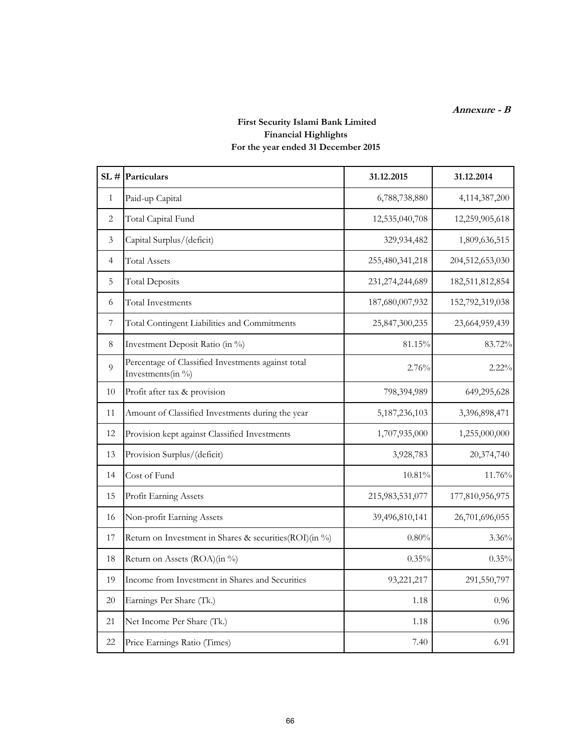***Annexure - B***

**First Security Islami Bank Limited**
**Financial Highlights**
**For the year ended 31 December 2015**

| SL # | Particulars | 31.12.2015 | 31.12.2014 |
|---|---|---|---|
| 1 | Paid-up Capital | 6,788,738,880 | 4,114,387,200 |
| 2 | Total Capital Fund | 12,535,040,708 | 12,259,905,618 |
| 3 | Capital Surplus/(deficit) | 329,934,482 | 1,809,636,515 |
| 4 | Total Assets | 255,480,341,218 | 204,512,653,030 |
| 5 | Total Deposits | 231,274,244,689 | 182,511,812,854 |
| 6 | Total Investments | 187,680,007,932 | 152,792,319,038 |
| 7 | Total Contingent Liabilities and Commitments | 25,847,300,235 | 23,664,959,439 |
| 8 | Investment Deposit Ratio (in %) | 81.15% | 83.72% |
| 9 | Percentage of Classified Investments against total Investments(in %) | 2.76% | 2.22% |
| 10 | Profit after tax & provision | 798,394,989 | 649,295,628 |
| 11 | Amount of Classified Investments during the year | 5,187,236,103 | 3,396,898,471 |
| 12 | Provision kept against Classified Investments | 1,707,935,000 | 1,255,000,000 |
| 13 | Provision Surplus/(deficit) | 3,928,783 | 20,374,740 |
| 14 | Cost of Fund | 10.81% | 11.76% |
| 15 | Profit Earning Assets | 215,983,531,077 | 177,810,956,975 |
| 16 | Non-profit Earning Assets | 39,496,810,141 | 26,701,696,055 |
| 17 | Return on Investment in Shares & securities(ROI)(in %) | 0.80% | 3.36% |
| 18 | Return on Assets (ROA)(in %) | 0.35% | 0.35% |
| 19 | Income from Investment in Shares and Securities | 93,221,217 | 291,550,797 |
| 20 | Earnings Per Share (Tk.) | 1.18 | 0.96 |
| 21 | Net Income Per Share (Tk.) | 1.18 | 0.96 |
| 22 | Price Earnings Ratio (Times) | 7.40 | 6.91 |